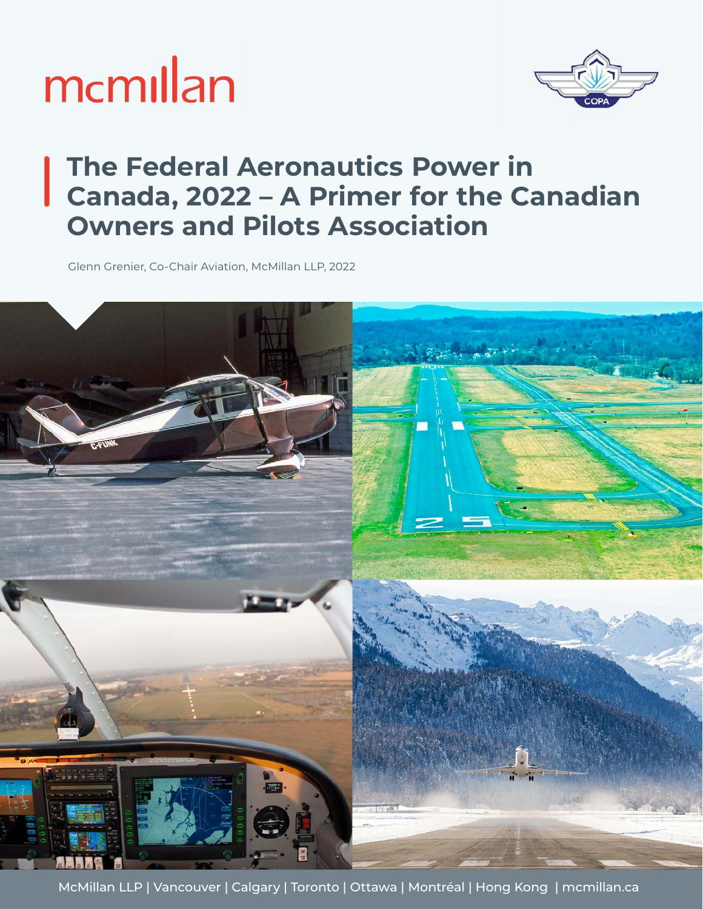mcmillan

COPA

# The Federal Aeronautics Power in Canada, 2022 – A Primer for the Canadian Owners and Pilots Association

Glenn Grenier, Co-Chair Aviation, McMillan LLP, 2022

McMillan LLP | Vancouver | Calgary | Toronto | Ottawa | Montréal | Hong Kong | mcmillan.ca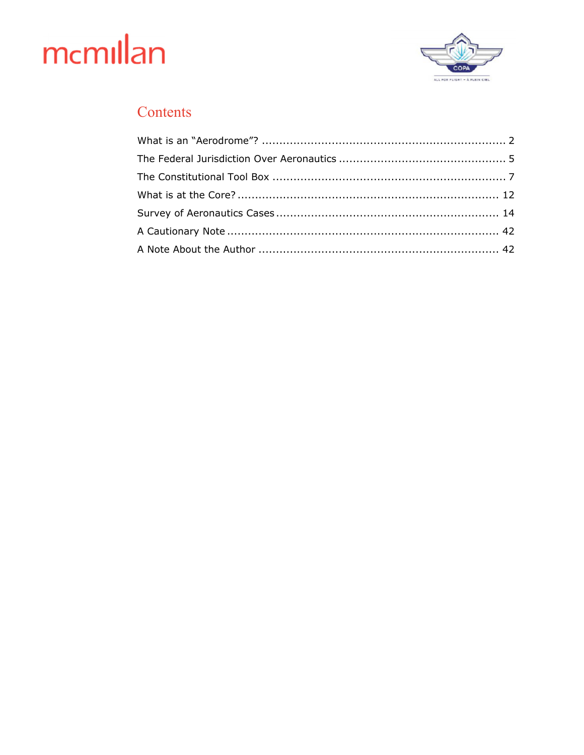# Contents

What is an "Aerodrome"? ..................................................................... 2

The Federal Jurisdiction Over Aeronautics ............................................... 5

The Constitutional Tool Box .................................................................. 7

What is at the Core? .......................................................................... 12

Survey of Aeronautics Cases ............................................................... 14

A Cautionary Note ............................................................................. 42

A Note About the Author .................................................................... 42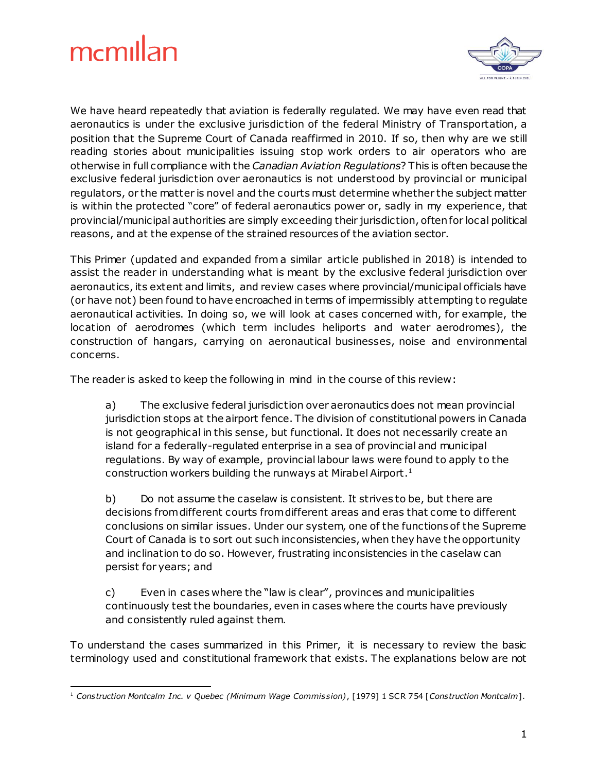We have heard repeatedly that aviation is federally regulated. We may have even read that aeronautics is under the exclusive jurisdiction of the federal Ministry of Transportation, a position that the Supreme Court of Canada reaffirmed in 2010. If so, then why are we still reading stories about municipalities issuing stop work orders to air operators who are otherwise in full compliance with the *Canadian Aviation Regulations*? This is often because the exclusive federal jurisdiction over aeronautics is not understood by provincial or municipal regulators, or the matter is novel and the courts must determine whether the subject matter is within the protected "core" of federal aeronautics power or, sadly in my experience, that provincial/municipal authorities are simply exceeding their jurisdiction, often for local political reasons, and at the expense of the strained resources of the aviation sector.

This Primer (updated and expanded from a similar article published in 2018) is intended to assist the reader in understanding what is meant by the exclusive federal jurisdiction over aeronautics, its extent and limits, and review cases where provincial/municipal officials have (or have not) been found to have encroached in terms of impermissibly attempting to regulate aeronautical activities. In doing so, we will look at cases concerned with, for example, the location of aerodromes (which term includes heliports and water aerodromes), the construction of hangars, carrying on aeronautical businesses, noise and environmental concerns.

The reader is asked to keep the following in mind in the course of this review:

a) The exclusive federal jurisdiction over aeronautics does not mean provincial jurisdiction stops at the airport fence. The division of constitutional powers in Canada is not geographical in this sense, but functional. It does not necessarily create an island for a federally-regulated enterprise in a sea of provincial and municipal regulations. By way of example, provincial labour laws were found to apply to the construction workers building the runways at Mirabel Airport.[1]

b) Do not assume the caselaw is consistent. It strives to be, but there are decisions from different courts from different areas and eras that come to different conclusions on similar issues. Under our system, one of the functions of the Supreme Court of Canada is to sort out such inconsistencies, when they have the opportunity and inclination to do so. However, frustrating inconsistencies in the caselaw can persist for years; and

c) Even in cases where the "law is clear", provinces and municipalities continuously test the boundaries, even in cases where the courts have previously and consistently ruled against them.

To understand the cases summarized in this Primer, it is necessary to review the basic terminology used and constitutional framework that exists. The explanations below are not

[1] *Construction Montcalm Inc. v Quebec (Minimum Wage Commission)*, [1979] 1 SCR 754 [*Construction Montcalm*].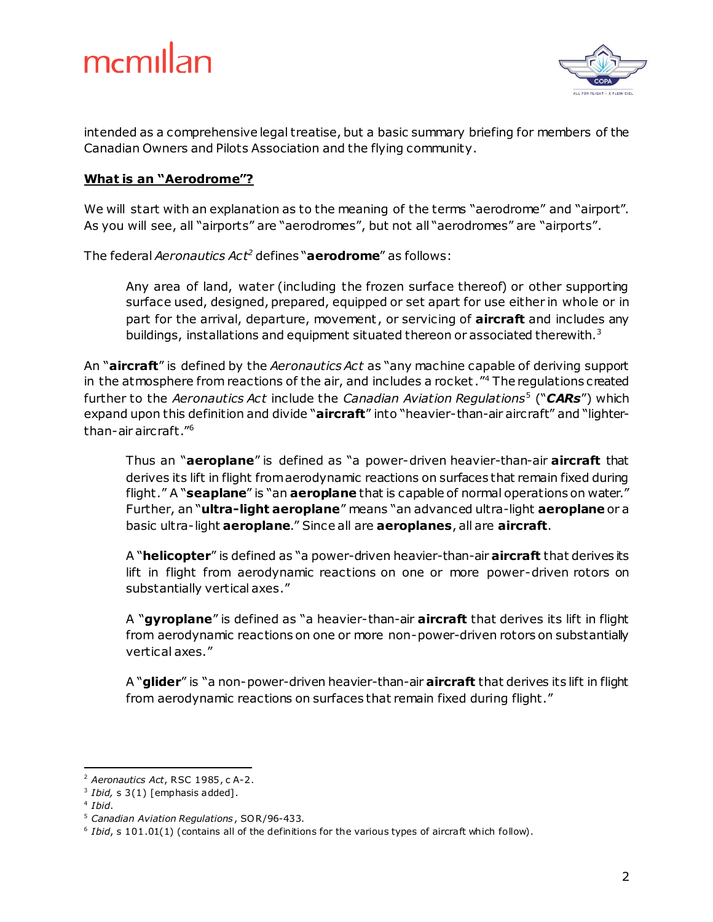intended as a comprehensive legal treatise, but a basic summary briefing for members of the Canadian Owners and Pilots Association and the flying community.

## What is an "Aerodrome"?

We will start with an explanation as to the meaning of the terms "aerodrome" and "airport". As you will see, all "airports" are "aerodromes", but not all "aerodromes" are "airports".

The federal *Aeronautics Act*[2] defines "**aerodrome**" as follows:

> Any area of land, water (including the frozen surface thereof) or other supporting surface used, designed, prepared, equipped or set apart for use either in whole or in part for the arrival, departure, movement, or servicing of **aircraft** and includes any buildings, installations and equipment situated thereon or associated therewith.[3]

An "**aircraft**" is defined by the *Aeronautics Act* as "any machine capable of deriving support in the atmosphere from reactions of the air, and includes a rocket."[4] The regulations created further to the *Aeronautics Act* include the *Canadian Aviation Regulations*[5] ("***CARs***") which expand upon this definition and divide "**aircraft**" into "heavier-than-air aircraft" and "lighter-than-air aircraft."[6]

> Thus an "**aeroplane**" is defined as "a power-driven heavier-than-air **aircraft** that derives its lift in flight from aerodynamic reactions on surfaces that remain fixed during flight." A "**seaplane**" is "an **aeroplane** that is capable of normal operations on water." Further, an "**ultra-light aeroplane**" means "an advanced ultra-light **aeroplane** or a basic ultra-light **aeroplane**." Since all are **aeroplanes**, all are **aircraft**.
>
> A "**helicopter**" is defined as "a power-driven heavier-than-air **aircraft** that derives its lift in flight from aerodynamic reactions on one or more power-driven rotors on substantially vertical axes."
>
> A "**gyroplane**" is defined as "a heavier-than-air **aircraft** that derives its lift in flight from aerodynamic reactions on one or more non-power-driven rotors on substantially vertical axes."
>
> A "**glider**" is "a non-power-driven heavier-than-air **aircraft** that derives its lift in flight from aerodynamic reactions on surfaces that remain fixed during flight."

---

[2] *Aeronautics Act*, RSC 1985, c A-2.

[3] *Ibid,* s 3(1) [emphasis added].

[4] *Ibid*.

[5] *Canadian Aviation Regulations*, SOR/96-433.

[6] *Ibid*, s 101.01(1) (contains all of the definitions for the various types of aircraft which follow).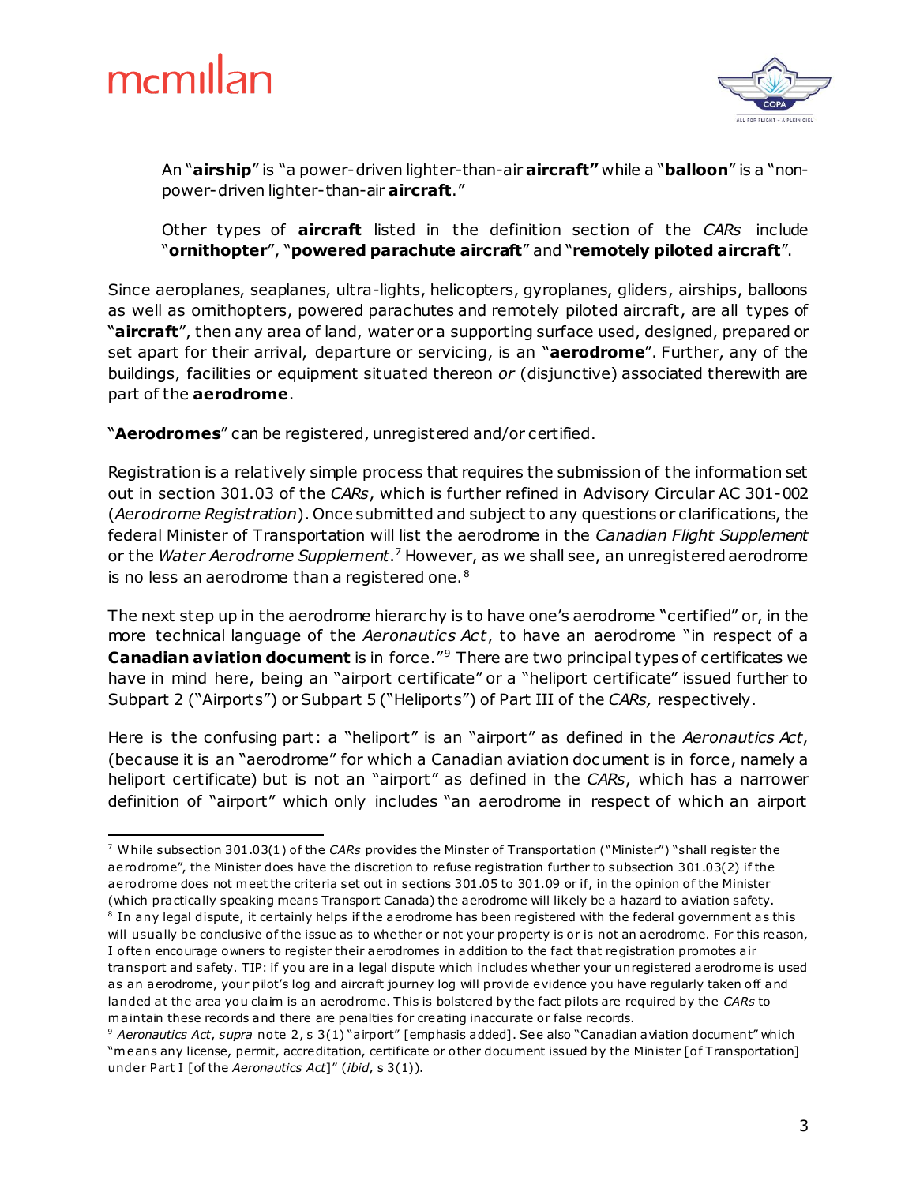An "**airship**" is "a power-driven lighter-than-air **aircraft"** while a "**balloon**" is a "non-power-driven lighter-than-air **aircraft**."

Other types of **aircraft** listed in the definition section of the *CARs* include "**ornithopter**", "**powered parachute aircraft**" and "**remotely piloted aircraft**".

Since aeroplanes, seaplanes, ultra-lights, helicopters, gyroplanes, gliders, airships, balloons as well as ornithopters, powered parachutes and remotely piloted aircraft, are all types of "**aircraft**", then any area of land, water or a supporting surface used, designed, prepared or set apart for their arrival, departure or servicing, is an "**aerodrome**". Further, any of the buildings, facilities or equipment situated thereon *or* (disjunctive) associated therewith are part of the **aerodrome**.

"**Aerodromes**" can be registered, unregistered and/or certified.

Registration is a relatively simple process that requires the submission of the information set out in section 301.03 of the *CARs*, which is further refined in Advisory Circular AC 301-002 (*Aerodrome Registration*). Once submitted and subject to any questions or clarifications, the federal Minister of Transportation will list the aerodrome in the *Canadian Flight Supplement* or the *Water Aerodrome Supplement*.[7] However, as we shall see, an unregistered aerodrome is no less an aerodrome than a registered one.[8]

The next step up in the aerodrome hierarchy is to have one's aerodrome "certified" or, in the more technical language of the *Aeronautics Act*, to have an aerodrome "in respect of a **Canadian aviation document** is in force."[9] There are two principal types of certificates we have in mind here, being an "airport certificate" or a "heliport certificate" issued further to Subpart 2 ("Airports") or Subpart 5 ("Heliports") of Part III of the *CARs,* respectively.

Here is the confusing part: a "heliport" is an "airport" as defined in the *Aeronautics Act*, (because it is an "aerodrome" for which a Canadian aviation document is in force, namely a heliport certificate) but is not an "airport" as defined in the *CARs*, which has a narrower definition of "airport" which only includes "an aerodrome in respect of which an airport

---

[7] While subsection 301.03(1) of the *CARs* provides the Minster of Transportation ("Minister") "shall register the aerodrome", the Minister does have the discretion to refuse registration further to subsection 301.03(2) if the aerodrome does not meet the criteria set out in sections 301.05 to 301.09 or if, in the opinion of the Minister (which practically speaking means Transport Canada) the aerodrome will likely be a hazard to aviation safety.

[8] In any legal dispute, it certainly helps if the aerodrome has been registered with the federal government as this will usually be conclusive of the issue as to whether or not your property is or is not an aerodrome. For this reason, I often encourage owners to register their aerodromes in addition to the fact that registration promotes air transport and safety. TIP: if you are in a legal dispute which includes whether your unregistered aerodrome is used as an aerodrome, your pilot's log and aircraft journey log will provide evidence you have regularly taken off and landed at the area you claim is an aerodrome. This is bolstered by the fact pilots are required by the *CARs* to maintain these records and there are penalties for creating inaccurate or false records.

[9] *Aeronautics Act*, *supra* note 2, s 3(1) "airport" [emphasis added]. See also "Canadian aviation document" which "means any license, permit, accreditation, certificate or other document issued by the Minister [of Transportation] under Part I [of the *Aeronautics Act*]" (*ibid*, s 3(1)).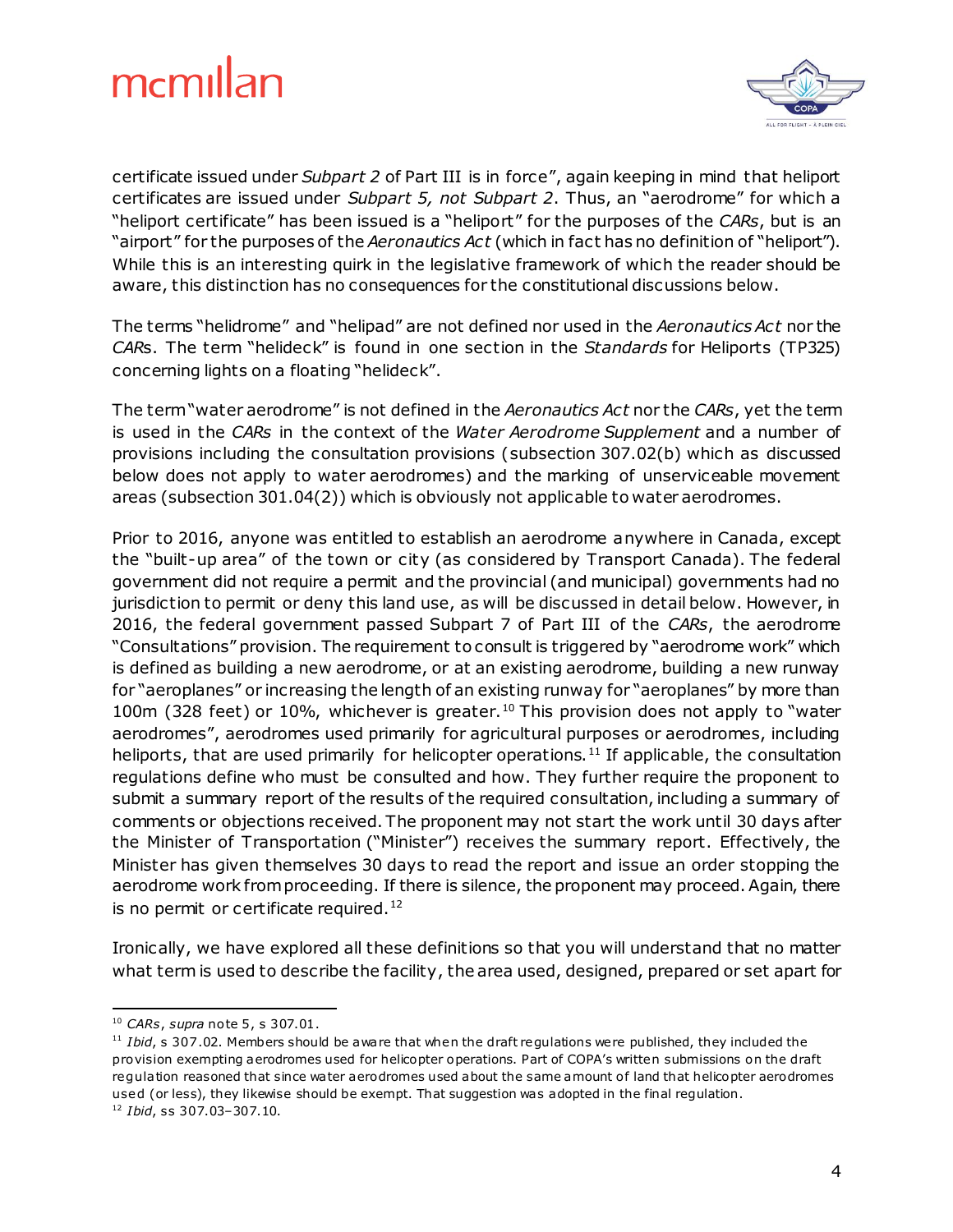certificate issued under *Subpart 2* of Part III is in force", again keeping in mind that heliport certificates are issued under *Subpart 5, not Subpart 2*. Thus, an "aerodrome" for which a "heliport certificate" has been issued is a "heliport" for the purposes of the *CARs*, but is an "airport" for the purposes of the *Aeronautics Act* (which in fact has no definition of "heliport"). While this is an interesting quirk in the legislative framework of which the reader should be aware, this distinction has no consequences for the constitutional discussions below.

The terms "helidrome" and "helipad" are not defined nor used in the *Aeronautics Act* nor the *CARs*. The term "helideck" is found in one section in the *Standards* for Heliports (TP325) concerning lights on a floating "helideck".

The term "water aerodrome" is not defined in the *Aeronautics Act* nor the *CARs*, yet the term is used in the *CARs* in the context of the *Water Aerodrome Supplement* and a number of provisions including the consultation provisions (subsection 307.02(b) which as discussed below does not apply to water aerodromes) and the marking of unserviceable movement areas (subsection 301.04(2)) which is obviously not applicable to water aerodromes.

Prior to 2016, anyone was entitled to establish an aerodrome anywhere in Canada, except the "built-up area" of the town or city (as considered by Transport Canada). The federal government did not require a permit and the provincial (and municipal) governments had no jurisdiction to permit or deny this land use, as will be discussed in detail below. However, in 2016, the federal government passed Subpart 7 of Part III of the *CARs*, the aerodrome "Consultations" provision. The requirement to consult is triggered by "aerodrome work" which is defined as building a new aerodrome, or at an existing aerodrome, building a new runway for "aeroplanes" or increasing the length of an existing runway for "aeroplanes" by more than 100m (328 feet) or 10%, whichever is greater.[10] This provision does not apply to "water aerodromes", aerodromes used primarily for agricultural purposes or aerodromes, including heliports, that are used primarily for helicopter operations.[11] If applicable, the consultation regulations define who must be consulted and how. They further require the proponent to submit a summary report of the results of the required consultation, including a summary of comments or objections received. The proponent may not start the work until 30 days after the Minister of Transportation ("Minister") receives the summary report. Effectively, the Minister has given themselves 30 days to read the report and issue an order stopping the aerodrome work from proceeding. If there is silence, the proponent may proceed. Again, there is no permit or certificate required.[12]

Ironically, we have explored all these definitions so that you will understand that no matter what term is used to describe the facility, the area used, designed, prepared or set apart for

---

[10] *CARs*, *supra* note 5, s 307.01.

[11] *Ibid*, s 307.02. Members should be aware that when the draft regulations were published, they included the provision exempting aerodromes used for helicopter operations. Part of COPA's written submissions on the draft regulation reasoned that since water aerodromes used about the same amount of land that helicopter aerodromes used (or less), they likewise should be exempt. That suggestion was adopted in the final regulation.

[12] *Ibid*, ss 307.03–307.10.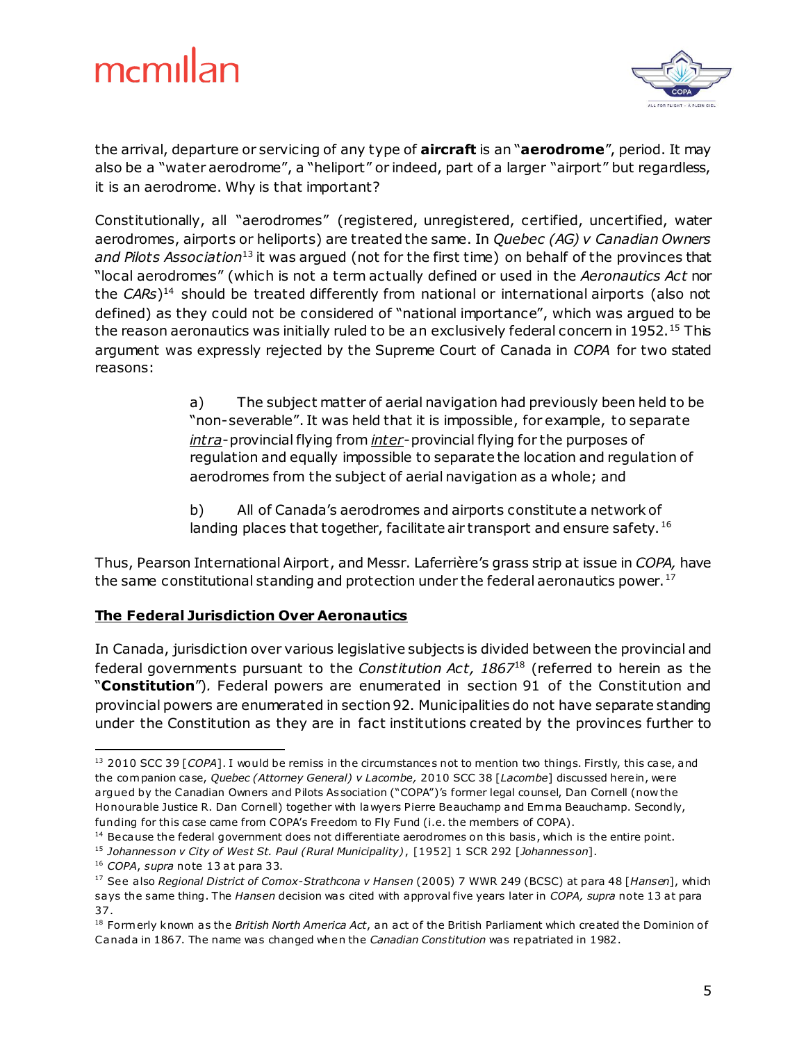the arrival, departure or servicing of any type of **aircraft** is an "**aerodrome**", period. It may also be a "water aerodrome", a "heliport" or indeed, part of a larger "airport" but regardless, it is an aerodrome. Why is that important?

Constitutionally, all "aerodromes" (registered, unregistered, certified, uncertified, water aerodromes, airports or heliports) are treated the same. In *Quebec (AG) v Canadian Owners and Pilots Association*[13] it was argued (not for the first time) on behalf of the provinces that "local aerodromes" (which is not a term actually defined or used in the *Aeronautics Act* nor the *CARs*)[14] should be treated differently from national or international airports (also not defined) as they could not be considered of "national importance", which was argued to be the reason aeronautics was initially ruled to be an exclusively federal concern in 1952.[15] This argument was expressly rejected by the Supreme Court of Canada in *COPA* for two stated reasons:

> a) The subject matter of aerial navigation had previously been held to be "non-severable". It was held that it is impossible, for example, to separate <u>*intra*</u>-provincial flying from <u>*inter*</u>-provincial flying for the purposes of regulation and equally impossible to separate the location and regulation of aerodromes from the subject of aerial navigation as a whole; and
>
> b) All of Canada's aerodromes and airports constitute a network of landing places that together, facilitate air transport and ensure safety.[16]

Thus, Pearson International Airport, and Messr. Laferrière's grass strip at issue in *COPA,* have the same constitutional standing and protection under the federal aeronautics power.[17]

## <u>The Federal Jurisdiction Over Aeronautics</u>

In Canada, jurisdiction over various legislative subjects is divided between the provincial and federal governments pursuant to the *Constitution Act, 1867*[18] (referred to herein as the "**Constitution**"). Federal powers are enumerated in section 91 of the Constitution and provincial powers are enumerated in section 92. Municipalities do not have separate standing under the Constitution as they are in fact institutions created by the provinces further to

---

[13] 2010 SCC 39 [*COPA*]. I would be remiss in the circumstances not to mention two things. Firstly, this case, and the companion case, *Quebec (Attorney General) v Lacombe,* 2010 SCC 38 [*Lacombe*] discussed herein, were argued by the Canadian Owners and Pilots Association ("COPA")'s former legal counsel, Dan Cornell (now the Honourable Justice R. Dan Cornell) together with lawyers Pierre Beauchamp and Emma Beauchamp. Secondly, funding for this case came from COPA's Freedom to Fly Fund (i.e. the members of COPA).

[14] Because the federal government does not differentiate aerodromes on this basis, which is the entire point.

[15] *Johannesson v City of West St. Paul (Rural Municipality)*, [1952] 1 SCR 292 [*Johannesson*].

[16] *COPA*, *supra* note 13 at para 33.

[17] See also *Regional District of Comox-Strathcona v Hansen* (2005) 7 WWR 249 (BCSC) at para 48 [*Hansen*], which says the same thing. The *Hansen* decision was cited with approval five years later in *COPA, supra* note 13 at para 37.

[18] Formerly known as the *British North America Act*, an act of the British Parliament which created the Dominion of Canada in 1867. The name was changed when the *Canadian Constitution* was repatriated in 1982.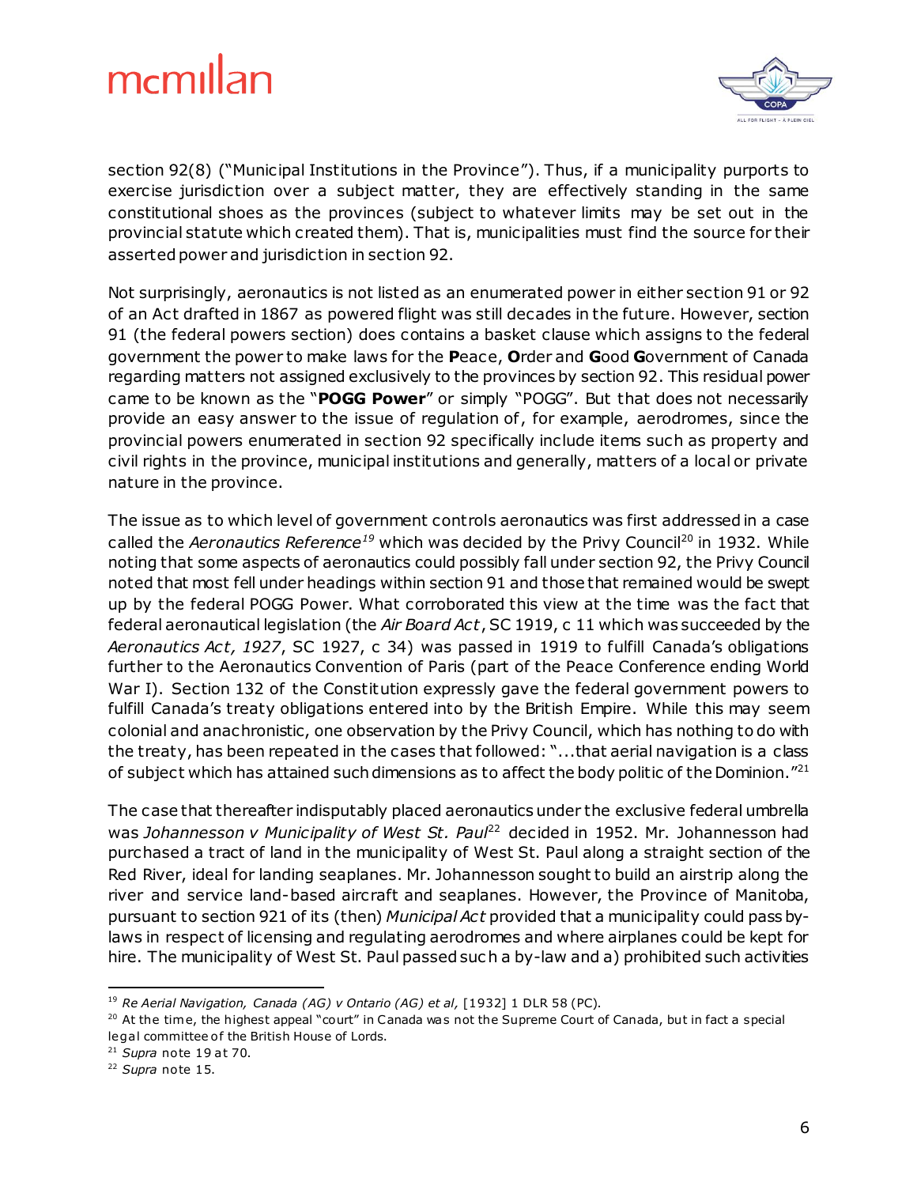section 92(8) ("Municipal Institutions in the Province"). Thus, if a municipality purports to exercise jurisdiction over a subject matter, they are effectively standing in the same constitutional shoes as the provinces (subject to whatever limits may be set out in the provincial statute which created them). That is, municipalities must find the source for their asserted power and jurisdiction in section 92.

Not surprisingly, aeronautics is not listed as an enumerated power in either section 91 or 92 of an Act drafted in 1867 as powered flight was still decades in the future. However, section 91 (the federal powers section) does contains a basket clause which assigns to the federal government the power to make laws for the **P**eace, **O**rder and **G**ood **G**overnment of Canada regarding matters not assigned exclusively to the provinces by section 92. This residual power came to be known as the "**POGG Power**" or simply "POGG". But that does not necessarily provide an easy answer to the issue of regulation of, for example, aerodromes, since the provincial powers enumerated in section 92 specifically include items such as property and civil rights in the province, municipal institutions and generally, matters of a local or private nature in the province.

The issue as to which level of government controls aeronautics was first addressed in a case called the *Aeronautics Reference*[19] which was decided by the Privy Council[20] in 1932. While noting that some aspects of aeronautics could possibly fall under section 92, the Privy Council noted that most fell under headings within section 91 and those that remained would be swept up by the federal POGG Power. What corroborated this view at the time was the fact that federal aeronautical legislation (the *Air Board Act*, SC 1919, c 11 which was succeeded by the *Aeronautics Act, 1927*, SC 1927, c 34) was passed in 1919 to fulfill Canada's obligations further to the Aeronautics Convention of Paris (part of the Peace Conference ending World War I). Section 132 of the Constitution expressly gave the federal government powers to fulfill Canada's treaty obligations entered into by the British Empire. While this may seem colonial and anachronistic, one observation by the Privy Council, which has nothing to do with the treaty, has been repeated in the cases that followed: "...that aerial navigation is a class of subject which has attained such dimensions as to affect the body politic of the Dominion."[21]

The case that thereafter indisputably placed aeronautics under the exclusive federal umbrella was *Johannesson v Municipality of West St. Paul*[22] decided in 1952. Mr. Johannesson had purchased a tract of land in the municipality of West St. Paul along a straight section of the Red River, ideal for landing seaplanes. Mr. Johannesson sought to build an airstrip along the river and service land-based aircraft and seaplanes. However, the Province of Manitoba, pursuant to section 921 of its (then) *Municipal Act* provided that a municipality could pass by-laws in respect of licensing and regulating aerodromes and where airplanes could be kept for hire. The municipality of West St. Paul passed such a by-law and a) prohibited such activities

---

[19] *Re Aerial Navigation, Canada (AG) v Ontario (AG) et al,* [1932] 1 DLR 58 (PC).

[20] At the time, the highest appeal "court" in Canada was not the Supreme Court of Canada, but in fact a special legal committee of the British House of Lords.

[21] *Supra* note 19 at 70.

[22] *Supra* note 15.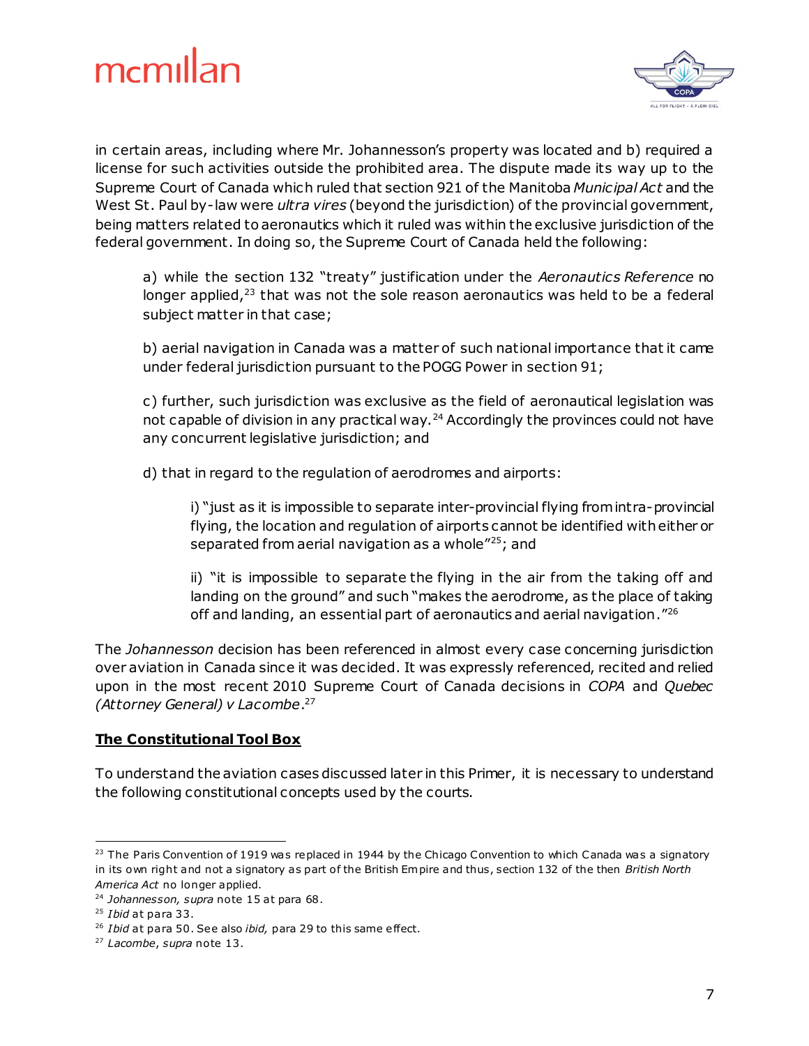in certain areas, including where Mr. Johannesson's property was located and b) required a license for such activities outside the prohibited area. The dispute made its way up to the Supreme Court of Canada which ruled that section 921 of the Manitoba *Municipal Act* and the West St. Paul by-law were *ultra vires* (beyond the jurisdiction) of the provincial government, being matters related to aeronautics which it ruled was within the exclusive jurisdiction of the federal government. In doing so, the Supreme Court of Canada held the following:

> a) while the section 132 "treaty" justification under the *Aeronautics Reference* no longer applied,[23] that was not the sole reason aeronautics was held to be a federal subject matter in that case;
>
> b) aerial navigation in Canada was a matter of such national importance that it came under federal jurisdiction pursuant to the POGG Power in section 91;
>
> c) further, such jurisdiction was exclusive as the field of aeronautical legislation was not capable of division in any practical way.[24] Accordingly the provinces could not have any concurrent legislative jurisdiction; and
>
> d) that in regard to the regulation of aerodromes and airports:
>
> > i) "just as it is impossible to separate inter-provincial flying from intra-provincial flying, the location and regulation of airports cannot be identified with either or separated from aerial navigation as a whole"[25]; and
> >
> > ii) "it is impossible to separate the flying in the air from the taking off and landing on the ground" and such "makes the aerodrome, as the place of taking off and landing, an essential part of aeronautics and aerial navigation."[26]

The *Johannesson* decision has been referenced in almost every case concerning jurisdiction over aviation in Canada since it was decided. It was expressly referenced, recited and relied upon in the most recent 2010 Supreme Court of Canada decisions in *COPA* and *Quebec (Attorney General) v Lacombe*.[27]

## **The Constitutional Tool Box**

To understand the aviation cases discussed later in this Primer, it is necessary to understand the following constitutional concepts used by the courts.

---

[23] The Paris Convention of 1919 was replaced in 1944 by the Chicago Convention to which Canada was a signatory in its own right and not a signatory as part of the British Empire and thus, section 132 of the then *British North America Act* no longer applied.

[24] *Johannesson, supra* note 15 at para 68.

[25] *Ibid* at para 33.

[26] *Ibid* at para 50. See also *ibid,* para 29 to this same effect.

[27] *Lacombe*, *supra* note 13.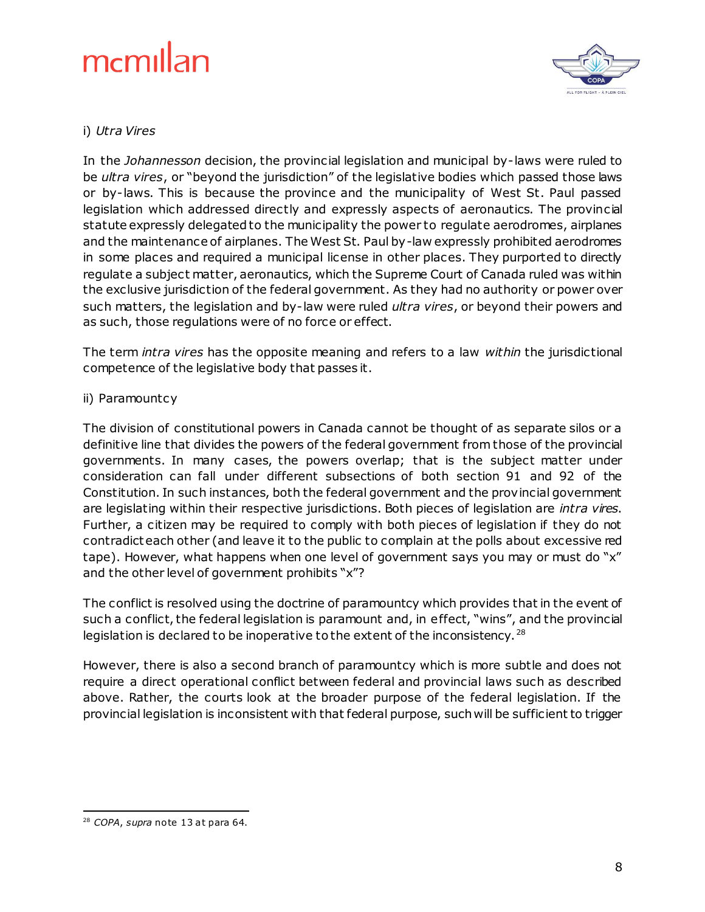i) *Utra Vires*

In the *Johannesson* decision, the provincial legislation and municipal by-laws were ruled to be *ultra vires*, or "beyond the jurisdiction" of the legislative bodies which passed those laws or by-laws. This is because the province and the municipality of West St. Paul passed legislation which addressed directly and expressly aspects of aeronautics. The provincial statute expressly delegated to the municipality the power to regulate aerodromes, airplanes and the maintenance of airplanes. The West St. Paul by-law expressly prohibited aerodromes in some places and required a municipal license in other places. They purported to directly regulate a subject matter, aeronautics, which the Supreme Court of Canada ruled was within the exclusive jurisdiction of the federal government. As they had no authority or power over such matters, the legislation and by-law were ruled *ultra vires*, or beyond their powers and as such, those regulations were of no force or effect.

The term *intra vires* has the opposite meaning and refers to a law *within* the jurisdictional competence of the legislative body that passes it.

ii) Paramountcy

The division of constitutional powers in Canada cannot be thought of as separate silos or a definitive line that divides the powers of the federal government from those of the provincial governments. In many cases, the powers overlap; that is the subject matter under consideration can fall under different subsections of both section 91 and 92 of the Constitution. In such instances, both the federal government and the provincial government are legislating within their respective jurisdictions. Both pieces of legislation are *intra vires*. Further, a citizen may be required to comply with both pieces of legislation if they do not contradict each other (and leave it to the public to complain at the polls about excessive red tape). However, what happens when one level of government says you may or must do "x" and the other level of government prohibits "x"?

The conflict is resolved using the doctrine of paramountcy which provides that in the event of such a conflict, the federal legislation is paramount and, in effect, "wins", and the provincial legislation is declared to be inoperative to the extent of the inconsistency. [28]

However, there is also a second branch of paramountcy which is more subtle and does not require a direct operational conflict between federal and provincial laws such as described above. Rather, the courts look at the broader purpose of the federal legislation. If the provincial legislation is inconsistent with that federal purpose, such will be sufficient to trigger

---

[28] *COPA*, *supra* note 13 at para 64.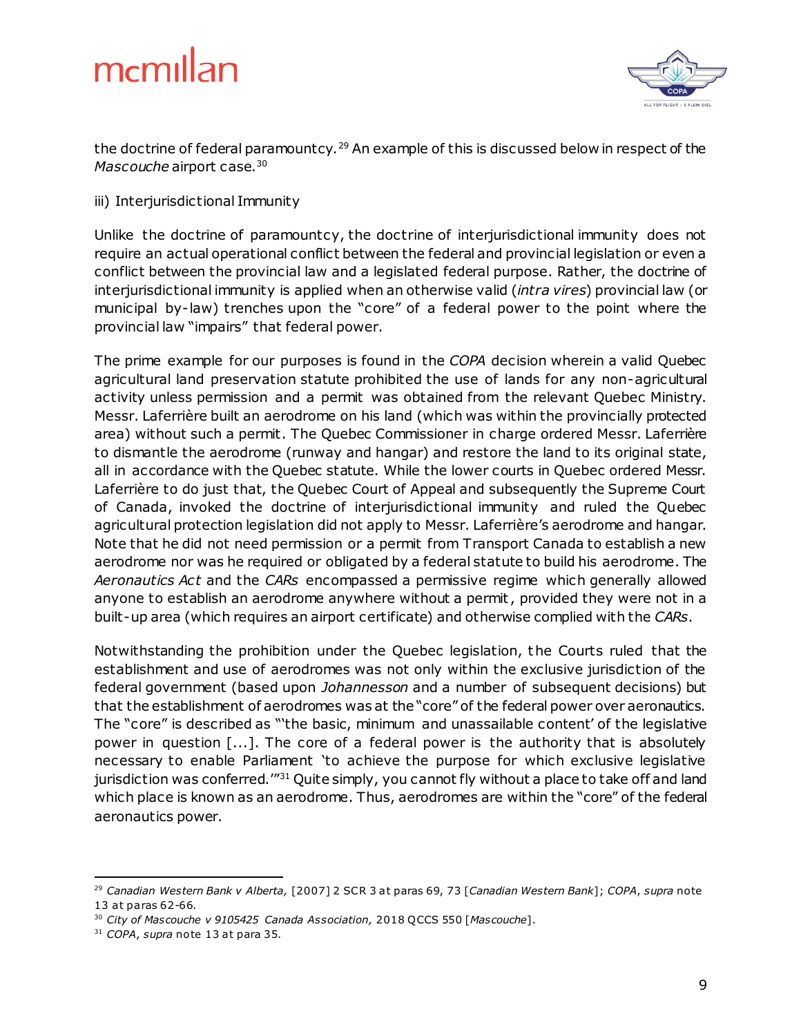the doctrine of federal paramountcy.[29] An example of this is discussed below in respect of the *Mascouche* airport case.[30]

iii) Interjurisdictional Immunity

Unlike the doctrine of paramountcy, the doctrine of interjurisdictional immunity does not require an actual operational conflict between the federal and provincial legislation or even a conflict between the provincial law and a legislated federal purpose. Rather, the doctrine of interjurisdictional immunity is applied when an otherwise valid (*intra vires*) provincial law (or municipal by-law) trenches upon the "core" of a federal power to the point where the provincial law "impairs" that federal power.

The prime example for our purposes is found in the *COPA* decision wherein a valid Quebec agricultural land preservation statute prohibited the use of lands for any non-agricultural activity unless permission and a permit was obtained from the relevant Quebec Ministry. Messr. Laferrière built an aerodrome on his land (which was within the provincially protected area) without such a permit. The Quebec Commissioner in charge ordered Messr. Laferrière to dismantle the aerodrome (runway and hangar) and restore the land to its original state, all in accordance with the Quebec statute. While the lower courts in Quebec ordered Messr. Laferrière to do just that, the Quebec Court of Appeal and subsequently the Supreme Court of Canada, invoked the doctrine of interjurisdictional immunity and ruled the Quebec agricultural protection legislation did not apply to Messr. Laferrière's aerodrome and hangar. Note that he did not need permission or a permit from Transport Canada to establish a new aerodrome nor was he required or obligated by a federal statute to build his aerodrome. The *Aeronautics Act* and the *CARs* encompassed a permissive regime which generally allowed anyone to establish an aerodrome anywhere without a permit, provided they were not in a built-up area (which requires an airport certificate) and otherwise complied with the *CARs*.

Notwithstanding the prohibition under the Quebec legislation, the Courts ruled that the establishment and use of aerodromes was not only within the exclusive jurisdiction of the federal government (based upon *Johannesson* and a number of subsequent decisions) but that the establishment of aerodromes was at the "core" of the federal power over aeronautics. The "core" is described as "'the basic, minimum and unassailable content' of the legislative power in question [...]. The core of a federal power is the authority that is absolutely necessary to enable Parliament 'to achieve the purpose for which exclusive legislative jurisdiction was conferred.'"[31] Quite simply, you cannot fly without a place to take off and land which place is known as an aerodrome. Thus, aerodromes are within the "core" of the federal aeronautics power.

---

[29] *Canadian Western Bank v Alberta,* [2007] 2 SCR 3 at paras 69, 73 [*Canadian Western Bank*]; *COPA*, *supra* note 13 at paras 62-66.

[30] *City of Mascouche v 9105425 Canada Association,* 2018 QCCS 550 [*Mascouche*].

[31] *COPA*, *supra* note 13 at para 35.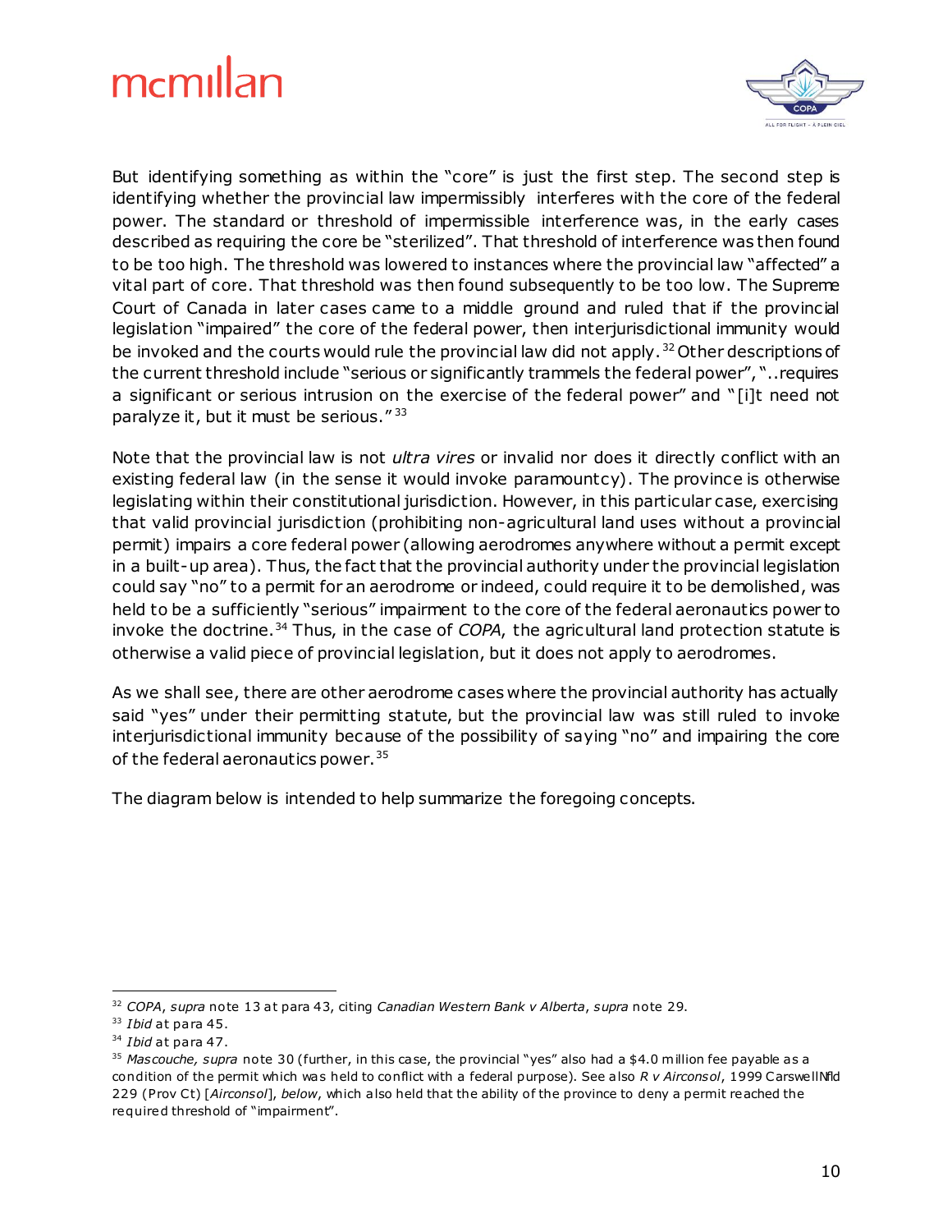But identifying something as within the "core" is just the first step. The second step is identifying whether the provincial law impermissibly interferes with the core of the federal power. The standard or threshold of impermissible interference was, in the early cases described as requiring the core be "sterilized". That threshold of interference was then found to be too high. The threshold was lowered to instances where the provincial law "affected" a vital part of core. That threshold was then found subsequently to be too low. The Supreme Court of Canada in later cases came to a middle ground and ruled that if the provincial legislation "impaired" the core of the federal power, then interjurisdictional immunity would be invoked and the courts would rule the provincial law did not apply.[32] Other descriptions of the current threshold include "serious or significantly trammels the federal power", "..requires a significant or serious intrusion on the exercise of the federal power" and "[i]t need not paralyze it, but it must be serious."[33]

Note that the provincial law is not *ultra vires* or invalid nor does it directly conflict with an existing federal law (in the sense it would invoke paramountcy). The province is otherwise legislating within their constitutional jurisdiction. However, in this particular case, exercising that valid provincial jurisdiction (prohibiting non-agricultural land uses without a provincial permit) impairs a core federal power (allowing aerodromes anywhere without a permit except in a built-up area). Thus, the fact that the provincial authority under the provincial legislation could say "no" to a permit for an aerodrome or indeed, could require it to be demolished, was held to be a sufficiently "serious" impairment to the core of the federal aeronautics power to invoke the doctrine.[34] Thus, in the case of *COPA*, the agricultural land protection statute is otherwise a valid piece of provincial legislation, but it does not apply to aerodromes.

As we shall see, there are other aerodrome cases where the provincial authority has actually said "yes" under their permitting statute, but the provincial law was still ruled to invoke interjurisdictional immunity because of the possibility of saying "no" and impairing the core of the federal aeronautics power.[35]

The diagram below is intended to help summarize the foregoing concepts.

---

[32] *COPA*, *supra* note 13 at para 43, citing *Canadian Western Bank v Alberta*, *supra* note 29.

[33] *Ibid* at para 45.

[34] *Ibid* at para 47.

[35] *Mascouche, supra* note 30 (further, in this case, the provincial "yes" also had a $4.0 million fee payable as a condition of the permit which was held to conflict with a federal purpose). See also *R v Airconsol*, 1999 CarswellNfld 229 (Prov Ct) [*Airconsol*], *below*, which also held that the ability of the province to deny a permit reached the required threshold of "impairment".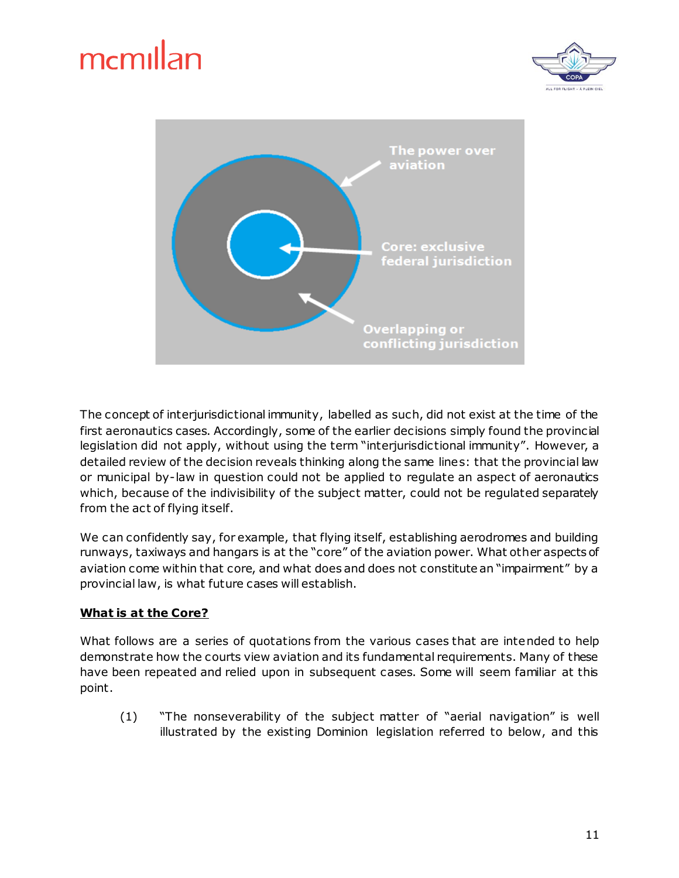The concept of interjurisdictional immunity, labelled as such, did not exist at the time of the first aeronautics cases. Accordingly, some of the earlier decisions simply found the provincial legislation did not apply, without using the term "interjurisdictional immunity". However, a detailed review of the decision reveals thinking along the same lines: that the provincial law or municipal by-law in question could not be applied to regulate an aspect of aeronautics which, because of the indivisibility of the subject matter, could not be regulated separately from the act of flying itself.

We can confidently say, for example, that flying itself, establishing aerodromes and building runways, taxiways and hangars is at the "core" of the aviation power. What other aspects of aviation come within that core, and what does and does not constitute an "impairment" by a provincial law, is what future cases will establish.

**What is at the Core?**

What follows are a series of quotations from the various cases that are intended to help demonstrate how the courts view aviation and its fundamental requirements. Many of these have been repeated and relied upon in subsequent cases. Some will seem familiar at this point.

(1) "The nonseverability of the subject matter of "aerial navigation" is well illustrated by the existing Dominion legislation referred to below, and this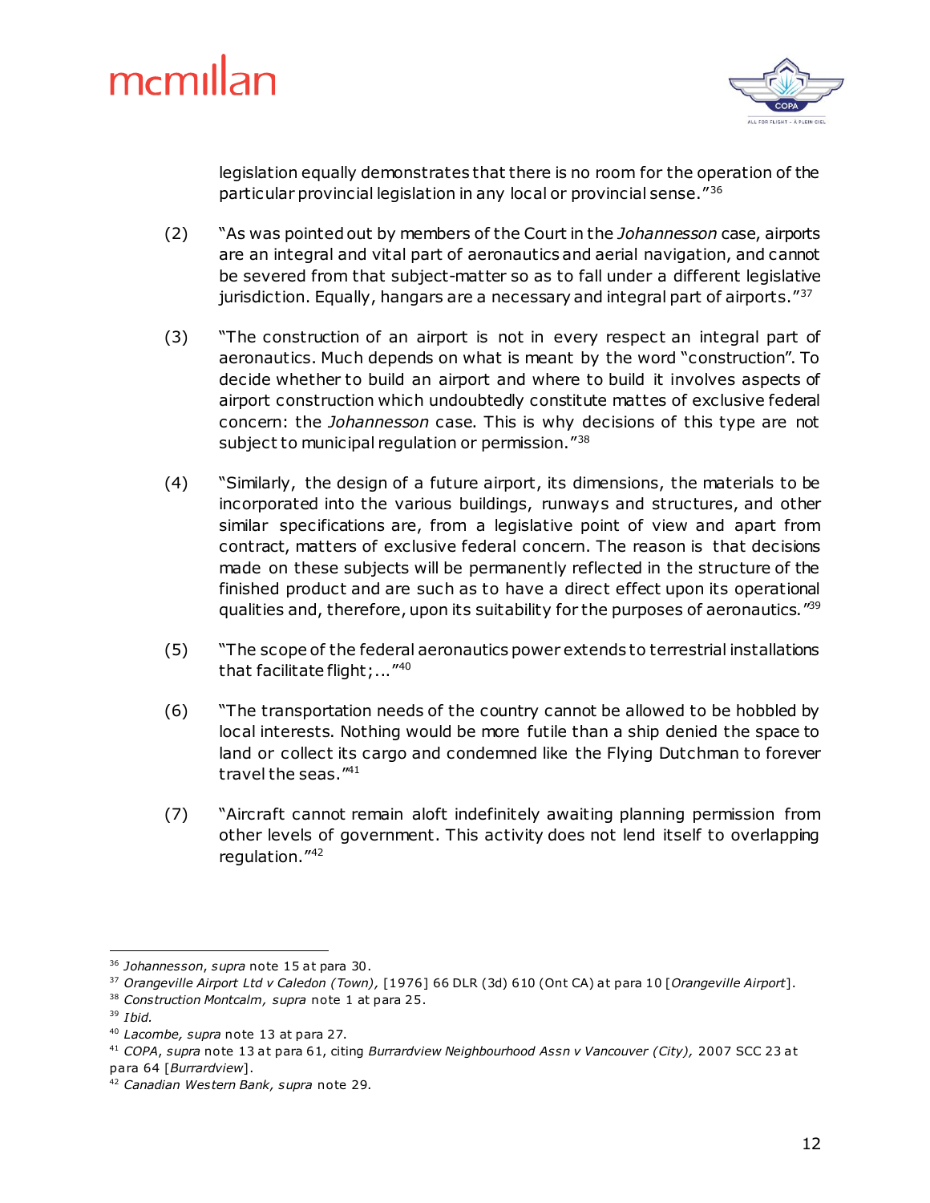legislation equally demonstrates that there is no room for the operation of the particular provincial legislation in any local or provincial sense."[36]

(2) "As was pointed out by members of the Court in the *Johannesson* case, airports are an integral and vital part of aeronautics and aerial navigation, and cannot be severed from that subject-matter so as to fall under a different legislative jurisdiction. Equally, hangars are a necessary and integral part of airports."[37]

(3) "The construction of an airport is not in every respect an integral part of aeronautics. Much depends on what is meant by the word "construction". To decide whether to build an airport and where to build it involves aspects of airport construction which undoubtedly constitute mattes of exclusive federal concern: the *Johannesson* case. This is why decisions of this type are not subject to municipal regulation or permission."[38]

(4) "Similarly, the design of a future airport, its dimensions, the materials to be incorporated into the various buildings, runways and structures, and other similar specifications are, from a legislative point of view and apart from contract, matters of exclusive federal concern. The reason is that decisions made on these subjects will be permanently reflected in the structure of the finished product and are such as to have a direct effect upon its operational qualities and, therefore, upon its suitability for the purposes of aeronautics."[39]

(5) "The scope of the federal aeronautics power extends to terrestrial installations that facilitate flight;..."[40]

(6) "The transportation needs of the country cannot be allowed to be hobbled by local interests. Nothing would be more futile than a ship denied the space to land or collect its cargo and condemned like the Flying Dutchman to forever travel the seas."[41]

(7) "Aircraft cannot remain aloft indefinitely awaiting planning permission from other levels of government. This activity does not lend itself to overlapping regulation."[42]

---

[36] *Johannesson*, *supra* note 15 at para 30.

[37] *Orangeville Airport Ltd v Caledon (Town),* [1976] 66 DLR (3d) 610 (Ont CA) at para 10 [*Orangeville Airport*].

[38] *Construction Montcalm, supra* note 1 at para 25.

[39] *Ibid.*

[40] *Lacombe, supra* note 13 at para 27.

[41] *COPA*, *supra* note 13 at para 61, citing *Burrardview Neighbourhood Assn v Vancouver (City),* 2007 SCC 23 at para 64 [*Burrardview*].

[42] *Canadian Western Bank, supra* note 29.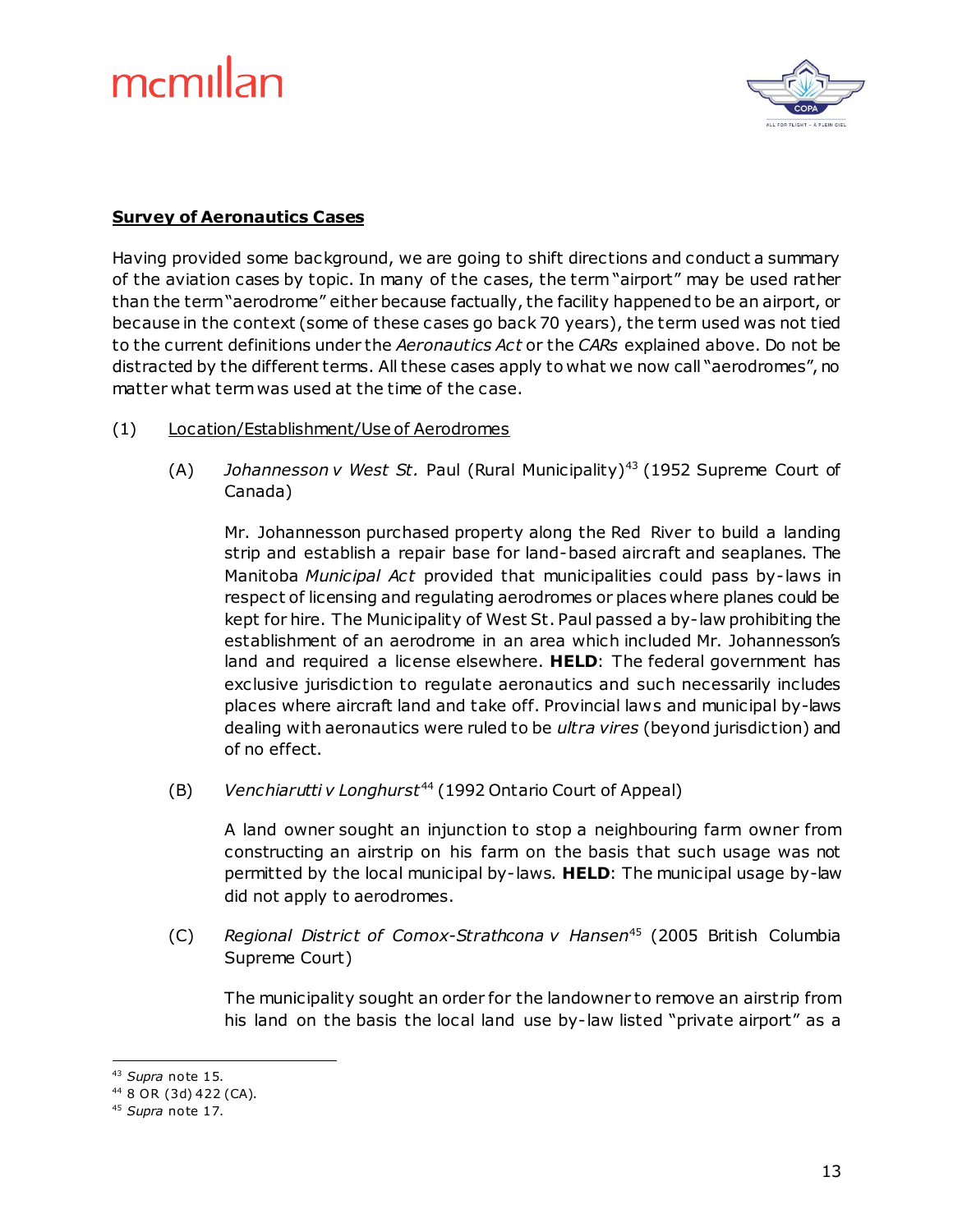**Survey of Aeronautics Cases**

Having provided some background, we are going to shift directions and conduct a summary of the aviation cases by topic. In many of the cases, the term "airport" may be used rather than the term "aerodrome" either because factually, the facility happened to be an airport, or because in the context (some of these cases go back 70 years), the term used was not tied to the current definitions under the *Aeronautics Act* or the *CARs* explained above. Do not be distracted by the different terms. All these cases apply to what we now call "aerodromes", no matter what term was used at the time of the case.

(1) Location/Establishment/Use of Aerodromes

(A) *Johannesson v West St.* Paul (Rural Municipality)[43] (1952 Supreme Court of Canada)

Mr. Johannesson purchased property along the Red River to build a landing strip and establish a repair base for land-based aircraft and seaplanes. The Manitoba *Municipal Act* provided that municipalities could pass by-laws in respect of licensing and regulating aerodromes or places where planes could be kept for hire. The Municipality of West St. Paul passed a by-law prohibiting the establishment of an aerodrome in an area which included Mr. Johannesson's land and required a license elsewhere. **HELD**: The federal government has exclusive jurisdiction to regulate aeronautics and such necessarily includes places where aircraft land and take off. Provincial laws and municipal by-laws dealing with aeronautics were ruled to be *ultra vires* (beyond jurisdiction) and of no effect.

(B) *Venchiarutti v Longhurst*[44] (1992 Ontario Court of Appeal)

A land owner sought an injunction to stop a neighbouring farm owner from constructing an airstrip on his farm on the basis that such usage was not permitted by the local municipal by-laws. **HELD**: The municipal usage by-law did not apply to aerodromes.

(C) *Regional District of Comox-Strathcona v Hansen*[45] (2005 British Columbia Supreme Court)

The municipality sought an order for the landowner to remove an airstrip from his land on the basis the local land use by-law listed "private airport" as a

---

[43] *Supra* note 15.

[44] 8 OR (3d) 422 (CA).

[45] *Supra* note 17.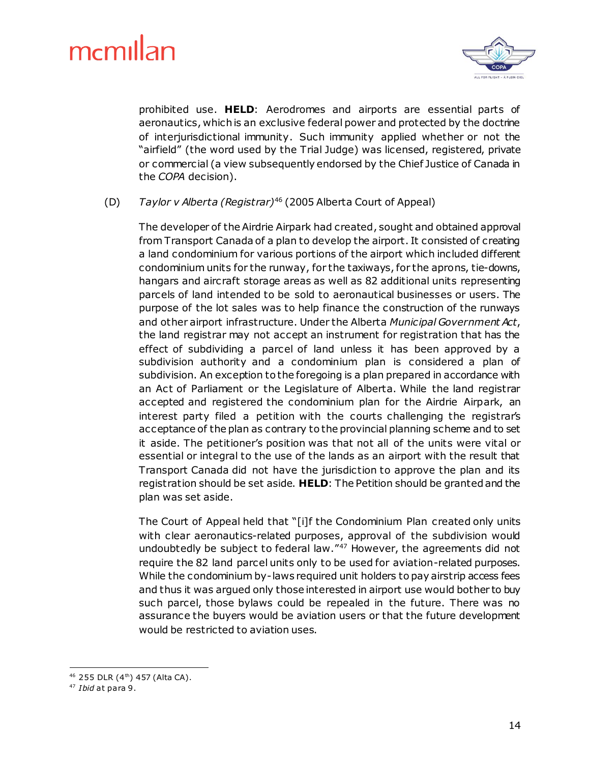prohibited use. **HELD**: Aerodromes and airports are essential parts of aeronautics, which is an exclusive federal power and protected by the doctrine of interjurisdictional immunity. Such immunity applied whether or not the "airfield" (the word used by the Trial Judge) was licensed, registered, private or commercial (a view subsequently endorsed by the Chief Justice of Canada in the *COPA* decision).

(D) *Taylor v Alberta (Registrar)*[46] (2005 Alberta Court of Appeal)

The developer of the Airdrie Airpark had created, sought and obtained approval from Transport Canada of a plan to develop the airport. It consisted of creating a land condominium for various portions of the airport which included different condominium units for the runway, for the taxiways, for the aprons, tie-downs, hangars and aircraft storage areas as well as 82 additional units representing parcels of land intended to be sold to aeronautical businesses or users. The purpose of the lot sales was to help finance the construction of the runways and other airport infrastructure. Under the Alberta *Municipal Government Act*, the land registrar may not accept an instrument for registration that has the effect of subdividing a parcel of land unless it has been approved by a subdivision authority and a condominium plan is considered a plan of subdivision. An exception to the foregoing is a plan prepared in accordance with an Act of Parliament or the Legislature of Alberta. While the land registrar accepted and registered the condominium plan for the Airdrie Airpark, an interest party filed a petition with the courts challenging the registrar's acceptance of the plan as contrary to the provincial planning scheme and to set it aside. The petitioner's position was that not all of the units were vital or essential or integral to the use of the lands as an airport with the result that Transport Canada did not have the jurisdiction to approve the plan and its registration should be set aside. **HELD**: The Petition should be granted and the plan was set aside.

The Court of Appeal held that "[i]f the Condominium Plan created only units with clear aeronautics-related purposes, approval of the subdivision would undoubtedly be subject to federal law."[47] However, the agreements did not require the 82 land parcel units only to be used for aviation-related purposes. While the condominium by-laws required unit holders to pay airstrip access fees and thus it was argued only those interested in airport use would bother to buy such parcel, those bylaws could be repealed in the future. There was no assurance the buyers would be aviation users or that the future development would be restricted to aviation uses.

---

[46] 255 DLR (4th) 457 (Alta CA).

[47] *Ibid* at para 9.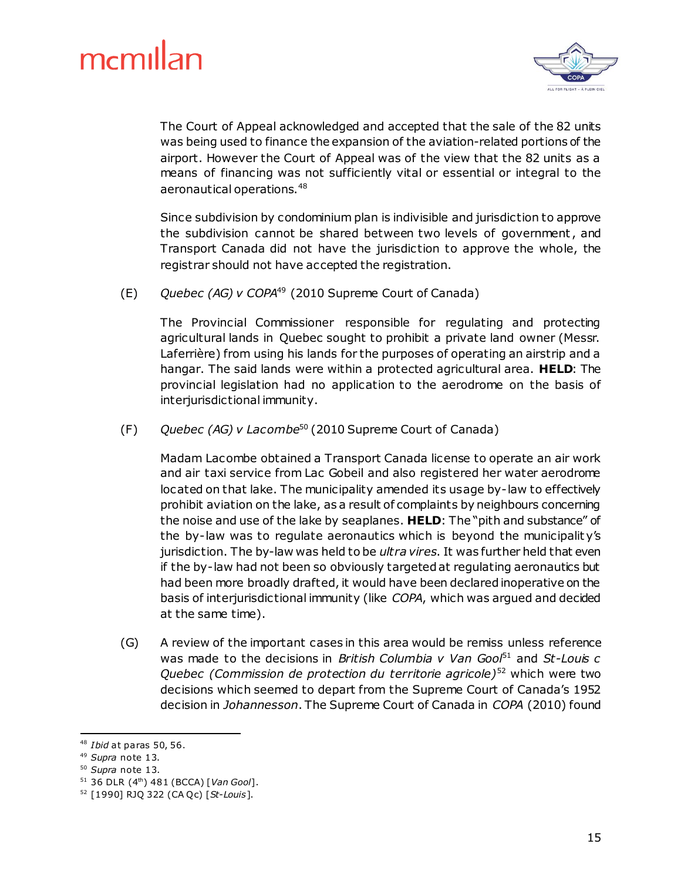The Court of Appeal acknowledged and accepted that the sale of the 82 units was being used to finance the expansion of the aviation-related portions of the airport. However the Court of Appeal was of the view that the 82 units as a means of financing was not sufficiently vital or essential or integral to the aeronautical operations.[48]

Since subdivision by condominium plan is indivisible and jurisdiction to approve the subdivision cannot be shared between two levels of government, and Transport Canada did not have the jurisdiction to approve the whole, the registrar should not have accepted the registration.

(E) *Quebec (AG) v COPA*[49] (2010 Supreme Court of Canada)

The Provincial Commissioner responsible for regulating and protecting agricultural lands in Quebec sought to prohibit a private land owner (Messr. Laferrière) from using his lands for the purposes of operating an airstrip and a hangar. The said lands were within a protected agricultural area. **HELD**: The provincial legislation had no application to the aerodrome on the basis of interjurisdictional immunity.

(F) *Quebec (AG) v Lacombe*[50] (2010 Supreme Court of Canada)

Madam Lacombe obtained a Transport Canada license to operate an air work and air taxi service from Lac Gobeil and also registered her water aerodrome located on that lake. The municipality amended its usage by-law to effectively prohibit aviation on the lake, as a result of complaints by neighbours concerning the noise and use of the lake by seaplanes. **HELD**: The "pith and substance" of the by-law was to regulate aeronautics which is beyond the municipality's jurisdiction. The by-law was held to be *ultra vires*. It was further held that even if the by-law had not been so obviously targeted at regulating aeronautics but had been more broadly drafted, it would have been declared inoperative on the basis of interjurisdictional immunity (like *COPA*, which was argued and decided at the same time).

(G) A review of the important cases in this area would be remiss unless reference was made to the decisions in *British Columbia v Van Gool*[51] and *St-Louis c Quebec (Commission de protection du territorie agricole)*[52] which were two decisions which seemed to depart from the Supreme Court of Canada's 1952 decision in *Johannesson*. The Supreme Court of Canada in *COPA* (2010) found

---

[48] *Ibid* at paras 50, 56.
[49] *Supra* note 13.
[50] *Supra* note 13.
[51] 36 DLR (4th) 481 (BCCA) [*Van Gool*].
[52] [1990] RJQ 322 (CA Qc) [*St-Louis*].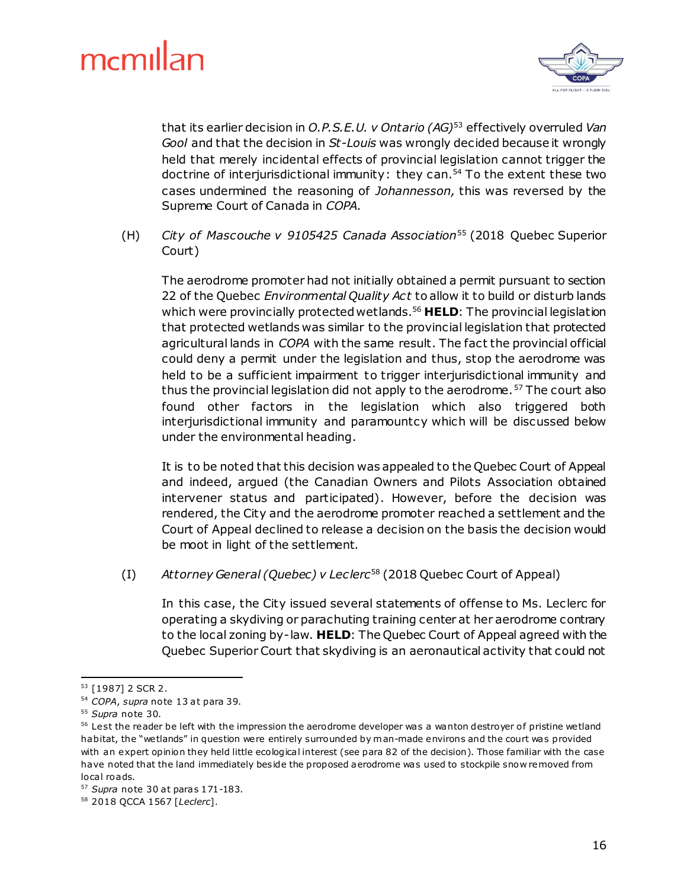that its earlier decision in *O.P.S.E.U. v Ontario (AG)*[53] effectively overruled *Van Gool* and that the decision in *St-Louis* was wrongly decided because it wrongly held that merely incidental effects of provincial legislation cannot trigger the doctrine of interjurisdictional immunity: they can.[54] To the extent these two cases undermined the reasoning of *Johannesson,* this was reversed by the Supreme Court of Canada in *COPA*.

(H) *City of Mascouche v 9105425 Canada Association*[55] (2018 Quebec Superior Court)

The aerodrome promoter had not initially obtained a permit pursuant to section 22 of the Quebec *Environmental Quality Act* to allow it to build or disturb lands which were provincially protected wetlands.[56] **HELD**: The provincial legislation that protected wetlands was similar to the provincial legislation that protected agricultural lands in *COPA* with the same result. The fact the provincial official could deny a permit under the legislation and thus, stop the aerodrome was held to be a sufficient impairment to trigger interjurisdictional immunity and thus the provincial legislation did not apply to the aerodrome.[57] The court also found other factors in the legislation which also triggered both interjurisdictional immunity and paramountcy which will be discussed below under the environmental heading.

It is to be noted that this decision was appealed to the Quebec Court of Appeal and indeed, argued (the Canadian Owners and Pilots Association obtained intervener status and participated). However, before the decision was rendered, the City and the aerodrome promoter reached a settlement and the Court of Appeal declined to release a decision on the basis the decision would be moot in light of the settlement.

(I) *Attorney General (Quebec) v Leclerc*[58] (2018 Quebec Court of Appeal)

In this case, the City issued several statements of offense to Ms. Leclerc for operating a skydiving or parachuting training center at her aerodrome contrary to the local zoning by-law. **HELD**: The Quebec Court of Appeal agreed with the Quebec Superior Court that skydiving is an aeronautical activity that could not

---

[53] [1987] 2 SCR 2.

[54] *COPA*, *supra* note 13 at para 39.

[55] *Supra* note 30.

[56] Lest the reader be left with the impression the aerodrome developer was a wanton destroyer of pristine wetland habitat, the "wetlands" in question were entirely surrounded by man-made environs and the court was provided with an expert opinion they held little ecological interest (see para 82 of the decision). Those familiar with the case have noted that the land immediately beside the proposed aerodrome was used to stockpile snow removed from local roads.

[57] *Supra* note 30 at paras 171-183.

[58] 2018 QCCA 1567 [*Leclerc*].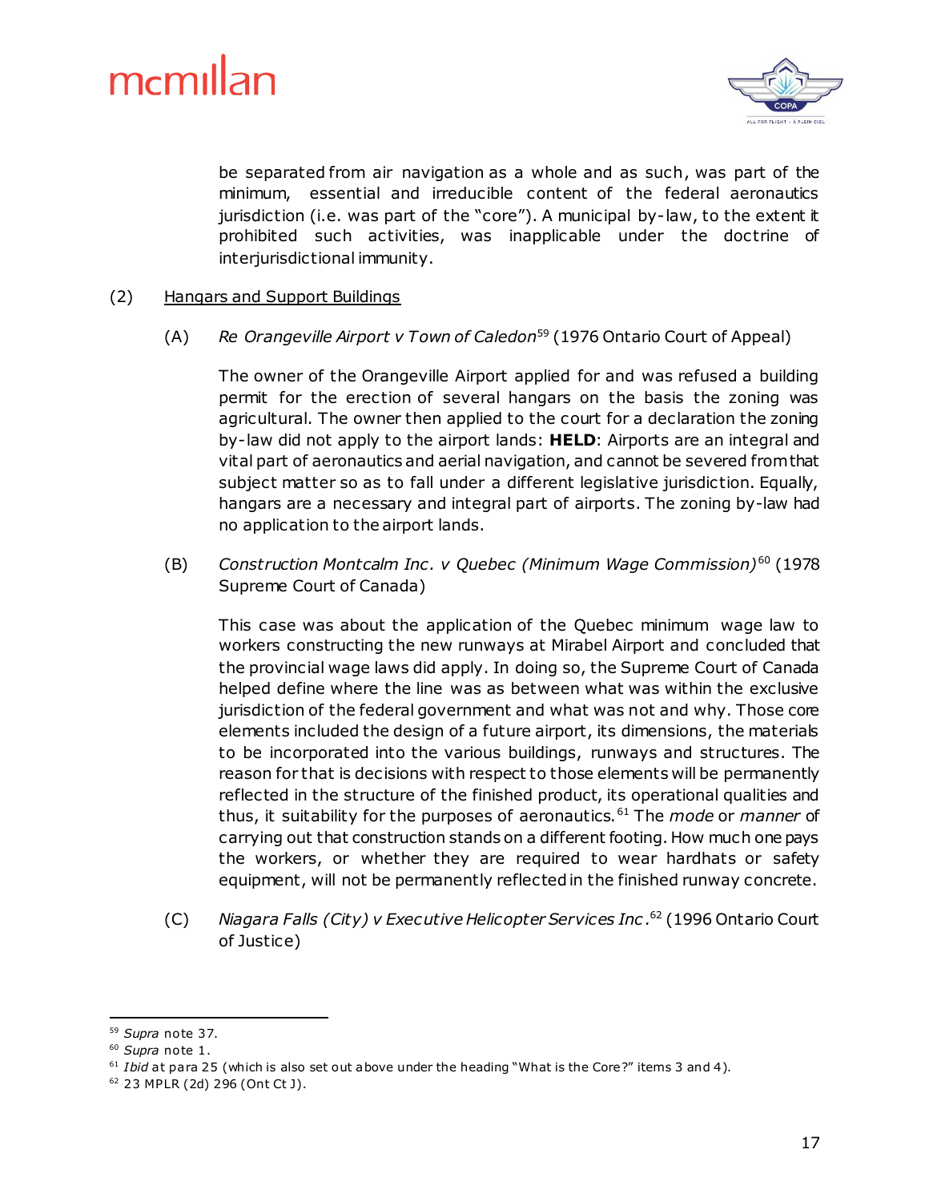be separated from air navigation as a whole and as such, was part of the minimum, essential and irreducible content of the federal aeronautics jurisdiction (i.e. was part of the "core"). A municipal by-law, to the extent it prohibited such activities, was inapplicable under the doctrine of interjurisdictional immunity.

(2) Hangars and Support Buildings

(A) *Re Orangeville Airport v Town of Caledon*[59] (1976 Ontario Court of Appeal)

The owner of the Orangeville Airport applied for and was refused a building permit for the erection of several hangars on the basis the zoning was agricultural. The owner then applied to the court for a declaration the zoning by-law did not apply to the airport lands: **HELD**: Airports are an integral and vital part of aeronautics and aerial navigation, and cannot be severed from that subject matter so as to fall under a different legislative jurisdiction. Equally, hangars are a necessary and integral part of airports. The zoning by-law had no application to the airport lands.

(B) *Construction Montcalm Inc. v Quebec (Minimum Wage Commission)*[60] (1978 Supreme Court of Canada)

This case was about the application of the Quebec minimum wage law to workers constructing the new runways at Mirabel Airport and concluded that the provincial wage laws did apply. In doing so, the Supreme Court of Canada helped define where the line was as between what was within the exclusive jurisdiction of the federal government and what was not and why. Those core elements included the design of a future airport, its dimensions, the materials to be incorporated into the various buildings, runways and structures. The reason for that is decisions with respect to those elements will be permanently reflected in the structure of the finished product, its operational qualities and thus, it suitability for the purposes of aeronautics.[61] The *mode* or *manner* of carrying out that construction stands on a different footing. How much one pays the workers, or whether they are required to wear hardhats or safety equipment, will not be permanently reflected in the finished runway concrete.

(C) *Niagara Falls (City) v Executive Helicopter Services Inc.*[62] (1996 Ontario Court of Justice)

---

[59] *Supra* note 37.

[60] *Supra* note 1.

[61] *Ibid* at para 25 (which is also set out above under the heading "What is the Core?" items 3 and 4).

[62] 23 MPLR (2d) 296 (Ont Ct J).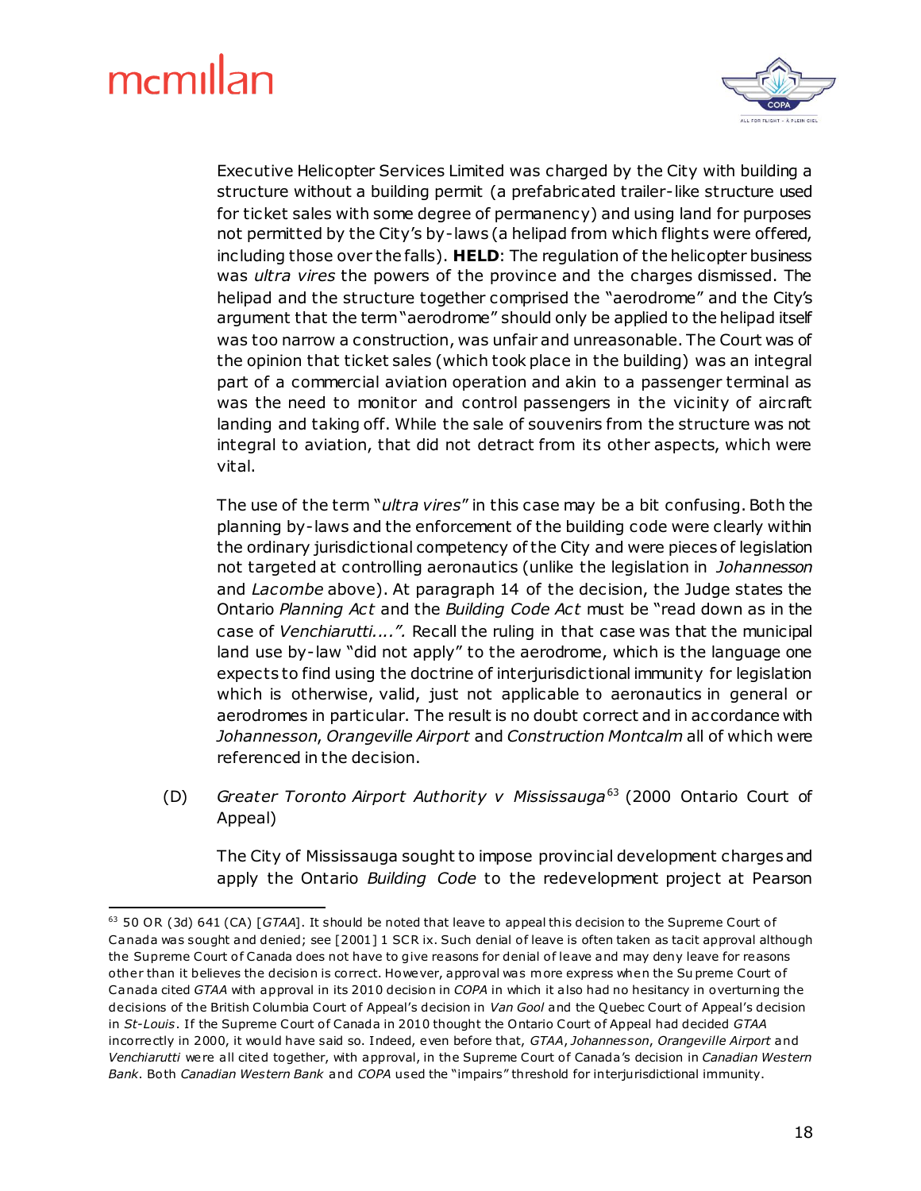Executive Helicopter Services Limited was charged by the City with building a structure without a building permit (a prefabricated trailer-like structure used for ticket sales with some degree of permanency) and using land for purposes not permitted by the City's by-laws (a helipad from which flights were offered, including those over the falls). **HELD**: The regulation of the helicopter business was *ultra vires* the powers of the province and the charges dismissed. The helipad and the structure together comprised the "aerodrome" and the City's argument that the term "aerodrome" should only be applied to the helipad itself was too narrow a construction, was unfair and unreasonable. The Court was of the opinion that ticket sales (which took place in the building) was an integral part of a commercial aviation operation and akin to a passenger terminal as was the need to monitor and control passengers in the vicinity of aircraft landing and taking off. While the sale of souvenirs from the structure was not integral to aviation, that did not detract from its other aspects, which were vital.

The use of the term "*ultra vires*" in this case may be a bit confusing. Both the planning by-laws and the enforcement of the building code were clearly within the ordinary jurisdictional competency of the City and were pieces of legislation not targeted at controlling aeronautics (unlike the legislation in *Johannesson* and *Lacombe* above). At paragraph 14 of the decision, the Judge states the Ontario *Planning Act* and the *Building Code Act* must be "read down as in the case of *Venchiarutti....".* Recall the ruling in that case was that the municipal land use by-law "did not apply" to the aerodrome, which is the language one expects to find using the doctrine of interjurisdictional immunity for legislation which is otherwise, valid, just not applicable to aeronautics in general or aerodromes in particular. The result is no doubt correct and in accordance with *Johannesson*, *Orangeville Airport* and *Construction Montcalm* all of which were referenced in the decision.

(D) *Greater Toronto Airport Authority v Mississauga*[63] (2000 Ontario Court of Appeal)

The City of Mississauga sought to impose provincial development charges and apply the Ontario *Building Code* to the redevelopment project at Pearson

---

[63] 50 OR (3d) 641 (CA) [*GTAA*]. It should be noted that leave to appeal this decision to the Supreme Court of Canada was sought and denied; see [2001] 1 SCR ix. Such denial of leave is often taken as tacit approval although the Supreme Court of Canada does not have to give reasons for denial of leave and may deny leave for reasons other than it believes the decision is correct. However, approval was more express when the Supreme Court of Canada cited *GTAA* with approval in its 2010 decision in *COPA* in which it also had no hesitancy in overturning the decisions of the British Columbia Court of Appeal's decision in *Van Gool* and the Quebec Court of Appeal's decision in *St-Louis*. If the Supreme Court of Canada in 2010 thought the Ontario Court of Appeal had decided *GTAA* incorrectly in 2000, it would have said so. Indeed, even before that, *GTAA*, *Johannesson*, *Orangeville Airport* and *Venchiarutti* were all cited together, with approval, in the Supreme Court of Canada's decision in *Canadian Western Bank*. Both *Canadian Western Bank* and *COPA* used the "impairs" threshold for interjurisdictional immunity.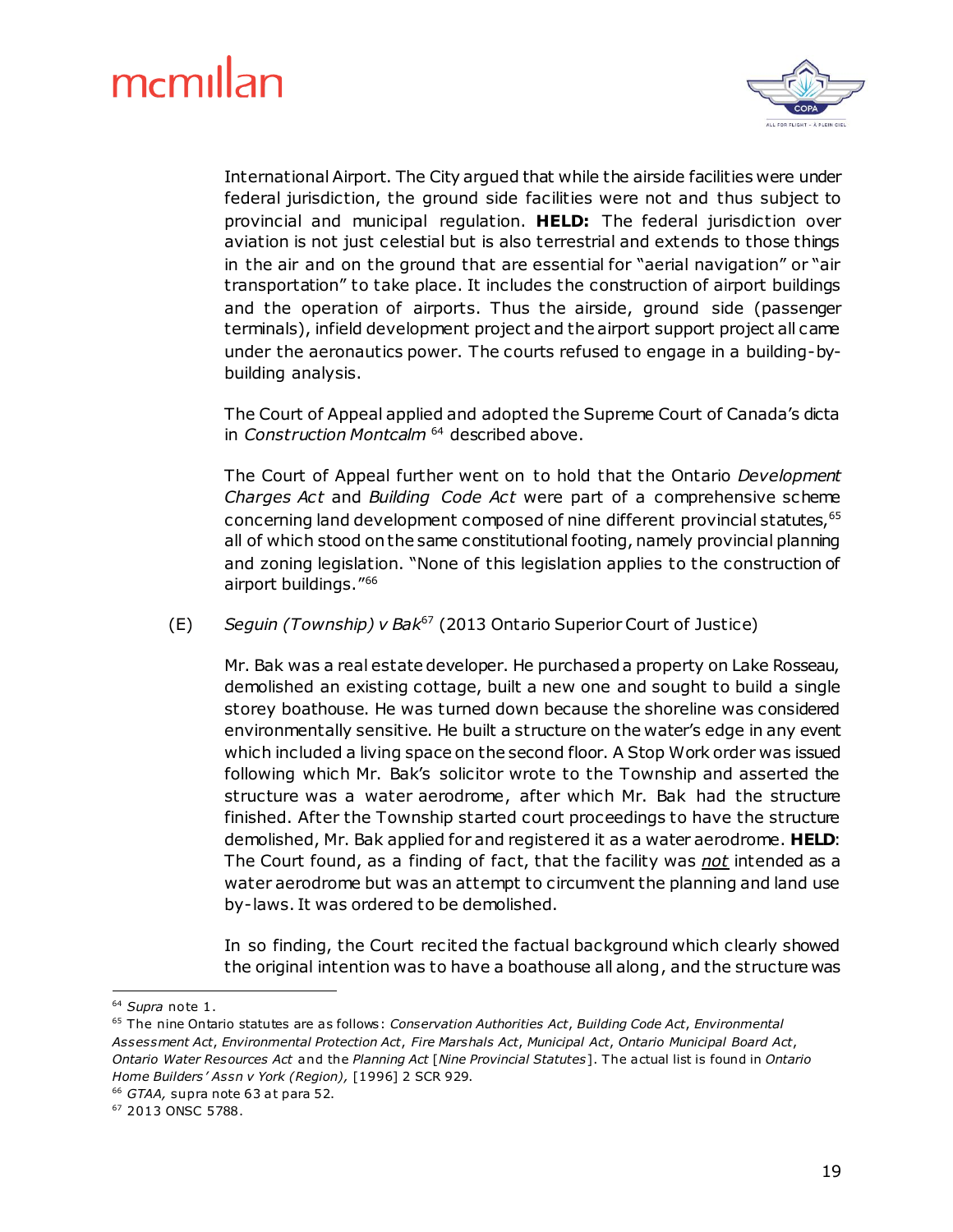International Airport. The City argued that while the airside facilities were under federal jurisdiction, the ground side facilities were not and thus subject to provincial and municipal regulation. **HELD:** The federal jurisdiction over aviation is not just celestial but is also terrestrial and extends to those things in the air and on the ground that are essential for "aerial navigation" or "air transportation" to take place. It includes the construction of airport buildings and the operation of airports. Thus the airside, ground side (passenger terminals), infield development project and the airport support project all came under the aeronautics power. The courts refused to engage in a building-by-building analysis.

The Court of Appeal applied and adopted the Supreme Court of Canada's dicta in *Construction Montcalm* [64] described above.

The Court of Appeal further went on to hold that the Ontario *Development Charges Act* and *Building Code Act* were part of a comprehensive scheme concerning land development composed of nine different provincial statutes,[65] all of which stood on the same constitutional footing, namely provincial planning and zoning legislation. "None of this legislation applies to the construction of airport buildings."[66]

(E) *Seguin (Township) v Bak*[67] (2013 Ontario Superior Court of Justice)

Mr. Bak was a real estate developer. He purchased a property on Lake Rosseau, demolished an existing cottage, built a new one and sought to build a single storey boathouse. He was turned down because the shoreline was considered environmentally sensitive. He built a structure on the water's edge in any event which included a living space on the second floor. A Stop Work order was issued following which Mr. Bak's solicitor wrote to the Township and asserted the structure was a water aerodrome, after which Mr. Bak had the structure finished. After the Township started court proceedings to have the structure demolished, Mr. Bak applied for and registered it as a water aerodrome. **HELD**: The Court found, as a finding of fact, that the facility was ***not*** intended as a water aerodrome but was an attempt to circumvent the planning and land use by-laws. It was ordered to be demolished.

In so finding, the Court recited the factual background which clearly showed the original intention was to have a boathouse all along, and the structure was

---

[64] *Supra* note 1.

[65] The nine Ontario statutes are as follows: *Conservation Authorities Act*, *Building Code Act*, *Environmental Assessment Act*, *Environmental Protection Act*, *Fire Marshals Act*, *Municipal Act*, *Ontario Municipal Board Act*, *Ontario Water Resources Act* and the *Planning Act* [*Nine Provincial Statutes*]. The actual list is found in *Ontario Home Builders' Assn v York (Region),* [1996] 2 SCR 929.

[66] *GTAA,* supra note 63 at para 52.

[67] 2013 ONSC 5788.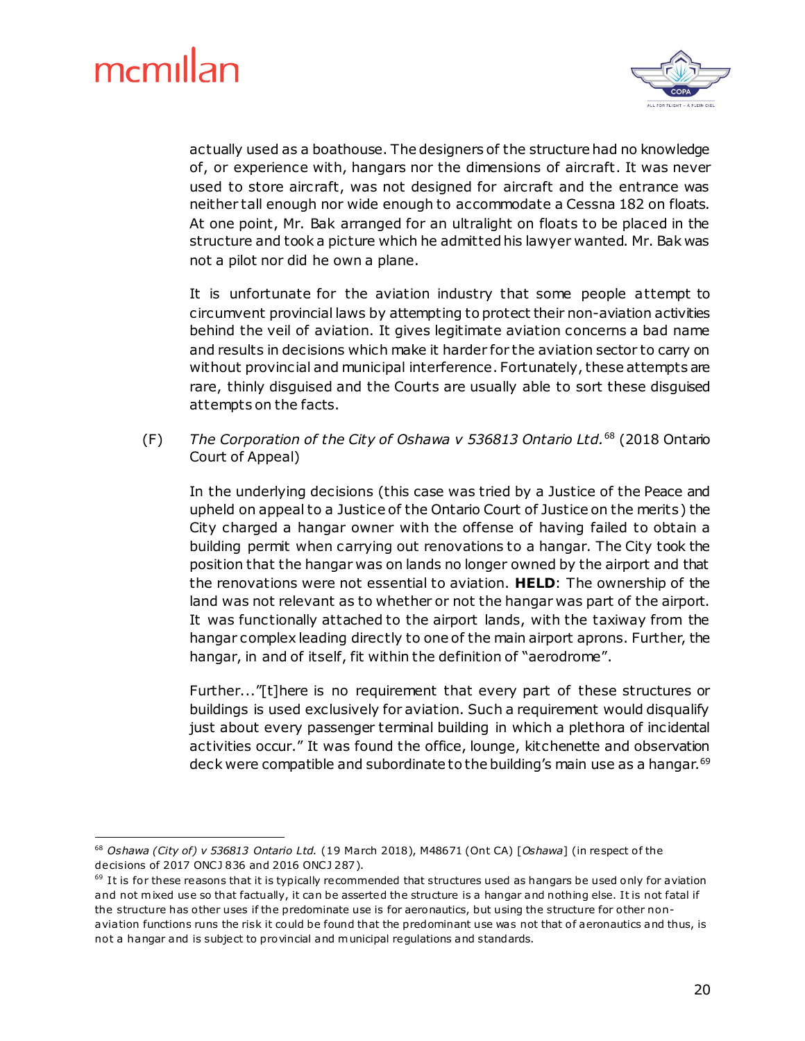actually used as a boathouse. The designers of the structure had no knowledge of, or experience with, hangars nor the dimensions of aircraft. It was never used to store aircraft, was not designed for aircraft and the entrance was neither tall enough nor wide enough to accommodate a Cessna 182 on floats. At one point, Mr. Bak arranged for an ultralight on floats to be placed in the structure and took a picture which he admitted his lawyer wanted. Mr. Bak was not a pilot nor did he own a plane.

It is unfortunate for the aviation industry that some people attempt to circumvent provincial laws by attempting to protect their non-aviation activities behind the veil of aviation. It gives legitimate aviation concerns a bad name and results in decisions which make it harder for the aviation sector to carry on without provincial and municipal interference. Fortunately, these attempts are rare, thinly disguised and the Courts are usually able to sort these disguised attempts on the facts.

(F) *The Corporation of the City of Oshawa v 536813 Ontario Ltd.*[68] (2018 Ontario Court of Appeal)

In the underlying decisions (this case was tried by a Justice of the Peace and upheld on appeal to a Justice of the Ontario Court of Justice on the merits) the City charged a hangar owner with the offense of having failed to obtain a building permit when carrying out renovations to a hangar. The City took the position that the hangar was on lands no longer owned by the airport and that the renovations were not essential to aviation. **HELD**: The ownership of the land was not relevant as to whether or not the hangar was part of the airport. It was functionally attached to the airport lands, with the taxiway from the hangar complex leading directly to one of the main airport aprons. Further, the hangar, in and of itself, fit within the definition of "aerodrome".

Further..."[t]here is no requirement that every part of these structures or buildings is used exclusively for aviation. Such a requirement would disqualify just about every passenger terminal building in which a plethora of incidental activities occur." It was found the office, lounge, kitchenette and observation deck were compatible and subordinate to the building's main use as a hangar.[69]

---

[68] *Oshawa (City of) v 536813 Ontario Ltd.* (19 March 2018), M48671 (Ont CA) [*Oshawa*] (in respect of the decisions of 2017 ONCJ 836 and 2016 ONCJ 287).

[69] It is for these reasons that it is typically recommended that structures used as hangars be used only for aviation and not mixed use so that factually, it can be asserted the structure is a hangar and nothing else. It is not fatal if the structure has other uses if the predominate use is for aeronautics, but using the structure for other non-aviation functions runs the risk it could be found that the predominant use was not that of aeronautics and thus, is not a hangar and is subject to provincial and municipal regulations and standards.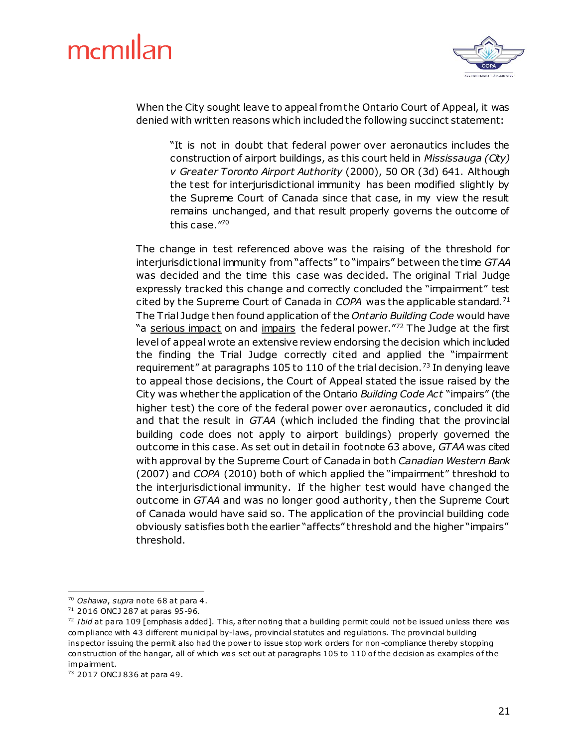When the City sought leave to appeal from the Ontario Court of Appeal, it was denied with written reasons which included the following succinct statement:

> "It is not in doubt that federal power over aeronautics includes the construction of airport buildings, as this court held in *Mississauga (City) v Greater Toronto Airport Authority* (2000), 50 OR (3d) 641. Although the test for interjurisdictional immunity has been modified slightly by the Supreme Court of Canada since that case, in my view the result remains unchanged, and that result properly governs the outcome of this case."[70]

The change in test referenced above was the raising of the threshold for interjurisdictional immunity from "affects" to "impairs" between the time *GTAA* was decided and the time this case was decided. The original Trial Judge expressly tracked this change and correctly concluded the "impairment" test cited by the Supreme Court of Canada in *COPA* was the applicable standard.[71] The Trial Judge then found application of the *Ontario Building Code* would have "a serious impact on and impairs the federal power."[72] The Judge at the first level of appeal wrote an extensive review endorsing the decision which included the finding the Trial Judge correctly cited and applied the "impairment requirement" at paragraphs 105 to 110 of the trial decision.[73] In denying leave to appeal those decisions, the Court of Appeal stated the issue raised by the City was whether the application of the Ontario *Building Code Act* "impairs" (the higher test) the core of the federal power over aeronautics, concluded it did and that the result in *GTAA* (which included the finding that the provincial building code does not apply to airport buildings) properly governed the outcome in this case. As set out in detail in footnote 63 above, *GTAA* was cited with approval by the Supreme Court of Canada in both *Canadian Western Bank* (2007) and *COPA* (2010) both of which applied the "impairment" threshold to the interjurisdictional immunity. If the higher test would have changed the outcome in *GTAA* and was no longer good authority, then the Supreme Court of Canada would have said so. The application of the provincial building code obviously satisfies both the earlier "affects" threshold and the higher "impairs" threshold.

---

[70] *Oshawa*, *supra* note 68 at para 4.

[71] 2016 ONCJ 287 at paras 95-96.

[72] *Ibid* at para 109 [emphasis added]. This, after noting that a building permit could not be issued unless there was compliance with 43 different municipal by-laws, provincial statutes and regulations. The provincial building inspector issuing the permit also had the power to issue stop work orders for non-compliance thereby stopping construction of the hangar, all of which was set out at paragraphs 105 to 110 of the decision as examples of the impairment.

[73] 2017 ONCJ 836 at para 49.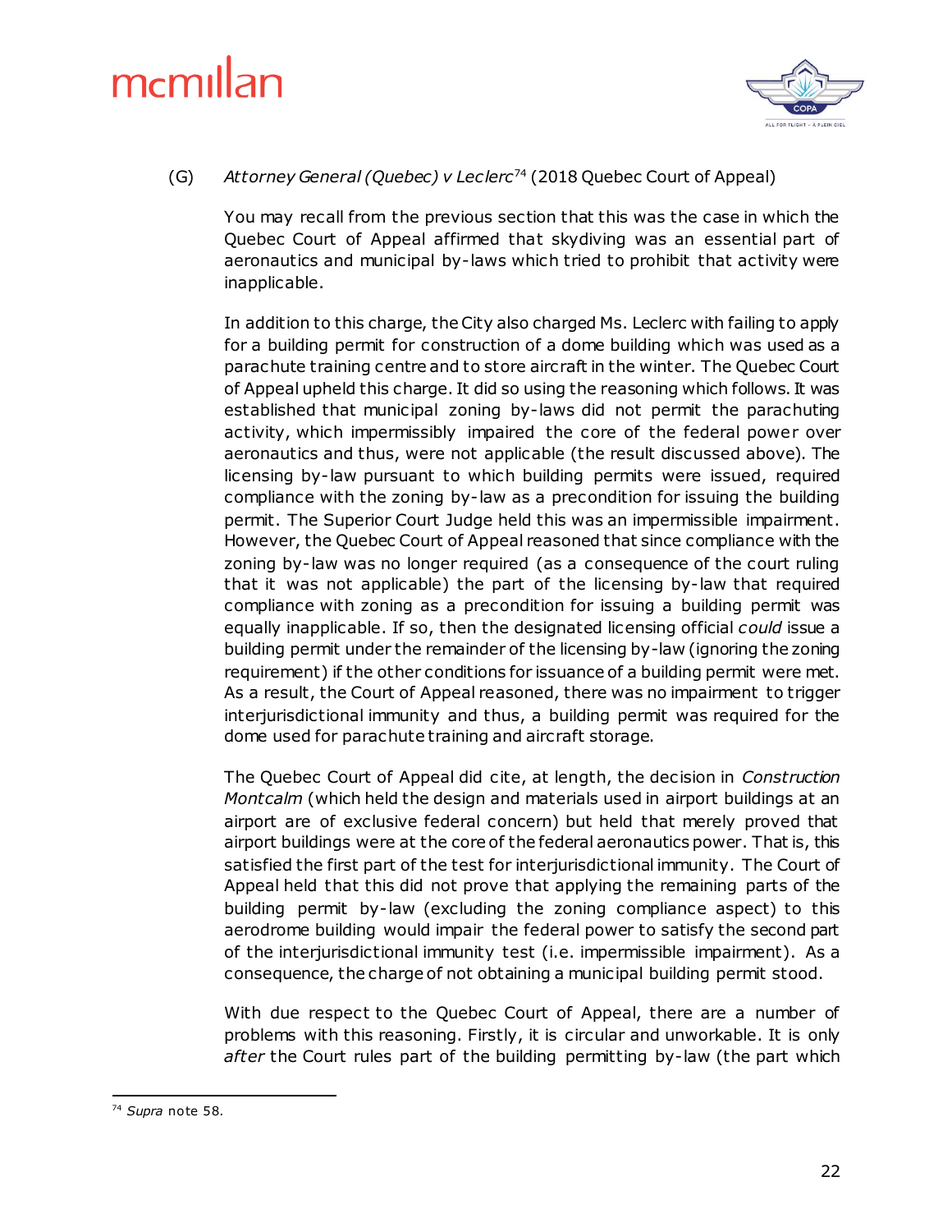### (G) *Attorney General (Quebec) v Leclerc*[74] (2018 Quebec Court of Appeal)

You may recall from the previous section that this was the case in which the Quebec Court of Appeal affirmed that skydiving was an essential part of aeronautics and municipal by-laws which tried to prohibit that activity were inapplicable.

In addition to this charge, the City also charged Ms. Leclerc with failing to apply for a building permit for construction of a dome building which was used as a parachute training centre and to store aircraft in the winter. The Quebec Court of Appeal upheld this charge. It did so using the reasoning which follows. It was established that municipal zoning by-laws did not permit the parachuting activity, which impermissibly impaired the core of the federal power over aeronautics and thus, were not applicable (the result discussed above). The licensing by-law pursuant to which building permits were issued, required compliance with the zoning by-law as a precondition for issuing the building permit. The Superior Court Judge held this was an impermissible impairment. However, the Quebec Court of Appeal reasoned that since compliance with the zoning by-law was no longer required (as a consequence of the court ruling that it was not applicable) the part of the licensing by-law that required compliance with zoning as a precondition for issuing a building permit was equally inapplicable. If so, then the designated licensing official *could* issue a building permit under the remainder of the licensing by-law (ignoring the zoning requirement) if the other conditions for issuance of a building permit were met. As a result, the Court of Appeal reasoned, there was no impairment to trigger interjurisdictional immunity and thus, a building permit was required for the dome used for parachute training and aircraft storage.

The Quebec Court of Appeal did cite, at length, the decision in *Construction Montcalm* (which held the design and materials used in airport buildings at an airport are of exclusive federal concern) but held that merely proved that airport buildings were at the core of the federal aeronautics power. That is, this satisfied the first part of the test for interjurisdictional immunity. The Court of Appeal held that this did not prove that applying the remaining parts of the building permit by-law (excluding the zoning compliance aspect) to this aerodrome building would impair the federal power to satisfy the second part of the interjurisdictional immunity test (i.e. impermissible impairment). As a consequence, the charge of not obtaining a municipal building permit stood.

With due respect to the Quebec Court of Appeal, there are a number of problems with this reasoning. Firstly, it is circular and unworkable. It is only *after* the Court rules part of the building permitting by-law (the part which

---

[74] *Supra* note 58.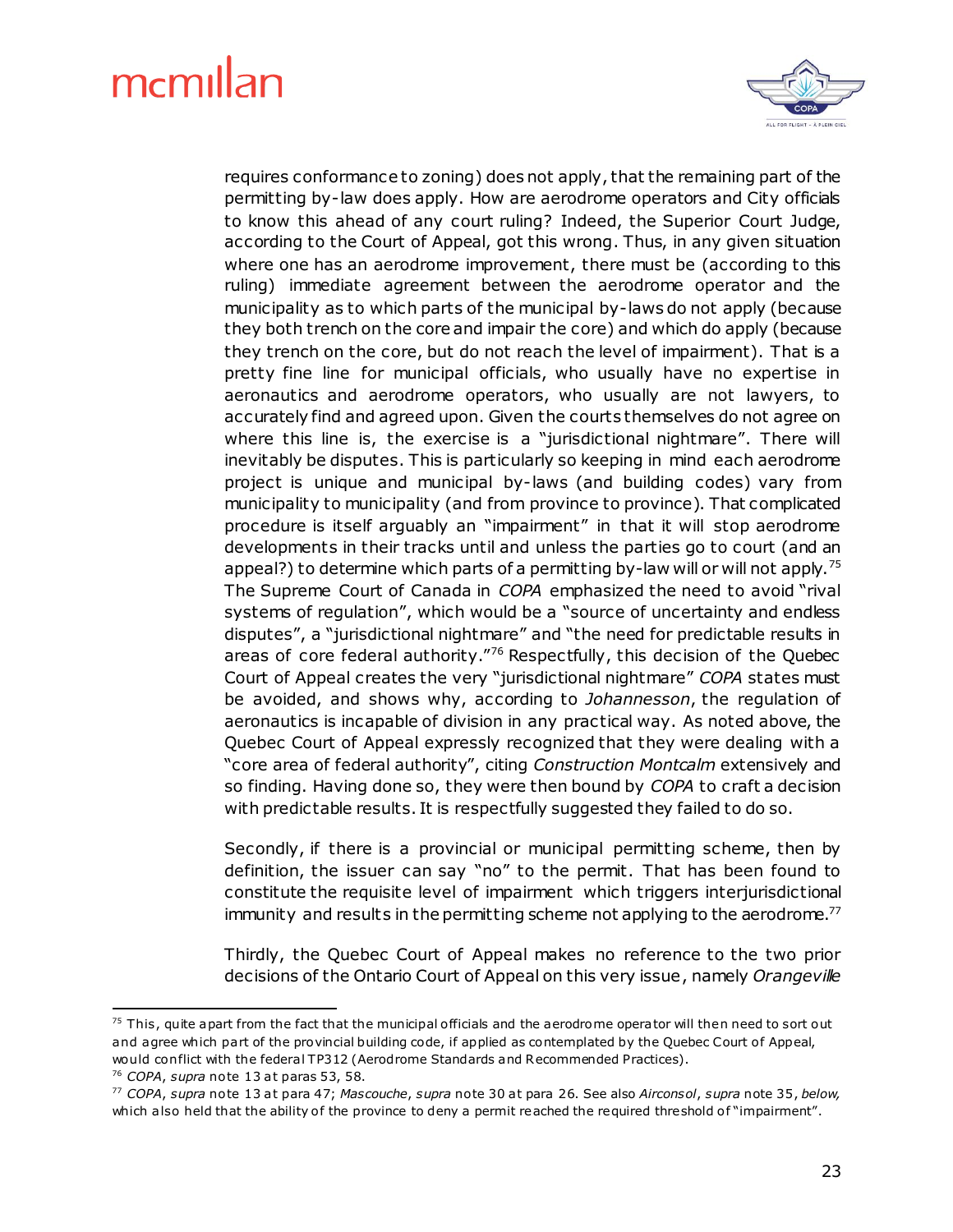requires conformance to zoning) does not apply, that the remaining part of the permitting by-law does apply. How are aerodrome operators and City officials to know this ahead of any court ruling? Indeed, the Superior Court Judge, according to the Court of Appeal, got this wrong. Thus, in any given situation where one has an aerodrome improvement, there must be (according to this ruling) immediate agreement between the aerodrome operator and the municipality as to which parts of the municipal by-laws do not apply (because they both trench on the core and impair the core) and which do apply (because they trench on the core, but do not reach the level of impairment). That is a pretty fine line for municipal officials, who usually have no expertise in aeronautics and aerodrome operators, who usually are not lawyers, to accurately find and agreed upon. Given the courts themselves do not agree on where this line is, the exercise is a "jurisdictional nightmare". There will inevitably be disputes. This is particularly so keeping in mind each aerodrome project is unique and municipal by-laws (and building codes) vary from municipality to municipality (and from province to province). That complicated procedure is itself arguably an "impairment" in that it will stop aerodrome developments in their tracks until and unless the parties go to court (and an appeal?) to determine which parts of a permitting by-law will or will not apply.[75] The Supreme Court of Canada in *COPA* emphasized the need to avoid "rival systems of regulation", which would be a "source of uncertainty and endless disputes", a "jurisdictional nightmare" and "the need for predictable results in areas of core federal authority."[76] Respectfully, this decision of the Quebec Court of Appeal creates the very "jurisdictional nightmare" *COPA* states must be avoided, and shows why, according to *Johannesson*, the regulation of aeronautics is incapable of division in any practical way. As noted above, the Quebec Court of Appeal expressly recognized that they were dealing with a "core area of federal authority", citing *Construction Montcalm* extensively and so finding. Having done so, they were then bound by *COPA* to craft a decision with predictable results. It is respectfully suggested they failed to do so.

Secondly, if there is a provincial or municipal permitting scheme, then by definition, the issuer can say "no" to the permit. That has been found to constitute the requisite level of impairment which triggers interjurisdictional immunity and results in the permitting scheme not applying to the aerodrome.[77]

Thirdly, the Quebec Court of Appeal makes no reference to the two prior decisions of the Ontario Court of Appeal on this very issue, namely *Orangeville*

---

[75] This, quite apart from the fact that the municipal officials and the aerodrome operator will then need to sort out and agree which part of the provincial building code, if applied as contemplated by the Quebec Court of Appeal, would conflict with the federal TP312 (Aerodrome Standards and Recommended Practices).

[76] *COPA*, *supra* note 13 at paras 53, 58.

[77] *COPA*, *supra* note 13 at para 47; *Mascouche*, *supra* note 30 at para 26. See also *Airconsol*, *supra* note 35, *below,* which also held that the ability of the province to deny a permit reached the required threshold of "impairment".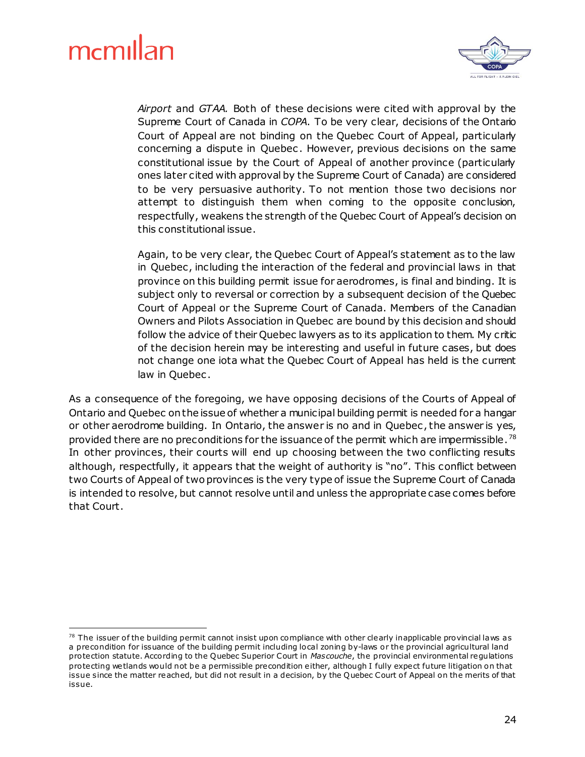> *Airport* and *GTAA.* Both of these decisions were cited with approval by the Supreme Court of Canada in *COPA*. To be very clear, decisions of the Ontario Court of Appeal are not binding on the Quebec Court of Appeal, particularly concerning a dispute in Quebec. However, previous decisions on the same constitutional issue by the Court of Appeal of another province (particularly ones later cited with approval by the Supreme Court of Canada) are considered to be very persuasive authority. To not mention those two decisions nor attempt to distinguish them when coming to the opposite conclusion, respectfully, weakens the strength of the Quebec Court of Appeal's decision on this constitutional issue.
>
> Again, to be very clear, the Quebec Court of Appeal's statement as to the law in Quebec, including the interaction of the federal and provincial laws in that province on this building permit issue for aerodromes, is final and binding. It is subject only to reversal or correction by a subsequent decision of the Quebec Court of Appeal or the Supreme Court of Canada. Members of the Canadian Owners and Pilots Association in Quebec are bound by this decision and should follow the advice of their Quebec lawyers as to its application to them. My critic of the decision herein may be interesting and useful in future cases, but does not change one iota what the Quebec Court of Appeal has held is the current law in Quebec.

As a consequence of the foregoing, we have opposing decisions of the Courts of Appeal of Ontario and Quebec on the issue of whether a municipal building permit is needed for a hangar or other aerodrome building. In Ontario, the answer is no and in Quebec, the answer is yes, provided there are no preconditions for the issuance of the permit which are impermissible.[78] In other provinces, their courts will end up choosing between the two conflicting results although, respectfully, it appears that the weight of authority is "no". This conflict between two Courts of Appeal of two provinces is the very type of issue the Supreme Court of Canada is intended to resolve, but cannot resolve until and unless the appropriate case comes before that Court.

---

[78] The issuer of the building permit cannot insist upon compliance with other clearly inapplicable provincial laws as a precondition for issuance of the building permit including local zoning by-laws or the provincial agricultural land protection statute. According to the Quebec Superior Court in *Mascouche*, the provincial environmental regulations protecting wetlands would not be a permissible precondition either, although I fully expect future litigation on that issue since the matter reached, but did not result in a decision, by the Quebec Court of Appeal on the merits of that issue.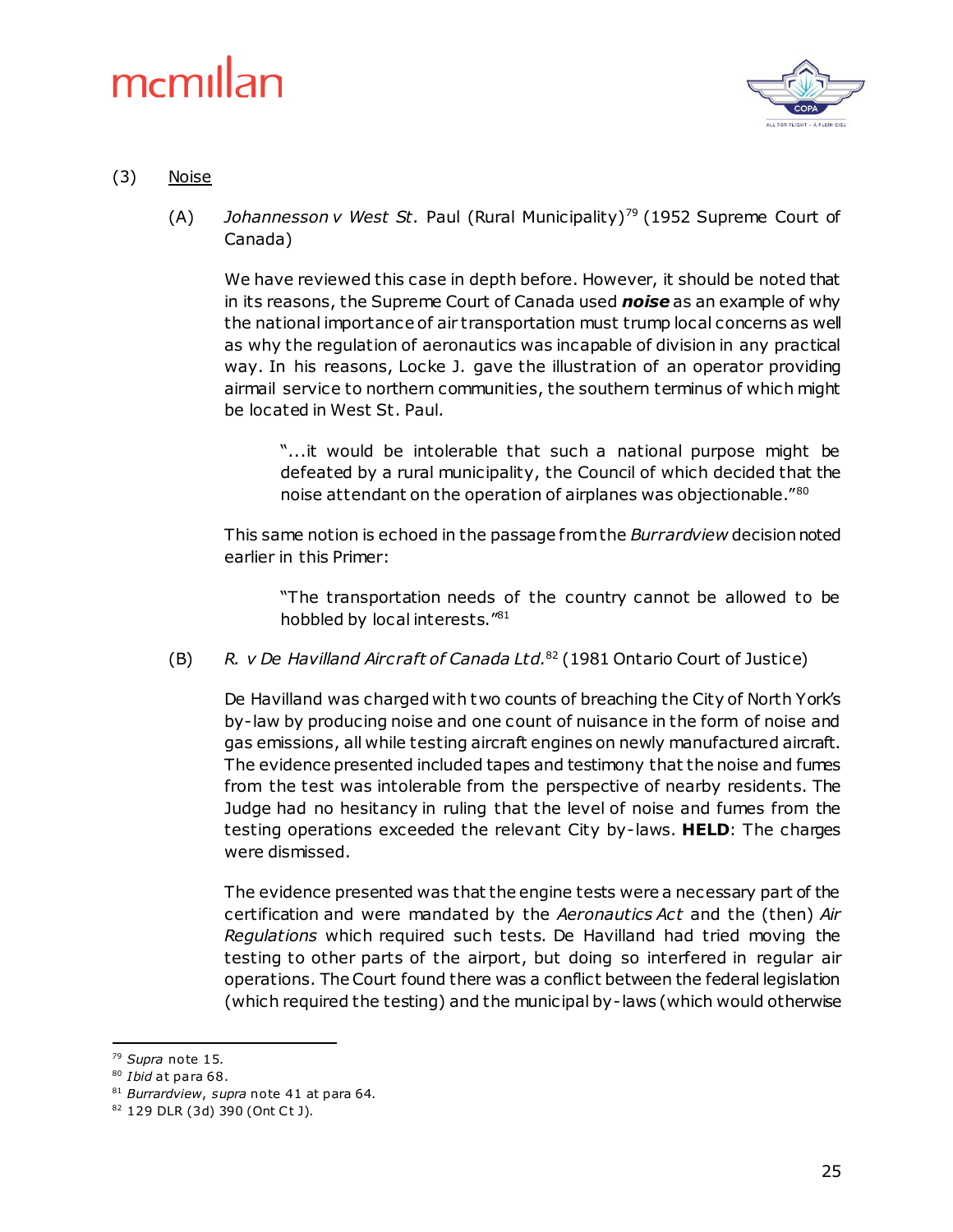### (3) <u>Noise</u>

**(A)** *Johannesson v West St.* Paul (Rural Municipality)[79] (1952 Supreme Court of Canada)

We have reviewed this case in depth before. However, it should be noted that in its reasons, the Supreme Court of Canada used ***noise*** as an example of why the national importance of air transportation must trump local concerns as well as why the regulation of aeronautics was incapable of division in any practical way. In his reasons, Locke J. gave the illustration of an operator providing airmail service to northern communities, the southern terminus of which might be located in West St. Paul.

> "...it would be intolerable that such a national purpose might be defeated by a rural municipality, the Council of which decided that the noise attendant on the operation of airplanes was objectionable."[80]

This same notion is echoed in the passage from the *Burrardview* decision noted earlier in this Primer:

> "The transportation needs of the country cannot be allowed to be hobbled by local interests."[81]

**(B)** *R. v De Havilland Aircraft of Canada Ltd.*[82] (1981 Ontario Court of Justice)

De Havilland was charged with two counts of breaching the City of North York's by-law by producing noise and one count of nuisance in the form of noise and gas emissions, all while testing aircraft engines on newly manufactured aircraft. The evidence presented included tapes and testimony that the noise and fumes from the test was intolerable from the perspective of nearby residents. The Judge had no hesitancy in ruling that the level of noise and fumes from the testing operations exceeded the relevant City by-laws. **HELD**: The charges were dismissed.

The evidence presented was that the engine tests were a necessary part of the certification and were mandated by the *Aeronautics Act* and the (then) *Air Regulations* which required such tests. De Havilland had tried moving the testing to other parts of the airport, but doing so interfered in regular air operations. The Court found there was a conflict between the federal legislation (which required the testing) and the municipal by-laws (which would otherwise

---

[79] *Supra* note 15.

[80] *Ibid* at para 68.

[81] *Burrardview*, *supra* note 41 at para 64.

[82] 129 DLR (3d) 390 (Ont Ct J).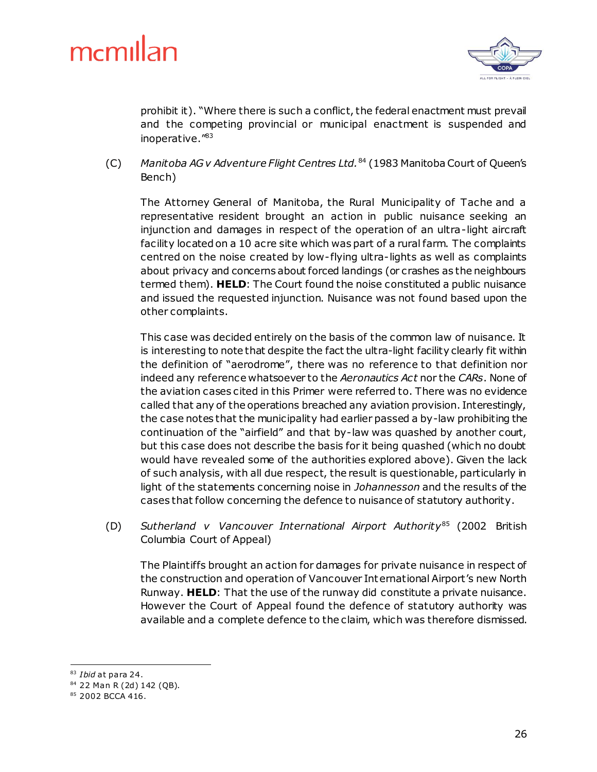prohibit it). "Where there is such a conflict, the federal enactment must prevail and the competing provincial or municipal enactment is suspended and inoperative."[83]

(C) *Manitoba AG v Adventure Flight Centres Ltd.*[84] (1983 Manitoba Court of Queen's Bench)

The Attorney General of Manitoba, the Rural Municipality of Tache and a representative resident brought an action in public nuisance seeking an injunction and damages in respect of the operation of an ultra-light aircraft facility located on a 10 acre site which was part of a rural farm. The complaints centred on the noise created by low-flying ultra-lights as well as complaints about privacy and concerns about forced landings (or crashes as the neighbours termed them). **HELD**: The Court found the noise constituted a public nuisance and issued the requested injunction. Nuisance was not found based upon the other complaints.

This case was decided entirely on the basis of the common law of nuisance. It is interesting to note that despite the fact the ultra-light facility clearly fit within the definition of "aerodrome", there was no reference to that definition nor indeed any reference whatsoever to the *Aeronautics Act* nor the *CARs*. None of the aviation cases cited in this Primer were referred to. There was no evidence called that any of the operations breached any aviation provision. Interestingly, the case notes that the municipality had earlier passed a by-law prohibiting the continuation of the "airfield" and that by-law was quashed by another court, but this case does not describe the basis for it being quashed (which no doubt would have revealed some of the authorities explored above). Given the lack of such analysis, with all due respect, the result is questionable, particularly in light of the statements concerning noise in *Johannesson* and the results of the cases that follow concerning the defence to nuisance of statutory authority.

(D) *Sutherland v Vancouver International Airport Authority*[85] (2002 British Columbia Court of Appeal)

The Plaintiffs brought an action for damages for private nuisance in respect of the construction and operation of Vancouver International Airport's new North Runway. **HELD**: That the use of the runway did constitute a private nuisance. However the Court of Appeal found the defence of statutory authority was available and a complete defence to the claim, which was therefore dismissed.

---

[83] *Ibid* at para 24.

[84] 22 Man R (2d) 142 (QB).

[85] 2002 BCCA 416.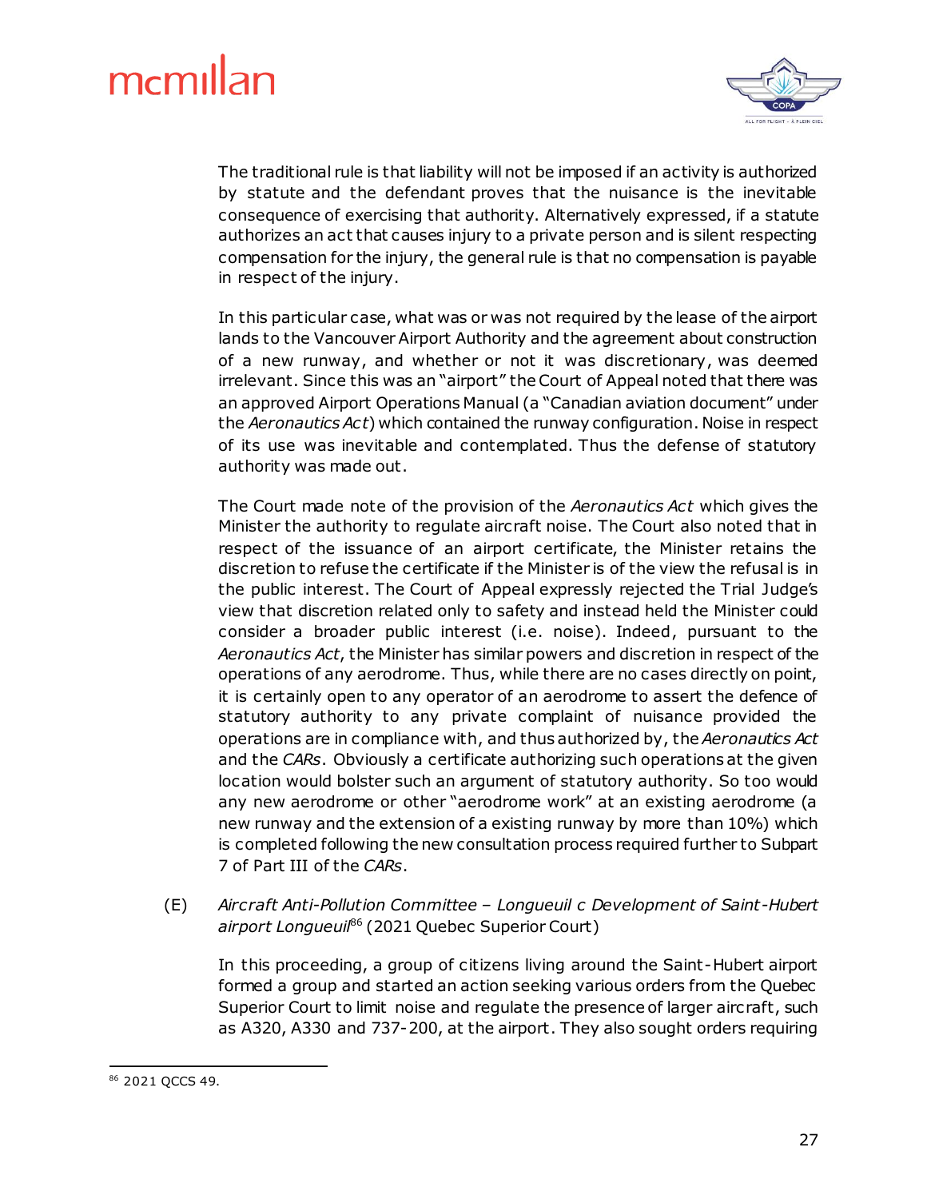The traditional rule is that liability will not be imposed if an activity is authorized by statute and the defendant proves that the nuisance is the inevitable consequence of exercising that authority. Alternatively expressed, if a statute authorizes an act that causes injury to a private person and is silent respecting compensation for the injury, the general rule is that no compensation is payable in respect of the injury.

In this particular case, what was or was not required by the lease of the airport lands to the Vancouver Airport Authority and the agreement about construction of a new runway, and whether or not it was discretionary, was deemed irrelevant. Since this was an "airport" the Court of Appeal noted that there was an approved Airport Operations Manual (a "Canadian aviation document" under the *Aeronautics Act*) which contained the runway configuration. Noise in respect of its use was inevitable and contemplated. Thus the defense of statutory authority was made out.

The Court made note of the provision of the *Aeronautics Act* which gives the Minister the authority to regulate aircraft noise. The Court also noted that in respect of the issuance of an airport certificate, the Minister retains the discretion to refuse the certificate if the Minister is of the view the refusal is in the public interest. The Court of Appeal expressly rejected the Trial Judge's view that discretion related only to safety and instead held the Minister could consider a broader public interest (i.e. noise). Indeed, pursuant to the *Aeronautics Act*, the Minister has similar powers and discretion in respect of the operations of any aerodrome. Thus, while there are no cases directly on point, it is certainly open to any operator of an aerodrome to assert the defence of statutory authority to any private complaint of nuisance provided the operations are in compliance with, and thus authorized by, the *Aeronautics Act* and the *CARs*. Obviously a certificate authorizing such operations at the given location would bolster such an argument of statutory authority. So too would any new aerodrome or other "aerodrome work" at an existing aerodrome (a new runway and the extension of a existing runway by more than 10%) which is completed following the new consultation process required further to Subpart 7 of Part III of the *CARs*.

(E) *Aircraft Anti-Pollution Committee – Longueuil c Development of Saint-Hubert airport Longueuil*[86] (2021 Quebec Superior Court)

In this proceeding, a group of citizens living around the Saint-Hubert airport formed a group and started an action seeking various orders from the Quebec Superior Court to limit noise and regulate the presence of larger aircraft, such as A320, A330 and 737-200, at the airport. They also sought orders requiring

---

[86] 2021 QCCS 49.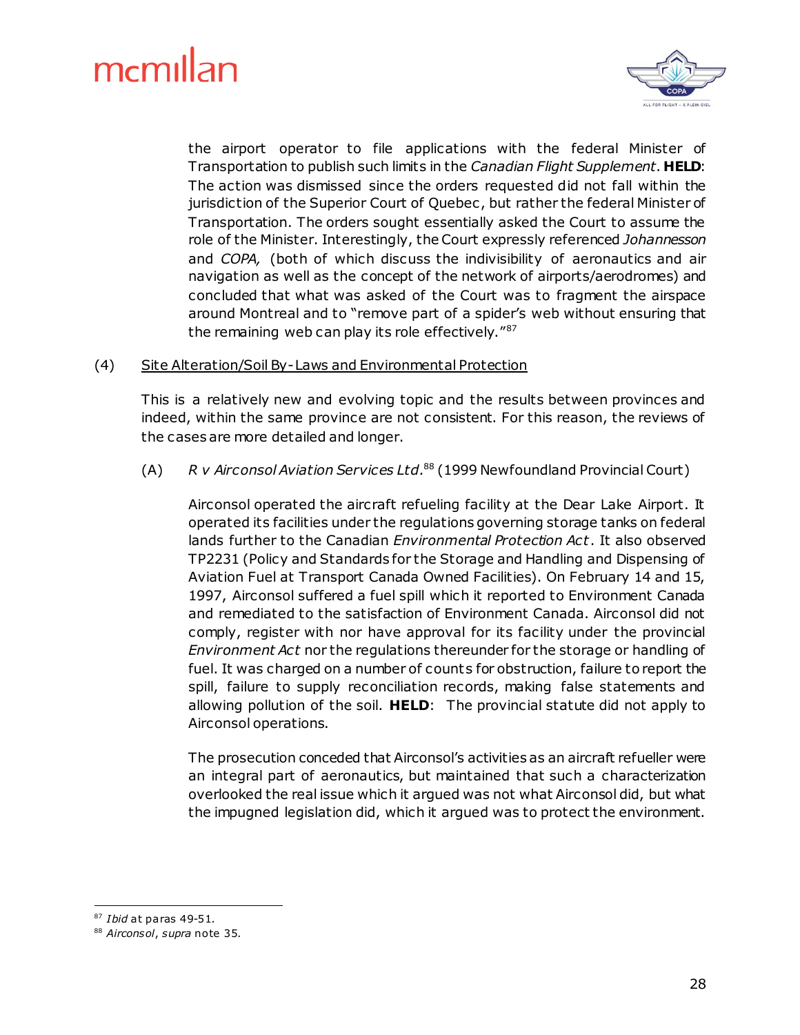the airport operator to file applications with the federal Minister of Transportation to publish such limits in the *Canadian Flight Supplement*. **HELD**: The action was dismissed since the orders requested did not fall within the jurisdiction of the Superior Court of Quebec, but rather the federal Minister of Transportation. The orders sought essentially asked the Court to assume the role of the Minister. Interestingly, the Court expressly referenced *Johannesson* and *COPA,* (both of which discuss the indivisibility of aeronautics and air navigation as well as the concept of the network of airports/aerodromes) and concluded that what was asked of the Court was to fragment the airspace around Montreal and to "remove part of a spider's web without ensuring that the remaining web can play its role effectively."[87]

(4) Site Alteration/Soil By-Laws and Environmental Protection

This is a relatively new and evolving topic and the results between provinces and indeed, within the same province are not consistent. For this reason, the reviews of the cases are more detailed and longer.

(A) *R v Airconsol Aviation Services Ltd.*[88] (1999 Newfoundland Provincial Court)

Airconsol operated the aircraft refueling facility at the Dear Lake Airport. It operated its facilities under the regulations governing storage tanks on federal lands further to the Canadian *Environmental Protection Act*. It also observed TP2231 (Policy and Standards for the Storage and Handling and Dispensing of Aviation Fuel at Transport Canada Owned Facilities). On February 14 and 15, 1997, Airconsol suffered a fuel spill which it reported to Environment Canada and remediated to the satisfaction of Environment Canada. Airconsol did not comply, register with nor have approval for its facility under the provincial *Environment Act* nor the regulations thereunder for the storage or handling of fuel. It was charged on a number of counts for obstruction, failure to report the spill, failure to supply reconciliation records, making false statements and allowing pollution of the soil. **HELD**: The provincial statute did not apply to Airconsol operations.

The prosecution conceded that Airconsol's activities as an aircraft refueller were an integral part of aeronautics, but maintained that such a characterization overlooked the real issue which it argued was not what Airconsol did, but what the impugned legislation did, which it argued was to protect the environment.

---

[87] *Ibid* at paras 49-51.

[88] *Airconsol*, *supra* note 35.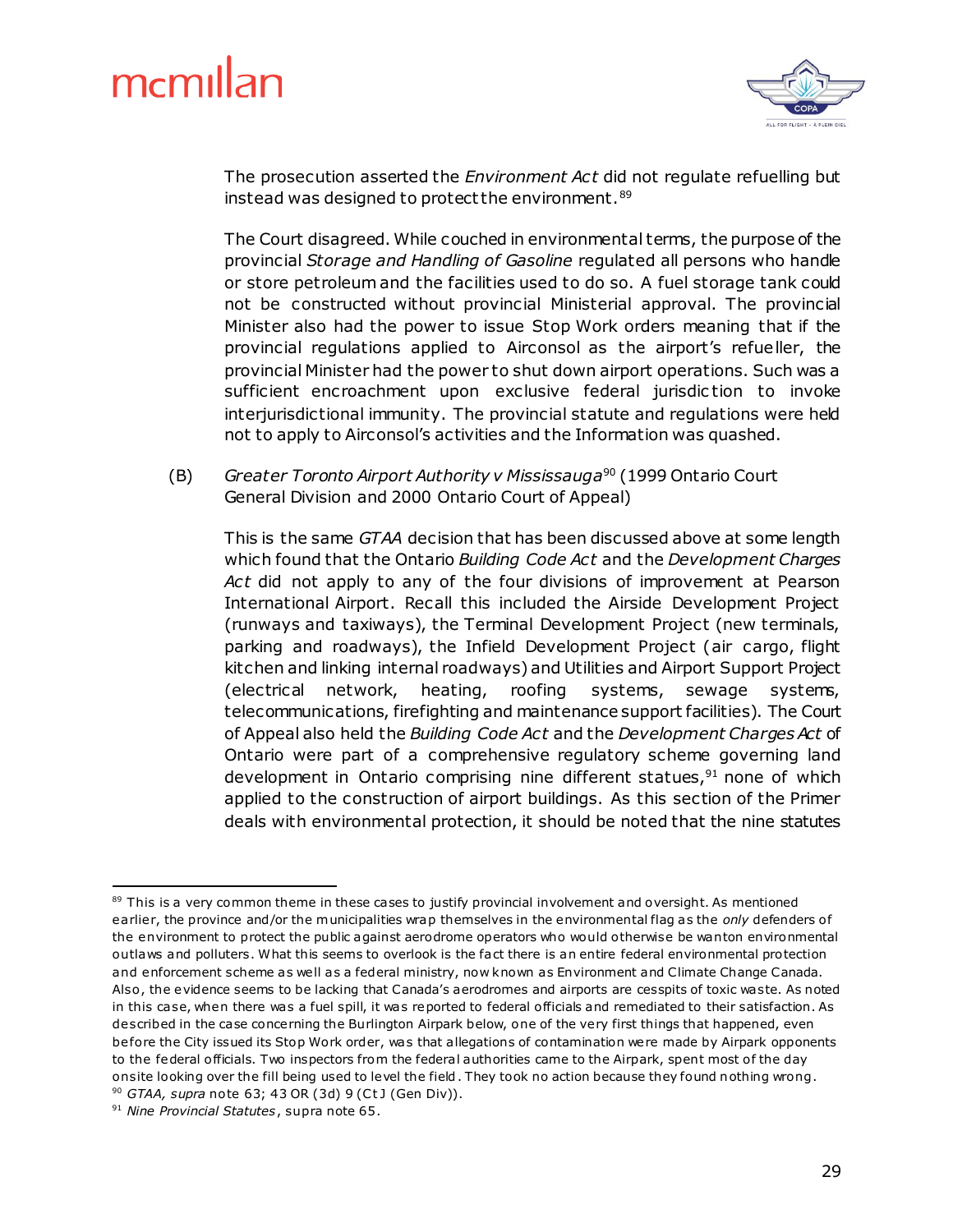The prosecution asserted the *Environment Act* did not regulate refuelling but instead was designed to protect the environment.[89]

The Court disagreed. While couched in environmental terms, the purpose of the provincial *Storage and Handling of Gasoline* regulated all persons who handle or store petroleum and the facilities used to do so. A fuel storage tank could not be constructed without provincial Ministerial approval. The provincial Minister also had the power to issue Stop Work orders meaning that if the provincial regulations applied to Airconsol as the airport's refueller, the provincial Minister had the power to shut down airport operations. Such was a sufficient encroachment upon exclusive federal jurisdiction to invoke interjurisdictional immunity. The provincial statute and regulations were held not to apply to Airconsol's activities and the Information was quashed.

(B) *Greater Toronto Airport Authority v Mississauga*[90] (1999 Ontario Court General Division and 2000 Ontario Court of Appeal)

This is the same *GTAA* decision that has been discussed above at some length which found that the Ontario *Building Code Act* and the *Development Charges Act* did not apply to any of the four divisions of improvement at Pearson International Airport. Recall this included the Airside Development Project (runways and taxiways), the Terminal Development Project (new terminals, parking and roadways), the Infield Development Project (air cargo, flight kitchen and linking internal roadways) and Utilities and Airport Support Project (electrical network, heating, roofing systems, sewage systems, telecommunications, firefighting and maintenance support facilities). The Court of Appeal also held the *Building Code Act* and the *Development Charges Act* of Ontario were part of a comprehensive regulatory scheme governing land development in Ontario comprising nine different statues,[91] none of which applied to the construction of airport buildings. As this section of the Primer deals with environmental protection, it should be noted that the nine statutes

---

[89] This is a very common theme in these cases to justify provincial involvement and oversight. As mentioned earlier, the province and/or the municipalities wrap themselves in the environmental flag as the *only* defenders of the environment to protect the public against aerodrome operators who would otherwise be wanton environmental outlaws and polluters. What this seems to overlook is the fact there is an entire federal environmental protection and enforcement scheme as well as a federal ministry, now known as Environment and Climate Change Canada. Also, the evidence seems to be lacking that Canada's aerodromes and airports are cesspits of toxic waste. As noted in this case, when there was a fuel spill, it was reported to federal officials and remediated to their satisfaction. As described in the case concerning the Burlington Airpark below, one of the very first things that happened, even before the City issued its Stop Work order, was that allegations of contamination were made by Airpark opponents to the federal officials. Two inspectors from the federal authorities came to the Airpark, spent most of the day onsite looking over the fill being used to level the field. They took no action because they found nothing wrong.

[90] *GTAA, supra* note 63; 43 OR (3d) 9 (Ct J (Gen Div)).

[91] *Nine Provincial Statutes*, supra note 65.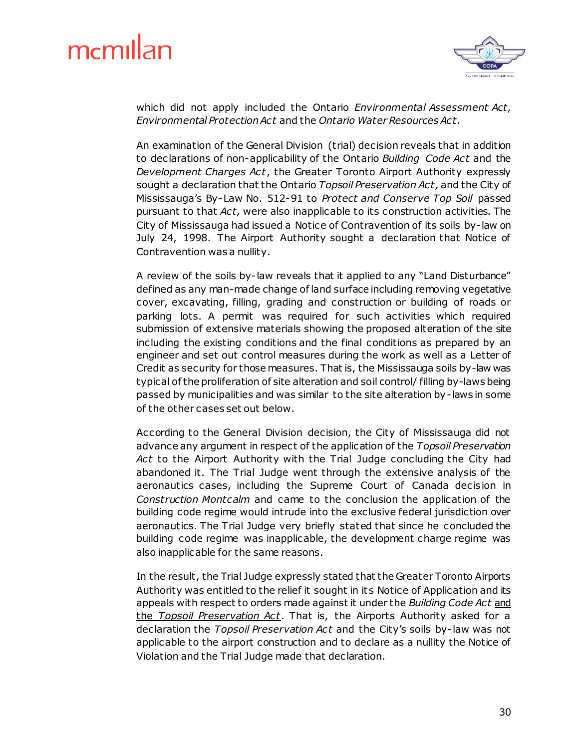which did not apply included the Ontario *Environmental Assessment Act*, *Environmental Protection Act* and the *Ontario Water Resources Act*.

An examination of the General Division (trial) decision reveals that in addition to declarations of non-applicability of the Ontario *Building Code Act* and the *Development Charges Act*, the Greater Toronto Airport Authority expressly sought a declaration that the Ontario *Topsoil Preservation Act,* and the City of Mississauga's By-Law No. 512-91 to *Protect and Conserve Top Soil* passed pursuant to that *Act,* were also inapplicable to its construction activities. The City of Mississauga had issued a Notice of Contravention of its soils by-law on July 24, 1998. The Airport Authority sought a declaration that Notice of Contravention was a nullity.

A review of the soils by-law reveals that it applied to any "Land Disturbance" defined as any man-made change of land surface including removing vegetative cover, excavating, filling, grading and construction or building of roads or parking lots. A permit was required for such activities which required submission of extensive materials showing the proposed alteration of the site including the existing conditions and the final conditions as prepared by an engineer and set out control measures during the work as well as a Letter of Credit as security for those measures. That is, the Mississauga soils by-law was typical of the proliferation of site alteration and soil control/ filling by-laws being passed by municipalities and was similar to the site alteration by-laws in some of the other cases set out below.

According to the General Division decision, the City of Mississauga did not advance any argument in respect of the application of the *Topsoil Preservation Act* to the Airport Authority with the Trial Judge concluding the City had abandoned it. The Trial Judge went through the extensive analysis of the aeronautics cases, including the Supreme Court of Canada decision in *Construction Montcalm* and came to the conclusion the application of the building code regime would intrude into the exclusive federal jurisdiction over aeronautics. The Trial Judge very briefly stated that since he concluded the building code regime was inapplicable, the development charge regime was also inapplicable for the same reasons.

In the result, the Trial Judge expressly stated that the Greater Toronto Airports Authority was entitled to the relief it sought in its Notice of Application and its appeals with respect to orders made against it under the *Building Code Act* <u>and the *Topsoil Preservation Act*</u>. That is, the Airports Authority asked for a declaration the *Topsoil Preservation Act* and the City's soils by-law was not applicable to the airport construction and to declare as a nullity the Notice of Violation and the Trial Judge made that declaration.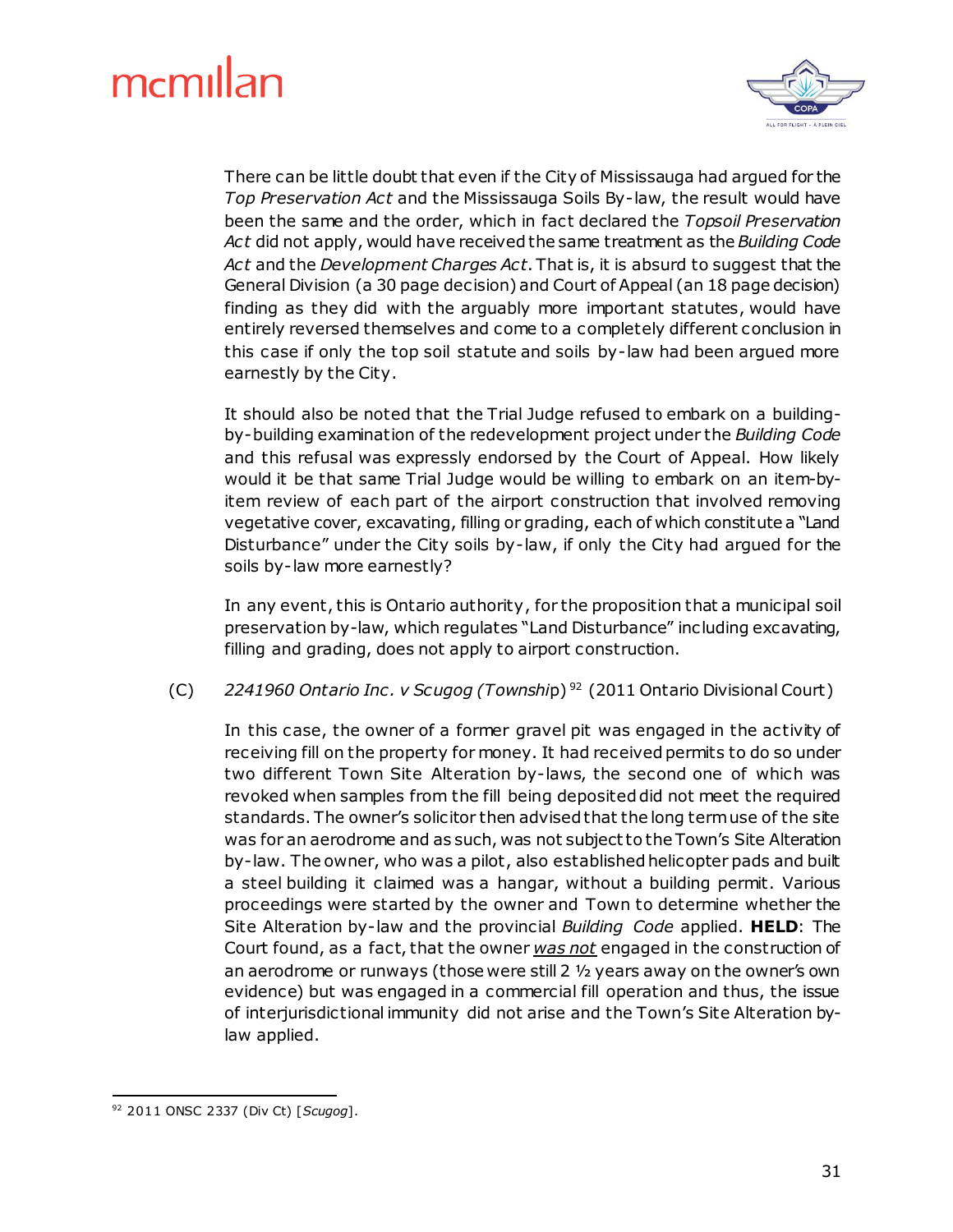There can be little doubt that even if the City of Mississauga had argued for the *Top Preservation Act* and the Mississauga Soils By-law, the result would have been the same and the order, which in fact declared the *Topsoil Preservation Act* did not apply, would have received the same treatment as the *Building Code Act* and the *Development Charges Act*. That is, it is absurd to suggest that the General Division (a 30 page decision) and Court of Appeal (an 18 page decision) finding as they did with the arguably more important statutes, would have entirely reversed themselves and come to a completely different conclusion in this case if only the top soil statute and soils by-law had been argued more earnestly by the City.

It should also be noted that the Trial Judge refused to embark on a building-by-building examination of the redevelopment project under the *Building Code* and this refusal was expressly endorsed by the Court of Appeal. How likely would it be that same Trial Judge would be willing to embark on an item-by-item review of each part of the airport construction that involved removing vegetative cover, excavating, filling or grading, each of which constitute a "Land Disturbance" under the City soils by-law, if only the City had argued for the soils by-law more earnestly?

In any event, this is Ontario authority, for the proposition that a municipal soil preservation by-law, which regulates "Land Disturbance" including excavating, filling and grading, does not apply to airport construction.

(C) *2241960 Ontario Inc. v Scugog (Township)* [92] (2011 Ontario Divisional Court)

In this case, the owner of a former gravel pit was engaged in the activity of receiving fill on the property for money. It had received permits to do so under two different Town Site Alteration by-laws, the second one of which was revoked when samples from the fill being deposited did not meet the required standards. The owner's solicitor then advised that the long term use of the site was for an aerodrome and as such, was not subject to the Town's Site Alteration by-law. The owner, who was a pilot, also established helicopter pads and built a steel building it claimed was a hangar, without a building permit. Various proceedings were started by the owner and Town to determine whether the Site Alteration by-law and the provincial *Building Code* applied. **HELD**: The Court found, as a fact, that the owner ***was not*** engaged in the construction of an aerodrome or runways (those were still 2 ½ years away on the owner's own evidence) but was engaged in a commercial fill operation and thus, the issue of interjurisdictional immunity did not arise and the Town's Site Alteration by-law applied.

---

[92] 2011 ONSC 2337 (Div Ct) [*Scugog*].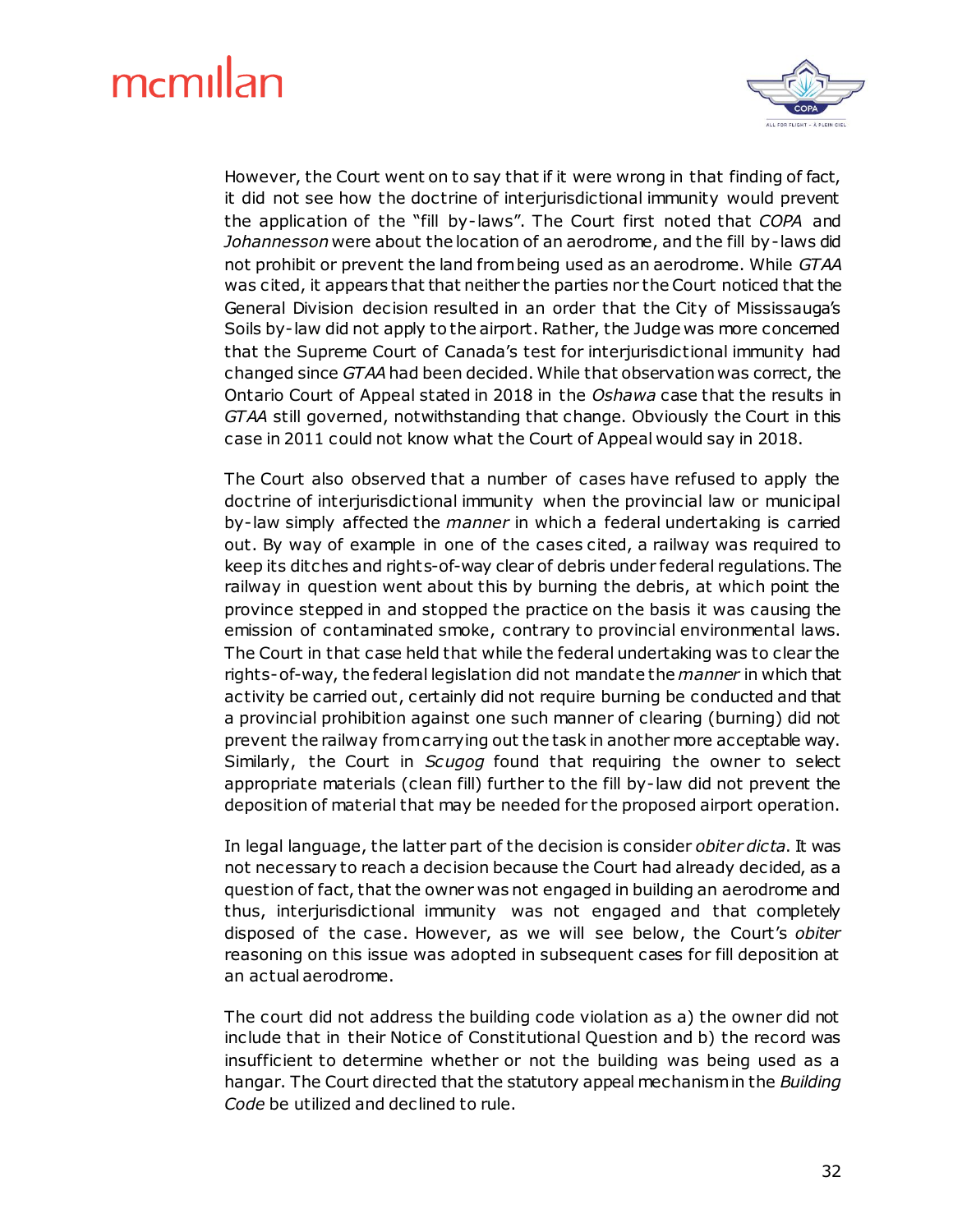However, the Court went on to say that if it were wrong in that finding of fact, it did not see how the doctrine of interjurisdictional immunity would prevent the application of the "fill by-laws". The Court first noted that *COPA* and *Johannesson* were about the location of an aerodrome, and the fill by-laws did not prohibit or prevent the land from being used as an aerodrome. While *GTAA* was cited, it appears that that neither the parties nor the Court noticed that the General Division decision resulted in an order that the City of Mississauga's Soils by-law did not apply to the airport. Rather, the Judge was more concerned that the Supreme Court of Canada's test for interjurisdictional immunity had changed since *GTAA* had been decided. While that observation was correct, the Ontario Court of Appeal stated in 2018 in the *Oshawa* case that the results in *GTAA* still governed, notwithstanding that change. Obviously the Court in this case in 2011 could not know what the Court of Appeal would say in 2018.

The Court also observed that a number of cases have refused to apply the doctrine of interjurisdictional immunity when the provincial law or municipal by-law simply affected the *manner* in which a federal undertaking is carried out. By way of example in one of the cases cited, a railway was required to keep its ditches and rights-of-way clear of debris under federal regulations. The railway in question went about this by burning the debris, at which point the province stepped in and stopped the practice on the basis it was causing the emission of contaminated smoke, contrary to provincial environmental laws. The Court in that case held that while the federal undertaking was to clear the rights-of-way, the federal legislation did not mandate the *manner* in which that activity be carried out, certainly did not require burning be conducted and that a provincial prohibition against one such manner of clearing (burning) did not prevent the railway from carrying out the task in another more acceptable way. Similarly, the Court in *Scugog* found that requiring the owner to select appropriate materials (clean fill) further to the fill by-law did not prevent the deposition of material that may be needed for the proposed airport operation.

In legal language, the latter part of the decision is consider *obiter dicta*. It was not necessary to reach a decision because the Court had already decided, as a question of fact, that the owner was not engaged in building an aerodrome and thus, interjurisdictional immunity was not engaged and that completely disposed of the case. However, as we will see below, the Court's *obiter* reasoning on this issue was adopted in subsequent cases for fill deposition at an actual aerodrome.

The court did not address the building code violation as a) the owner did not include that in their Notice of Constitutional Question and b) the record was insufficient to determine whether or not the building was being used as a hangar. The Court directed that the statutory appeal mechanism in the *Building Code* be utilized and declined to rule.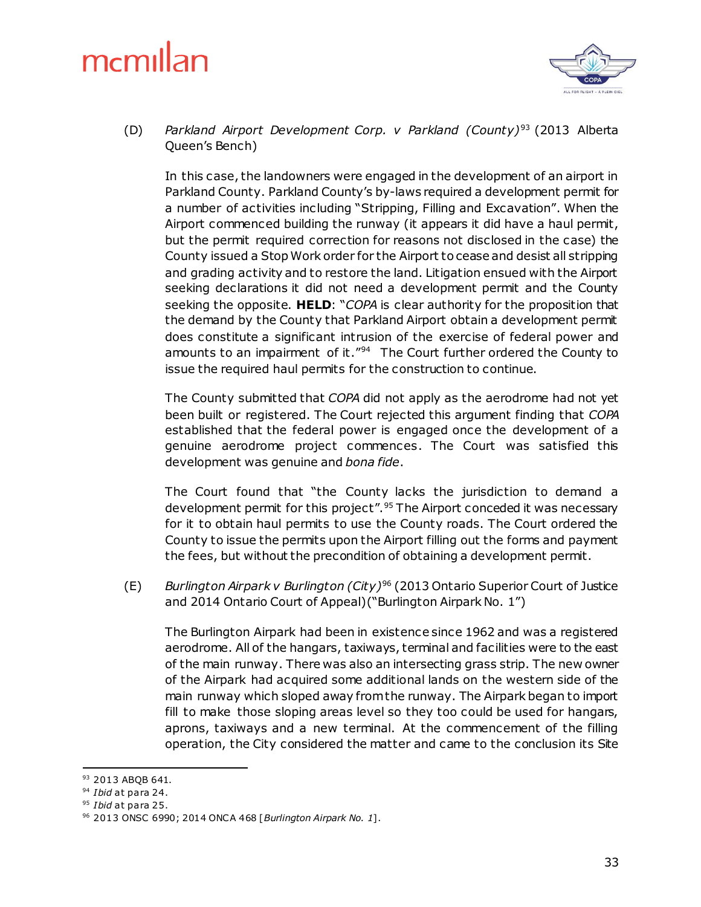(D) *Parkland Airport Development Corp. v Parkland (County)*[93] (2013 Alberta Queen's Bench)

In this case, the landowners were engaged in the development of an airport in Parkland County. Parkland County's by-laws required a development permit for a number of activities including "Stripping, Filling and Excavation". When the Airport commenced building the runway (it appears it did have a haul permit, but the permit required correction for reasons not disclosed in the case) the County issued a Stop Work order for the Airport to cease and desist all stripping and grading activity and to restore the land. Litigation ensued with the Airport seeking declarations it did not need a development permit and the County seeking the opposite. **HELD**: "*COPA* is clear authority for the proposition that the demand by the County that Parkland Airport obtain a development permit does constitute a significant intrusion of the exercise of federal power and amounts to an impairment of it."[94] The Court further ordered the County to issue the required haul permits for the construction to continue.

The County submitted that *COPA* did not apply as the aerodrome had not yet been built or registered. The Court rejected this argument finding that *COPA* established that the federal power is engaged once the development of a genuine aerodrome project commences. The Court was satisfied this development was genuine and *bona fide*.

The Court found that "the County lacks the jurisdiction to demand a development permit for this project".[95] The Airport conceded it was necessary for it to obtain haul permits to use the County roads. The Court ordered the County to issue the permits upon the Airport filling out the forms and payment the fees, but without the precondition of obtaining a development permit.

(E) *Burlington Airpark v Burlington (City)*[96] (2013 Ontario Superior Court of Justice and 2014 Ontario Court of Appeal)("Burlington Airpark No. 1")

The Burlington Airpark had been in existence since 1962 and was a registered aerodrome. All of the hangars, taxiways, terminal and facilities were to the east of the main runway. There was also an intersecting grass strip. The new owner of the Airpark had acquired some additional lands on the western side of the main runway which sloped away from the runway. The Airpark began to import fill to make those sloping areas level so they too could be used for hangars, aprons, taxiways and a new terminal. At the commencement of the filling operation, the City considered the matter and came to the conclusion its Site

---

[93] 2013 ABQB 641.

[94] *Ibid* at para 24.

[95] *Ibid* at para 25.

[96] 2013 ONSC 6990; 2014 ONCA 468 [*Burlington Airpark No. 1*].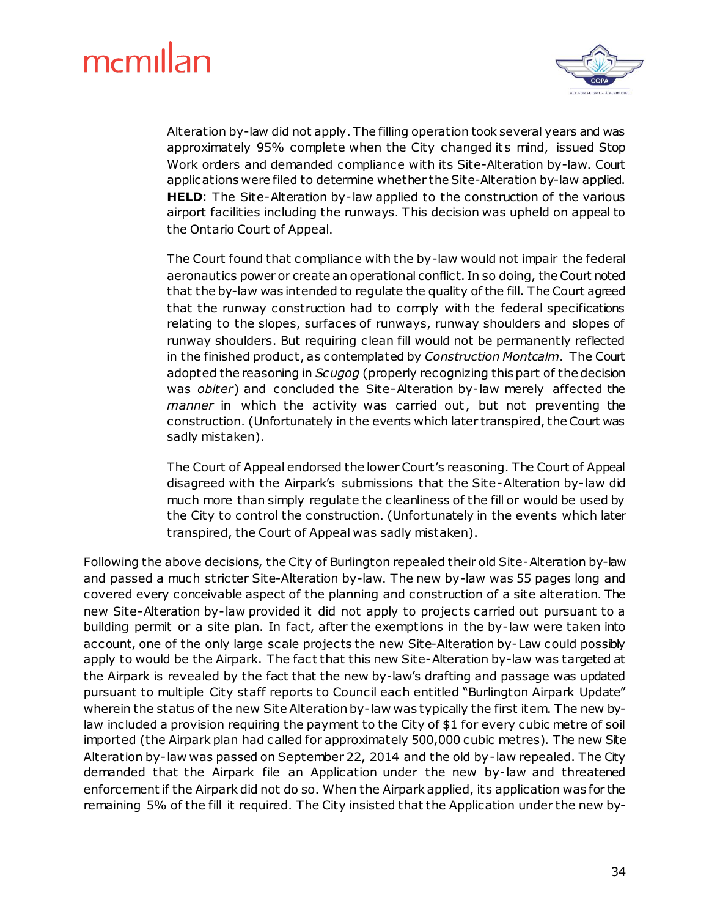Alteration by-law did not apply. The filling operation took several years and was approximately 95% complete when the City changed its mind, issued Stop Work orders and demanded compliance with its Site-Alteration by-law. Court applications were filed to determine whether the Site-Alteration by-law applied. **HELD**: The Site-Alteration by-law applied to the construction of the various airport facilities including the runways. This decision was upheld on appeal to the Ontario Court of Appeal.

The Court found that compliance with the by-law would not impair the federal aeronautics power or create an operational conflict. In so doing, the Court noted that the by-law was intended to regulate the quality of the fill. The Court agreed that the runway construction had to comply with the federal specifications relating to the slopes, surfaces of runways, runway shoulders and slopes of runway shoulders. But requiring clean fill would not be permanently reflected in the finished product, as contemplated by *Construction Montcalm*. The Court adopted the reasoning in *Scugog* (properly recognizing this part of the decision was *obiter*) and concluded the Site-Alteration by-law merely affected the *manner* in which the activity was carried out, but not preventing the construction. (Unfortunately in the events which later transpired, the Court was sadly mistaken).

The Court of Appeal endorsed the lower Court's reasoning. The Court of Appeal disagreed with the Airpark's submissions that the Site-Alteration by-law did much more than simply regulate the cleanliness of the fill or would be used by the City to control the construction. (Unfortunately in the events which later transpired, the Court of Appeal was sadly mistaken).

Following the above decisions, the City of Burlington repealed their old Site-Alteration by-law and passed a much stricter Site-Alteration by-law. The new by-law was 55 pages long and covered every conceivable aspect of the planning and construction of a site alteration. The new Site-Alteration by-law provided it did not apply to projects carried out pursuant to a building permit or a site plan. In fact, after the exemptions in the by-law were taken into account, one of the only large scale projects the new Site-Alteration by-Law could possibly apply to would be the Airpark. The fact that this new Site-Alteration by-law was targeted at the Airpark is revealed by the fact that the new by-law's drafting and passage was updated pursuant to multiple City staff reports to Council each entitled "Burlington Airpark Update" wherein the status of the new Site Alteration by-law was typically the first item. The new by-law included a provision requiring the payment to the City of $1 for every cubic metre of soil imported (the Airpark plan had called for approximately 500,000 cubic metres). The new Site Alteration by-law was passed on September 22, 2014 and the old by-law repealed. The City demanded that the Airpark file an Application under the new by-law and threatened enforcement if the Airpark did not do so. When the Airpark applied, its application was for the remaining 5% of the fill it required. The City insisted that the Application under the new by-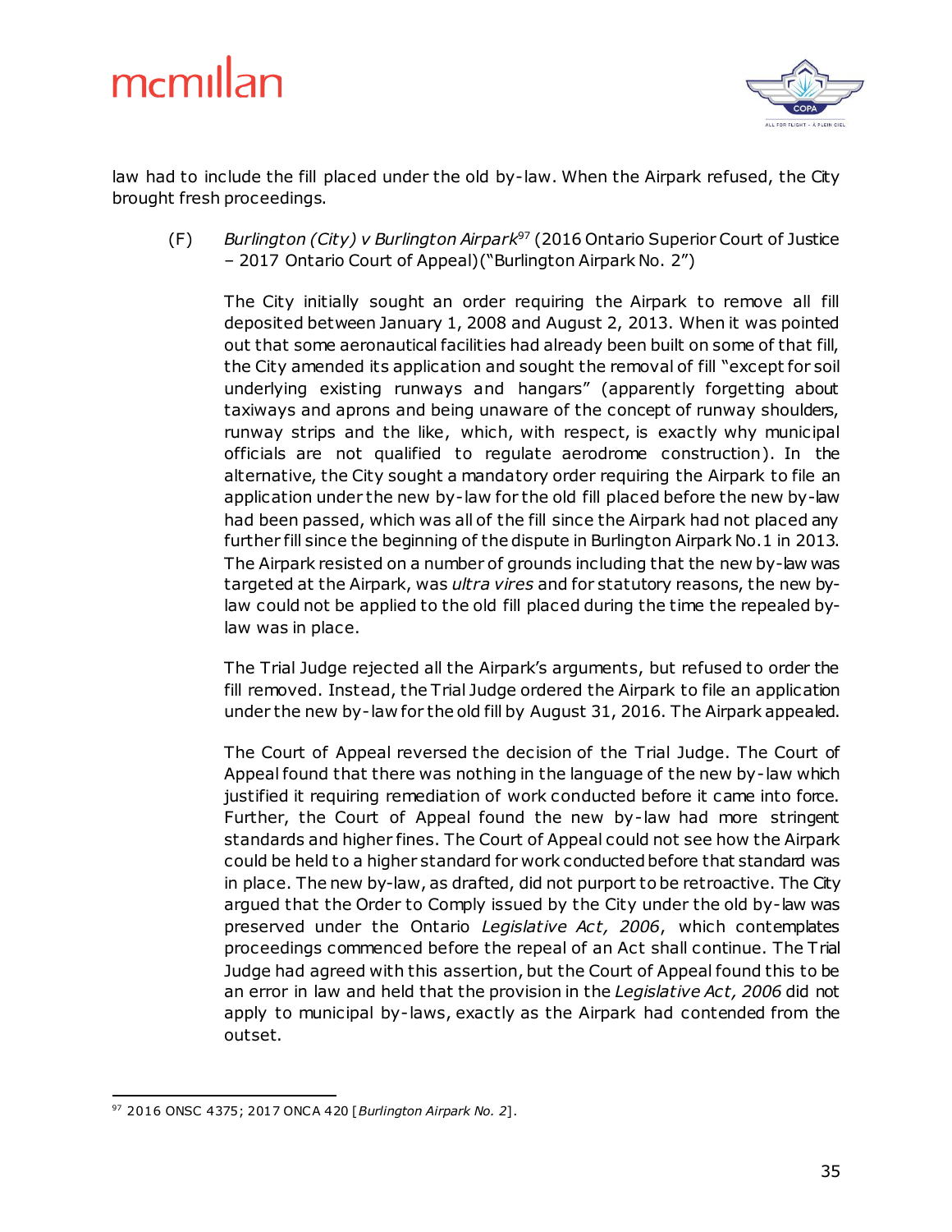law had to include the fill placed under the old by-law. When the Airpark refused, the City brought fresh proceedings.

(F) *Burlington (City) v Burlington Airpark*[97] (2016 Ontario Superior Court of Justice – 2017 Ontario Court of Appeal)("Burlington Airpark No. 2")

The City initially sought an order requiring the Airpark to remove all fill deposited between January 1, 2008 and August 2, 2013. When it was pointed out that some aeronautical facilities had already been built on some of that fill, the City amended its application and sought the removal of fill "except for soil underlying existing runways and hangars" (apparently forgetting about taxiways and aprons and being unaware of the concept of runway shoulders, runway strips and the like, which, with respect, is exactly why municipal officials are not qualified to regulate aerodrome construction). In the alternative, the City sought a mandatory order requiring the Airpark to file an application under the new by-law for the old fill placed before the new by-law had been passed, which was all of the fill since the Airpark had not placed any further fill since the beginning of the dispute in Burlington Airpark No.1 in 2013. The Airpark resisted on a number of grounds including that the new by-law was targeted at the Airpark, was *ultra vires* and for statutory reasons, the new by-law could not be applied to the old fill placed during the time the repealed by-law was in place.

The Trial Judge rejected all the Airpark's arguments, but refused to order the fill removed. Instead, the Trial Judge ordered the Airpark to file an application under the new by-law for the old fill by August 31, 2016. The Airpark appealed.

The Court of Appeal reversed the decision of the Trial Judge. The Court of Appeal found that there was nothing in the language of the new by-law which justified it requiring remediation of work conducted before it came into force. Further, the Court of Appeal found the new by-law had more stringent standards and higher fines. The Court of Appeal could not see how the Airpark could be held to a higher standard for work conducted before that standard was in place. The new by-law, as drafted, did not purport to be retroactive. The City argued that the Order to Comply issued by the City under the old by-law was preserved under the Ontario *Legislative Act, 2006*, which contemplates proceedings commenced before the repeal of an Act shall continue. The Trial Judge had agreed with this assertion, but the Court of Appeal found this to be an error in law and held that the provision in the *Legislative Act, 2006* did not apply to municipal by-laws, exactly as the Airpark had contended from the outset.

---

[97] 2016 ONSC 4375; 2017 ONCA 420 [*Burlington Airpark No. 2*].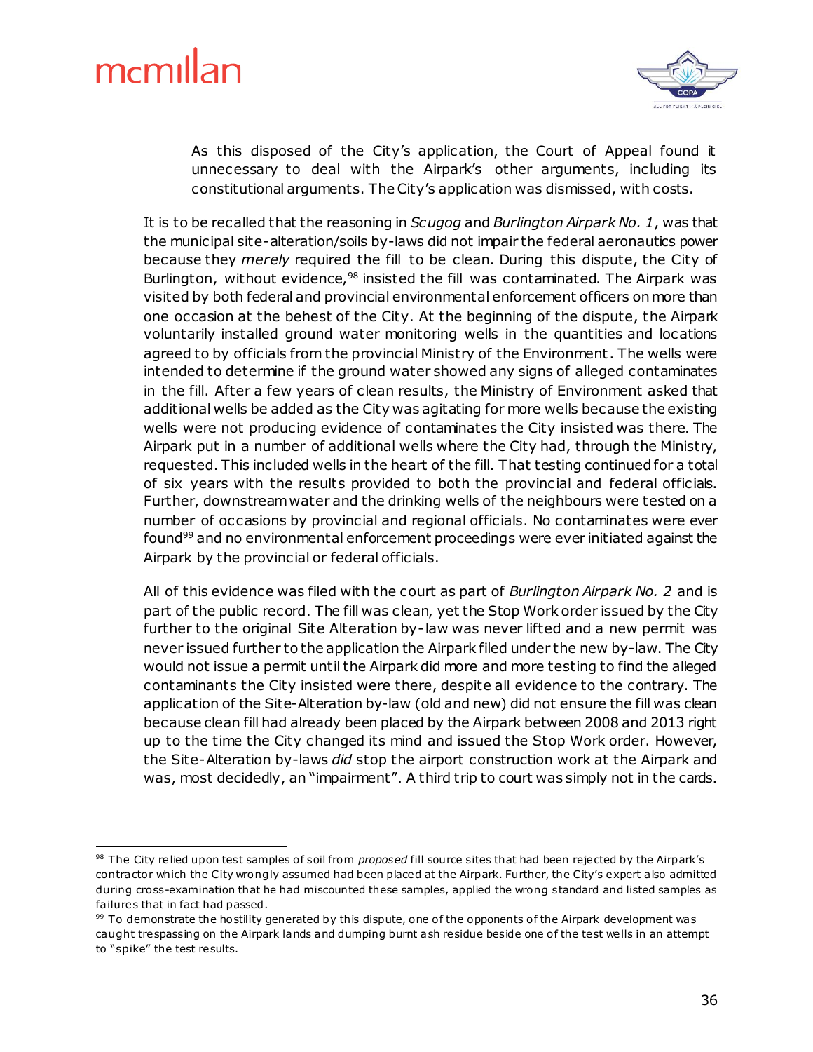> As this disposed of the City's application, the Court of Appeal found it unnecessary to deal with the Airpark's other arguments, including its constitutional arguments. The City's application was dismissed, with costs.

It is to be recalled that the reasoning in *Scugog* and *Burlington Airpark No. 1*, was that the municipal site-alteration/soils by-laws did not impair the federal aeronautics power because they *merely* required the fill to be clean. During this dispute, the City of Burlington, without evidence,[98] insisted the fill was contaminated. The Airpark was visited by both federal and provincial environmental enforcement officers on more than one occasion at the behest of the City. At the beginning of the dispute, the Airpark voluntarily installed ground water monitoring wells in the quantities and locations agreed to by officials from the provincial Ministry of the Environment. The wells were intended to determine if the ground water showed any signs of alleged contaminates in the fill. After a few years of clean results, the Ministry of Environment asked that additional wells be added as the City was agitating for more wells because the existing wells were not producing evidence of contaminates the City insisted was there. The Airpark put in a number of additional wells where the City had, through the Ministry, requested. This included wells in the heart of the fill. That testing continued for a total of six years with the results provided to both the provincial and federal officials. Further, downstream water and the drinking wells of the neighbours were tested on a number of occasions by provincial and regional officials. No contaminates were ever found[99] and no environmental enforcement proceedings were ever initiated against the Airpark by the provincial or federal officials.

All of this evidence was filed with the court as part of *Burlington Airpark No. 2* and is part of the public record. The fill was clean, yet the Stop Work order issued by the City further to the original Site Alteration by-law was never lifted and a new permit was never issued further to the application the Airpark filed under the new by-law. The City would not issue a permit until the Airpark did more and more testing to find the alleged contaminants the City insisted were there, despite all evidence to the contrary. The application of the Site-Alteration by-law (old and new) did not ensure the fill was clean because clean fill had already been placed by the Airpark between 2008 and 2013 right up to the time the City changed its mind and issued the Stop Work order. However, the Site-Alteration by-laws *did* stop the airport construction work at the Airpark and was, most decidedly, an "impairment". A third trip to court was simply not in the cards.

---

[98] The City relied upon test samples of soil from *proposed* fill source sites that had been rejected by the Airpark's contractor which the City wrongly assumed had been placed at the Airpark. Further, the City's expert also admitted during cross-examination that he had miscounted these samples, applied the wrong standard and listed samples as failures that in fact had passed.

[99] To demonstrate the hostility generated by this dispute, one of the opponents of the Airpark development was caught trespassing on the Airpark lands and dumping burnt ash residue beside one of the test wells in an attempt to "spike" the test results.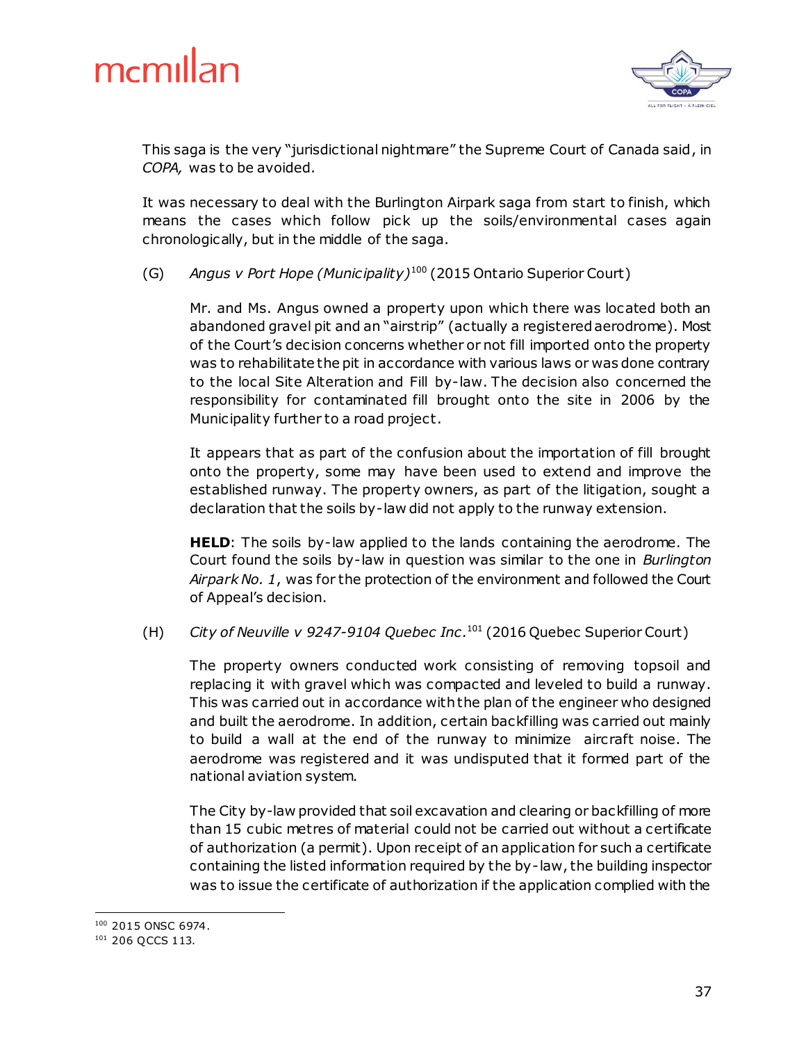This saga is the very "jurisdictional nightmare" the Supreme Court of Canada said, in *COPA,* was to be avoided.

It was necessary to deal with the Burlington Airpark saga from start to finish, which means the cases which follow pick up the soils/environmental cases again chronologically, but in the middle of the saga.

(G) *Angus v Port Hope (Municipality)*[100] (2015 Ontario Superior Court)

Mr. and Ms. Angus owned a property upon which there was located both an abandoned gravel pit and an "airstrip" (actually a registered aerodrome). Most of the Court's decision concerns whether or not fill imported onto the property was to rehabilitate the pit in accordance with various laws or was done contrary to the local Site Alteration and Fill by-law. The decision also concerned the responsibility for contaminated fill brought onto the site in 2006 by the Municipality further to a road project.

It appears that as part of the confusion about the importation of fill brought onto the property, some may have been used to extend and improve the established runway. The property owners, as part of the litigation, sought a declaration that the soils by-law did not apply to the runway extension.

**HELD**: The soils by-law applied to the lands containing the aerodrome. The Court found the soils by-law in question was similar to the one in *Burlington Airpark No. 1*, was for the protection of the environment and followed the Court of Appeal's decision.

(H) *City of Neuville v 9247-9104 Quebec Inc.*[101] (2016 Quebec Superior Court)

The property owners conducted work consisting of removing topsoil and replacing it with gravel which was compacted and leveled to build a runway. This was carried out in accordance with the plan of the engineer who designed and built the aerodrome. In addition, certain backfilling was carried out mainly to build a wall at the end of the runway to minimize aircraft noise. The aerodrome was registered and it was undisputed that it formed part of the national aviation system.

The City by-law provided that soil excavation and clearing or backfilling of more than 15 cubic metres of material could not be carried out without a certificate of authorization (a permit). Upon receipt of an application for such a certificate containing the listed information required by the by-law, the building inspector was to issue the certificate of authorization if the application complied with the

---

[100] 2015 ONSC 6974.

[101] 206 QCCS 113.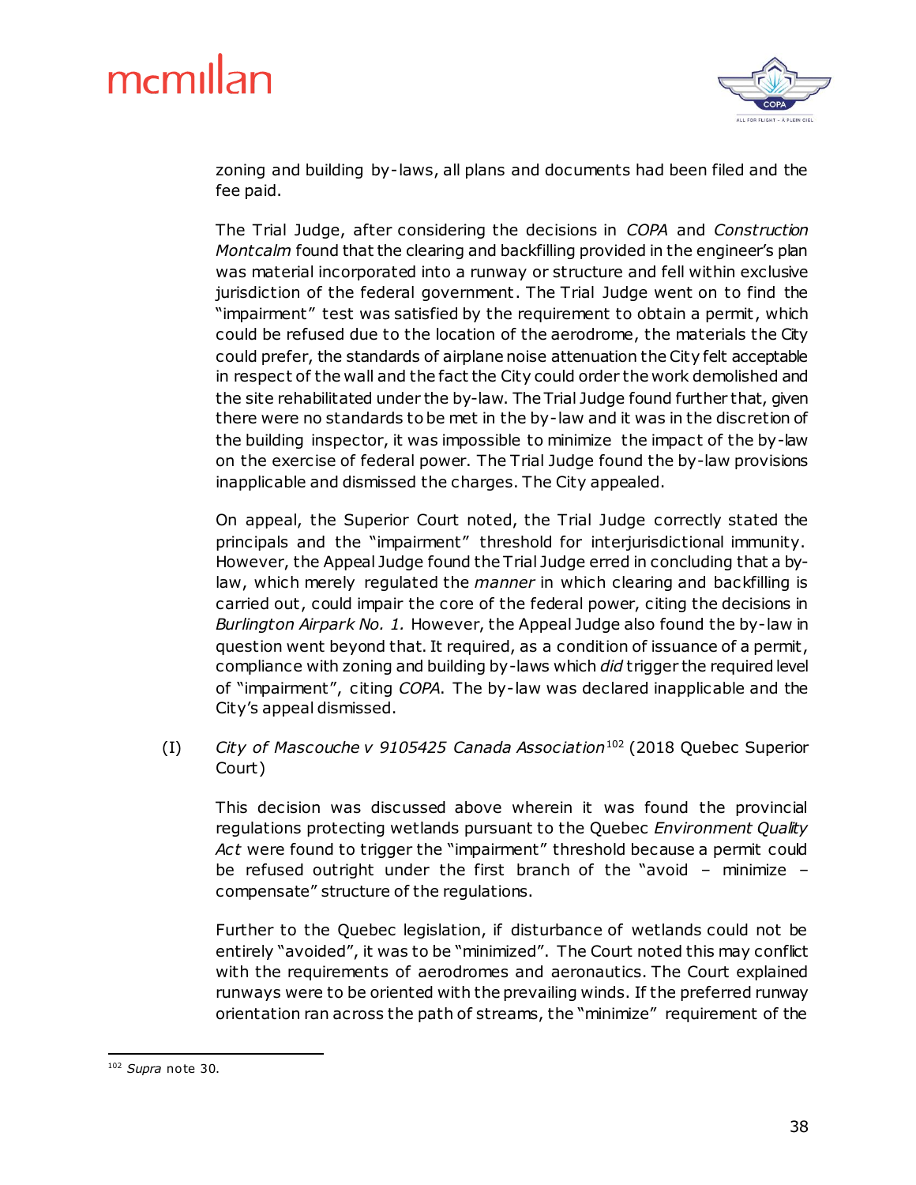zoning and building by-laws, all plans and documents had been filed and the fee paid.

The Trial Judge, after considering the decisions in *COPA* and *Construction Montcalm* found that the clearing and backfilling provided in the engineer's plan was material incorporated into a runway or structure and fell within exclusive jurisdiction of the federal government. The Trial Judge went on to find the "impairment" test was satisfied by the requirement to obtain a permit, which could be refused due to the location of the aerodrome, the materials the City could prefer, the standards of airplane noise attenuation the City felt acceptable in respect of the wall and the fact the City could order the work demolished and the site rehabilitated under the by-law. The Trial Judge found further that, given there were no standards to be met in the by-law and it was in the discretion of the building inspector, it was impossible to minimize the impact of the by-law on the exercise of federal power. The Trial Judge found the by-law provisions inapplicable and dismissed the charges. The City appealed.

On appeal, the Superior Court noted, the Trial Judge correctly stated the principals and the "impairment" threshold for interjurisdictional immunity. However, the Appeal Judge found the Trial Judge erred in concluding that a by-law, which merely regulated the *manner* in which clearing and backfilling is carried out, could impair the core of the federal power, citing the decisions in *Burlington Airpark No. 1.* However, the Appeal Judge also found the by-law in question went beyond that. It required, as a condition of issuance of a permit, compliance with zoning and building by-laws which *did* trigger the required level of "impairment", citing *COPA*. The by-law was declared inapplicable and the City's appeal dismissed.

(I) *City of Mascouche v 9105425 Canada Association*[102] (2018 Quebec Superior Court)

This decision was discussed above wherein it was found the provincial regulations protecting wetlands pursuant to the Quebec *Environment Quality Act* were found to trigger the "impairment" threshold because a permit could be refused outright under the first branch of the "avoid – minimize – compensate" structure of the regulations.

Further to the Quebec legislation, if disturbance of wetlands could not be entirely "avoided", it was to be "minimized". The Court noted this may conflict with the requirements of aerodromes and aeronautics. The Court explained runways were to be oriented with the prevailing winds. If the preferred runway orientation ran across the path of streams, the "minimize" requirement of the

---

[102] *Supra* note 30.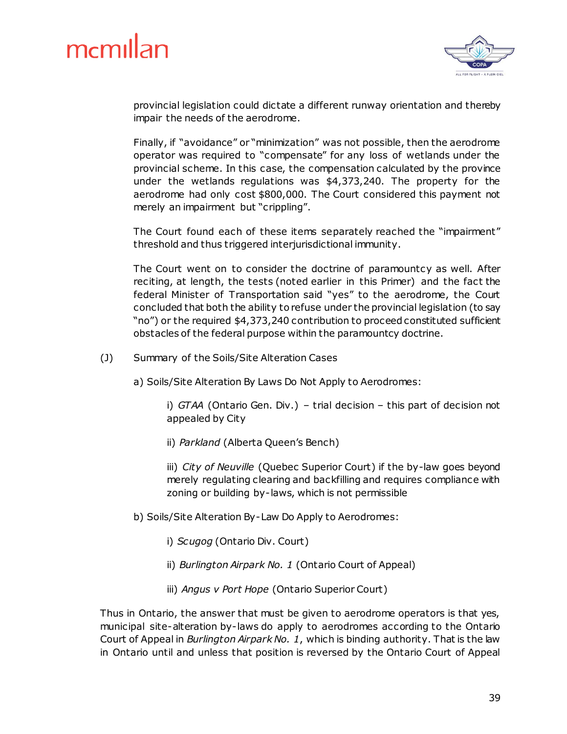provincial legislation could dictate a different runway orientation and thereby impair the needs of the aerodrome.

Finally, if "avoidance" or "minimization" was not possible, then the aerodrome operator was required to "compensate" for any loss of wetlands under the provincial scheme. In this case, the compensation calculated by the province under the wetlands regulations was $4,373,240. The property for the aerodrome had only cost $800,000. The Court considered this payment not merely an impairment but "crippling".

The Court found each of these items separately reached the "impairment" threshold and thus triggered interjurisdictional immunity.

The Court went on to consider the doctrine of paramountcy as well. After reciting, at length, the tests (noted earlier in this Primer) and the fact the federal Minister of Transportation said "yes" to the aerodrome, the Court concluded that both the ability to refuse under the provincial legislation (to say "no") or the required $4,373,240 contribution to proceed constituted sufficient obstacles of the federal purpose within the paramountcy doctrine.

(J) Summary of the Soils/Site Alteration Cases

a) Soils/Site Alteration By Laws Do Not Apply to Aerodromes:

i) *GTAA* (Ontario Gen. Div.) – trial decision – this part of decision not appealed by City

ii) *Parkland* (Alberta Queen's Bench)

iii) *City of Neuville* (Quebec Superior Court) if the by-law goes beyond merely regulating clearing and backfilling and requires compliance with zoning or building by-laws, which is not permissible

b) Soils/Site Alteration By-Law Do Apply to Aerodromes:

i) *Scugog* (Ontario Div. Court)

ii) *Burlington Airpark No. 1* (Ontario Court of Appeal)

iii) *Angus v Port Hope* (Ontario Superior Court)

Thus in Ontario, the answer that must be given to aerodrome operators is that yes, municipal site-alteration by-laws do apply to aerodromes according to the Ontario Court of Appeal in *Burlington Airpark No. 1*, which is binding authority. That is the law in Ontario until and unless that position is reversed by the Ontario Court of Appeal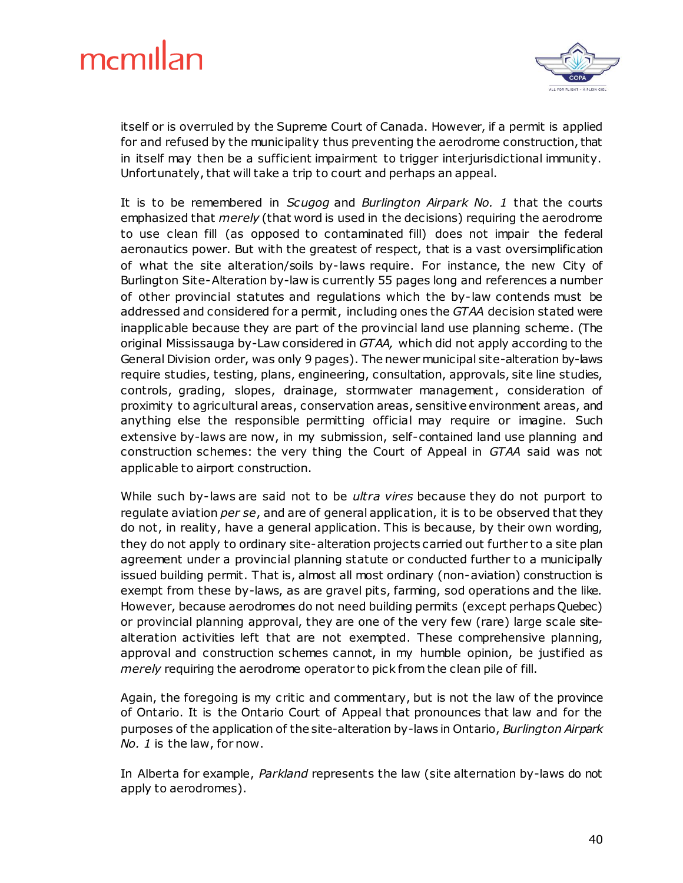itself or is overruled by the Supreme Court of Canada. However, if a permit is applied for and refused by the municipality thus preventing the aerodrome construction, that in itself may then be a sufficient impairment to trigger interjurisdictional immunity. Unfortunately, that will take a trip to court and perhaps an appeal.

It is to be remembered in *Scugog* and *Burlington Airpark No. 1* that the courts emphasized that *merely* (that word is used in the decisions) requiring the aerodrome to use clean fill (as opposed to contaminated fill) does not impair the federal aeronautics power. But with the greatest of respect, that is a vast oversimplification of what the site alteration/soils by-laws require. For instance, the new City of Burlington Site-Alteration by-law is currently 55 pages long and references a number of other provincial statutes and regulations which the by-law contends must be addressed and considered for a permit, including ones the *GTAA* decision stated were inapplicable because they are part of the provincial land use planning scheme. (The original Mississauga by-Law considered in *GTAA,* which did not apply according to the General Division order, was only 9 pages). The newer municipal site-alteration by-laws require studies, testing, plans, engineering, consultation, approvals, site line studies, controls, grading, slopes, drainage, stormwater management, consideration of proximity to agricultural areas, conservation areas, sensitive environment areas, and anything else the responsible permitting official may require or imagine. Such extensive by-laws are now, in my submission, self-contained land use planning and construction schemes: the very thing the Court of Appeal in *GTAA* said was not applicable to airport construction.

While such by-laws are said not to be *ultra vires* because they do not purport to regulate aviation *per se*, and are of general application, it is to be observed that they do not, in reality, have a general application. This is because, by their own wording, they do not apply to ordinary site-alteration projects carried out further to a site plan agreement under a provincial planning statute or conducted further to a municipally issued building permit. That is, almost all most ordinary (non-aviation) construction is exempt from these by-laws, as are gravel pits, farming, sod operations and the like. However, because aerodromes do not need building permits (except perhaps Quebec) or provincial planning approval, they are one of the very few (rare) large scale site-alteration activities left that are not exempted. These comprehensive planning, approval and construction schemes cannot, in my humble opinion, be justified as *merely* requiring the aerodrome operator to pick from the clean pile of fill.

Again, the foregoing is my critic and commentary, but is not the law of the province of Ontario. It is the Ontario Court of Appeal that pronounces that law and for the purposes of the application of the site-alteration by-laws in Ontario, *Burlington Airpark No. 1* is the law, for now.

In Alberta for example, *Parkland* represents the law (site alternation by-laws do not apply to aerodromes).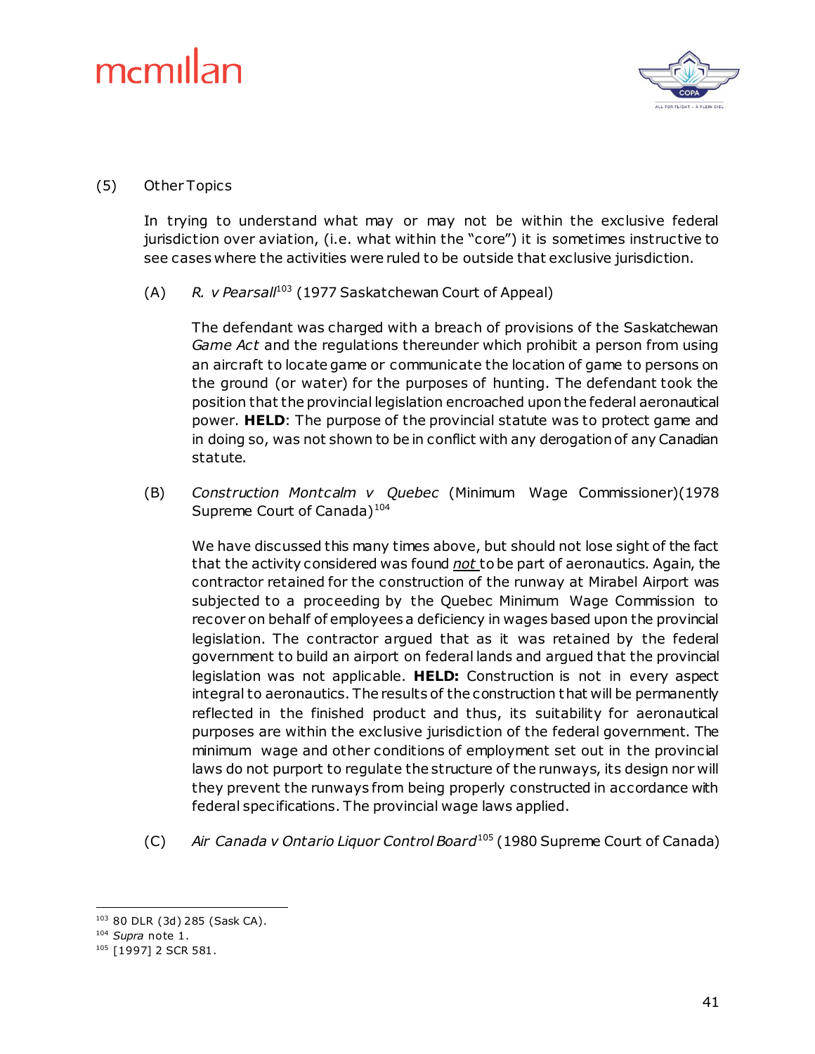(5) Other Topics

In trying to understand what may or may not be within the exclusive federal jurisdiction over aviation, (i.e. what within the "core") it is sometimes instructive to see cases where the activities were ruled to be outside that exclusive jurisdiction.

(A) *R. v Pearsall*[103] (1977 Saskatchewan Court of Appeal)

The defendant was charged with a breach of provisions of the Saskatchewan *Game Act* and the regulations thereunder which prohibit a person from using an aircraft to locate game or communicate the location of game to persons on the ground (or water) for the purposes of hunting. The defendant took the position that the provincial legislation encroached upon the federal aeronautical power. **HELD**: The purpose of the provincial statute was to protect game and in doing so, was not shown to be in conflict with any derogation of any Canadian statute.

(B) *Construction Montcalm v Quebec* (Minimum Wage Commissioner)(1978 Supreme Court of Canada)[104]

We have discussed this many times above, but should not lose sight of the fact that the activity considered was found ***not*** to be part of aeronautics. Again, the contractor retained for the construction of the runway at Mirabel Airport was subjected to a proceeding by the Quebec Minimum Wage Commission to recover on behalf of employees a deficiency in wages based upon the provincial legislation. The contractor argued that as it was retained by the federal government to build an airport on federal lands and argued that the provincial legislation was not applicable. **HELD:** Construction is not in every aspect integral to aeronautics. The results of the construction that will be permanently reflected in the finished product and thus, its suitability for aeronautical purposes are within the exclusive jurisdiction of the federal government. The minimum wage and other conditions of employment set out in the provincial laws do not purport to regulate the structure of the runways, its design nor will they prevent the runways from being properly constructed in accordance with federal specifications. The provincial wage laws applied.

(C) *Air Canada v Ontario Liquor Control Board*[105] (1980 Supreme Court of Canada)

---

[103] 80 DLR (3d) 285 (Sask CA).

[104] *Supra* note 1.

[105] [1997] 2 SCR 581.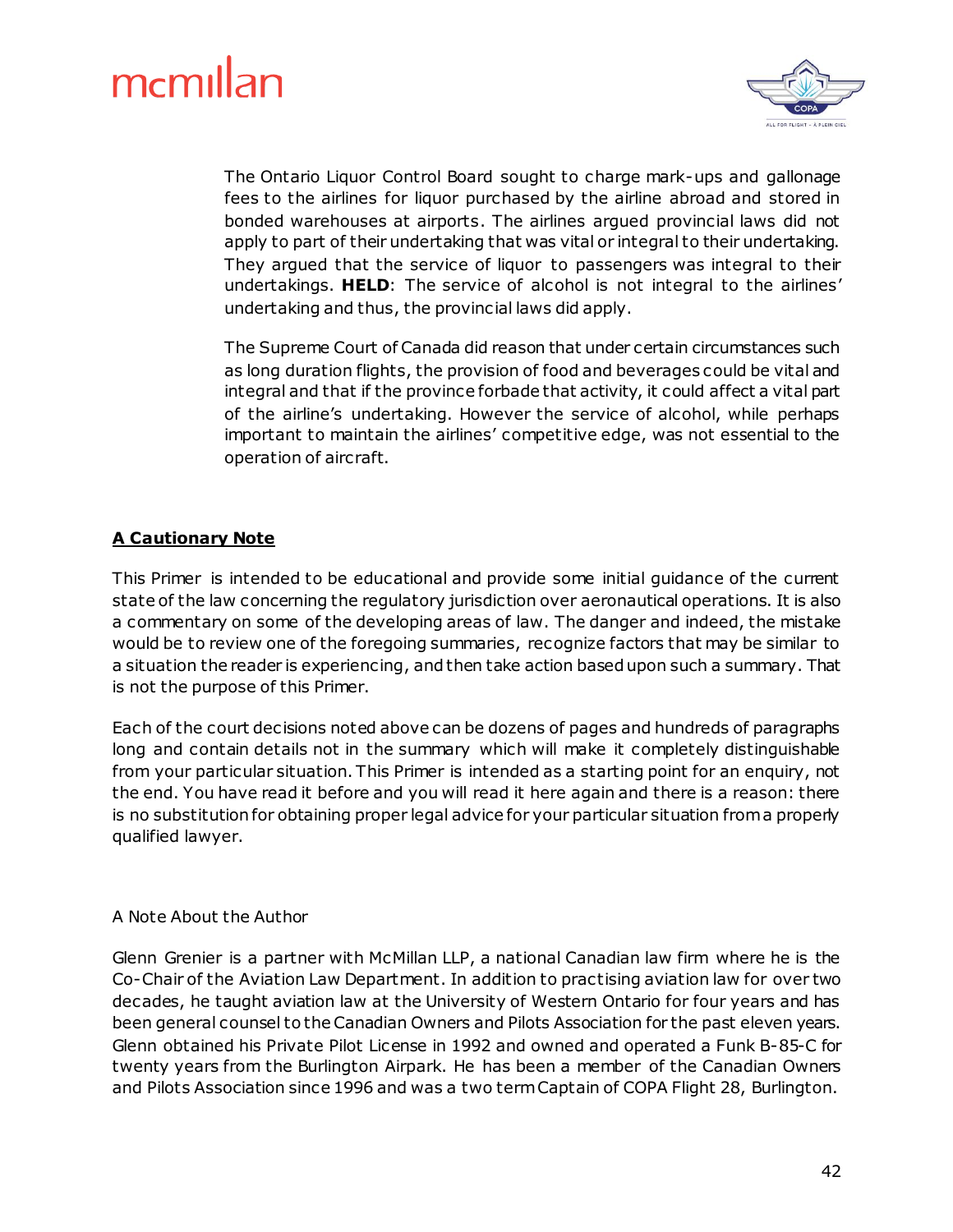The Ontario Liquor Control Board sought to charge mark-ups and gallonage fees to the airlines for liquor purchased by the airline abroad and stored in bonded warehouses at airports. The airlines argued provincial laws did not apply to part of their undertaking that was vital or integral to their undertaking. They argued that the service of liquor to passengers was integral to their undertakings. **HELD**: The service of alcohol is not integral to the airlines' undertaking and thus, the provincial laws did apply.

The Supreme Court of Canada did reason that under certain circumstances such as long duration flights, the provision of food and beverages could be vital and integral and that if the province forbade that activity, it could affect a vital part of the airline's undertaking. However the service of alcohol, while perhaps important to maintain the airlines' competitive edge, was not essential to the operation of aircraft.

## A Cautionary Note

This Primer is intended to be educational and provide some initial guidance of the current state of the law concerning the regulatory jurisdiction over aeronautical operations. It is also a commentary on some of the developing areas of law. The danger and indeed, the mistake would be to review one of the foregoing summaries, recognize factors that may be similar to a situation the reader is experiencing, and then take action based upon such a summary. That is not the purpose of this Primer.

Each of the court decisions noted above can be dozens of pages and hundreds of paragraphs long and contain details not in the summary which will make it completely distinguishable from your particular situation. This Primer is intended as a starting point for an enquiry, not the end. You have read it before and you will read it here again and there is a reason: there is no substitution for obtaining proper legal advice for your particular situation from a properly qualified lawyer.

A Note About the Author

Glenn Grenier is a partner with McMillan LLP, a national Canadian law firm where he is the Co-Chair of the Aviation Law Department. In addition to practising aviation law for over two decades, he taught aviation law at the University of Western Ontario for four years and has been general counsel to the Canadian Owners and Pilots Association for the past eleven years. Glenn obtained his Private Pilot License in 1992 and owned and operated a Funk B-85-C for twenty years from the Burlington Airpark. He has been a member of the Canadian Owners and Pilots Association since 1996 and was a two term Captain of COPA Flight 28, Burlington.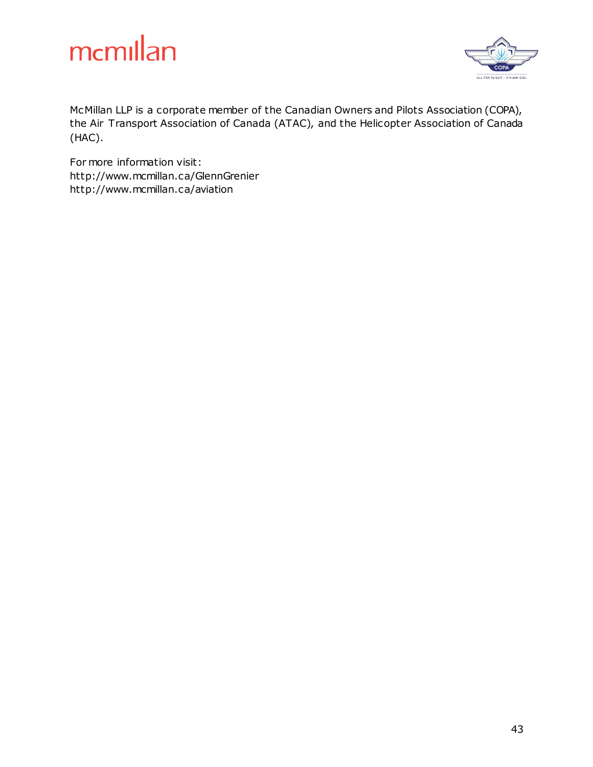McMillan LLP is a corporate member of the Canadian Owners and Pilots Association (COPA), the Air Transport Association of Canada (ATAC), and the Helicopter Association of Canada (HAC).

For more information visit:
http://www.mcmillan.ca/GlennGrenier
http://www.mcmillan.ca/aviation